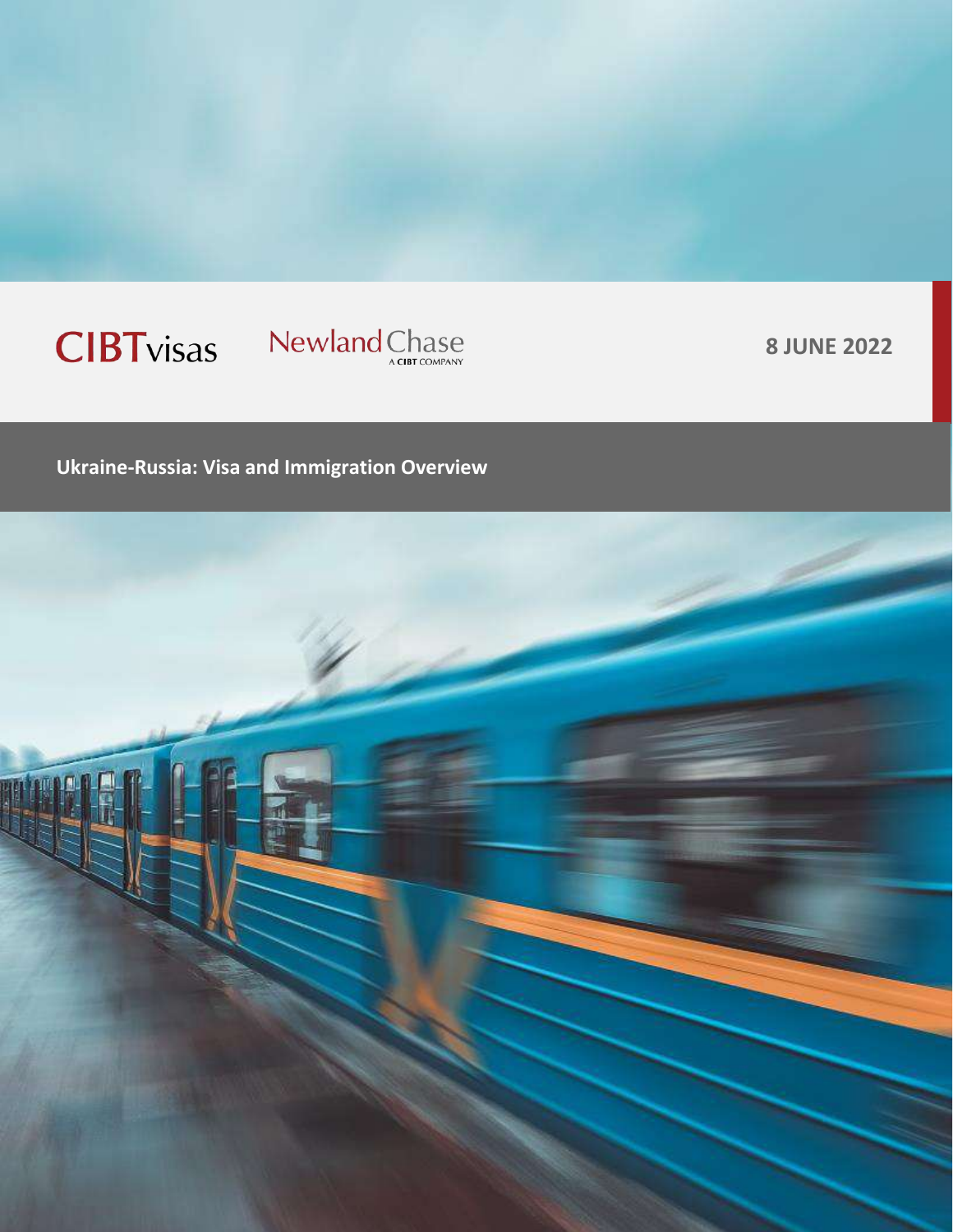CIBTvisas

Newland Chase
A CIBT COMPANY

**8 JUNE 2022**

# Ukraine-Russia: Visa and Immigration Overview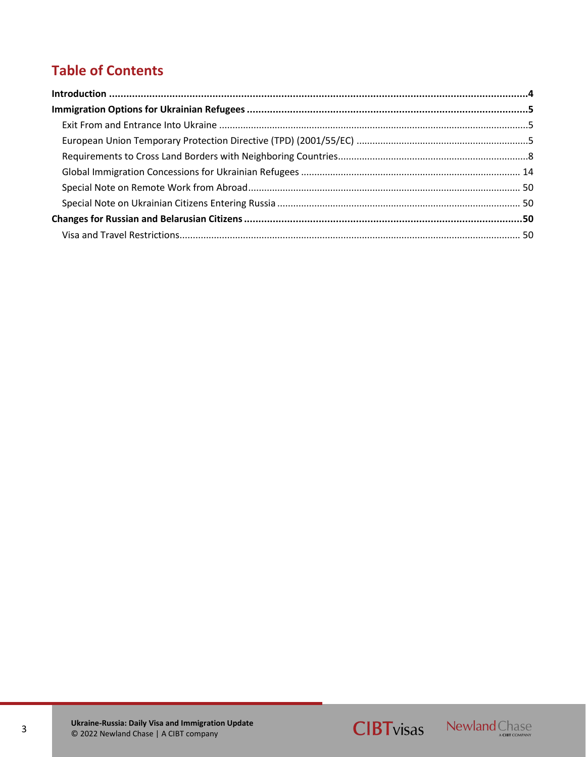## Table of Contents

**Introduction** .......... **4**

**Immigration Options for Ukrainian Refugees** .......... **5**

- Exit From and Entrance Into Ukraine .......... 5
- European Union Temporary Protection Directive (TPD) (2001/55/EC) .......... 5
- Requirements to Cross Land Borders with Neighboring Countries .......... 8
- Global Immigration Concessions for Ukrainian Refugees .......... 14
- Special Note on Remote Work from Abroad .......... 50
- Special Note on Ukrainian Citizens Entering Russia .......... 50

**Changes for Russian and Belarusian Citizens** .......... **50**

- Visa and Travel Restrictions .......... 50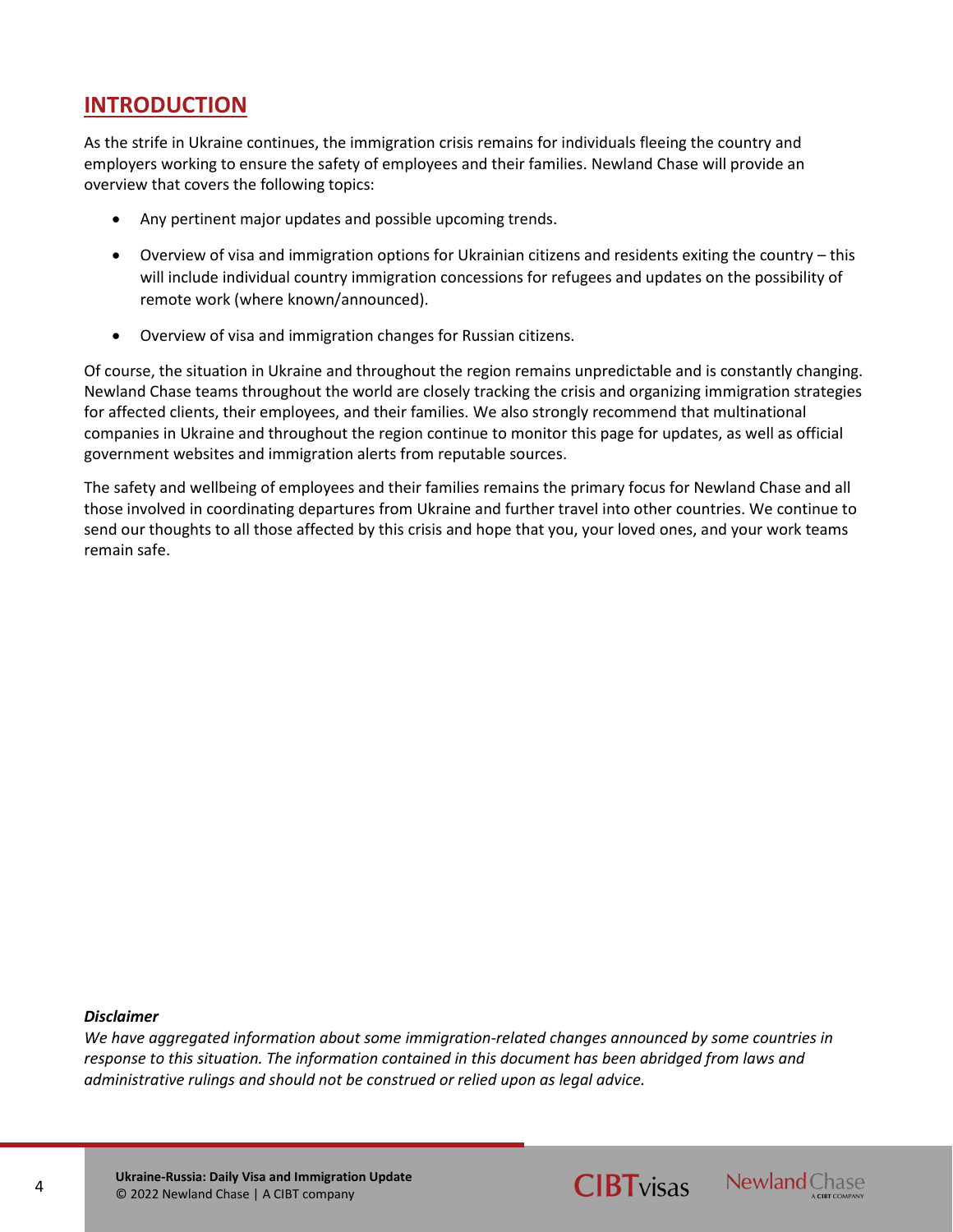## INTRODUCTION

As the strife in Ukraine continues, the immigration crisis remains for individuals fleeing the country and employers working to ensure the safety of employees and their families. Newland Chase will provide an overview that covers the following topics:

- Any pertinent major updates and possible upcoming trends.
- Overview of visa and immigration options for Ukrainian citizens and residents exiting the country – this will include individual country immigration concessions for refugees and updates on the possibility of remote work (where known/announced).
- Overview of visa and immigration changes for Russian citizens.

Of course, the situation in Ukraine and throughout the region remains unpredictable and is constantly changing. Newland Chase teams throughout the world are closely tracking the crisis and organizing immigration strategies for affected clients, their employees, and their families. We also strongly recommend that multinational companies in Ukraine and throughout the region continue to monitor this page for updates, as well as official government websites and immigration alerts from reputable sources.

The safety and wellbeing of employees and their families remains the primary focus for Newland Chase and all those involved in coordinating departures from Ukraine and further travel into other countries. We continue to send our thoughts to all those affected by this crisis and hope that you, your loved ones, and your work teams remain safe.

***Disclaimer***

*We have aggregated information about some immigration-related changes announced by some countries in response to this situation. The information contained in this document has been abridged from laws and administrative rulings and should not be construed or relied upon as legal advice.*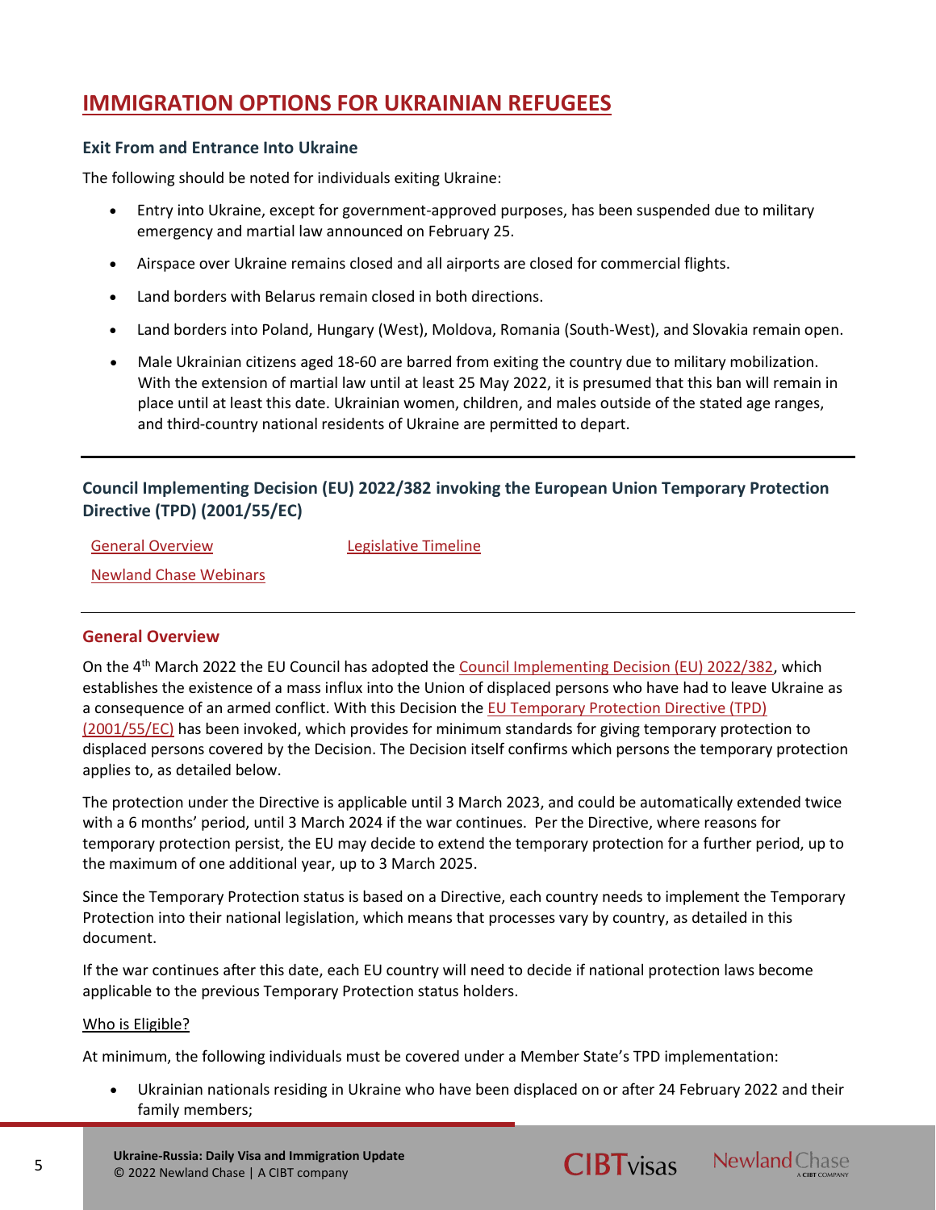# IMMIGRATION OPTIONS FOR UKRAINIAN REFUGEES

### Exit From and Entrance Into Ukraine

The following should be noted for individuals exiting Ukraine:

- Entry into Ukraine, except for government-approved purposes, has been suspended due to military emergency and martial law announced on February 25.
- Airspace over Ukraine remains closed and all airports are closed for commercial flights.
- Land borders with Belarus remain closed in both directions.
- Land borders into Poland, Hungary (West), Moldova, Romania (South-West), and Slovakia remain open.
- Male Ukrainian citizens aged 18-60 are barred from exiting the country due to military mobilization. With the extension of martial law until at least 25 May 2022, it is presumed that this ban will remain in place until at least this date. Ukrainian women, children, and males outside of the stated age ranges, and third-country national residents of Ukraine are permitted to depart.

---

### Council Implementing Decision (EU) 2022/382 invoking the European Union Temporary Protection Directive (TPD) (2001/55/EC)

General Overview | Legislative Timeline

Newland Chase Webinars

---

## General Overview

On the 4th March 2022 the EU Council has adopted the Council Implementing Decision (EU) 2022/382, which establishes the existence of a mass influx into the Union of displaced persons who have had to leave Ukraine as a consequence of an armed conflict. With this Decision the EU Temporary Protection Directive (TPD) (2001/55/EC) has been invoked, which provides for minimum standards for giving temporary protection to displaced persons covered by the Decision. The Decision itself confirms which persons the temporary protection applies to, as detailed below.

The protection under the Directive is applicable until 3 March 2023, and could be automatically extended twice with a 6 months' period, until 3 March 2024 if the war continues. Per the Directive, where reasons for temporary protection persist, the EU may decide to extend the temporary protection for a further period, up to the maximum of one additional year, up to 3 March 2025.

Since the Temporary Protection status is based on a Directive, each country needs to implement the Temporary Protection into their national legislation, which means that processes vary by country, as detailed in this document.

If the war continues after this date, each EU country will need to decide if national protection laws become applicable to the previous Temporary Protection status holders.

Who is Eligible?

At minimum, the following individuals must be covered under a Member State's TPD implementation:

- Ukrainian nationals residing in Ukraine who have been displaced on or after 24 February 2022 and their family members;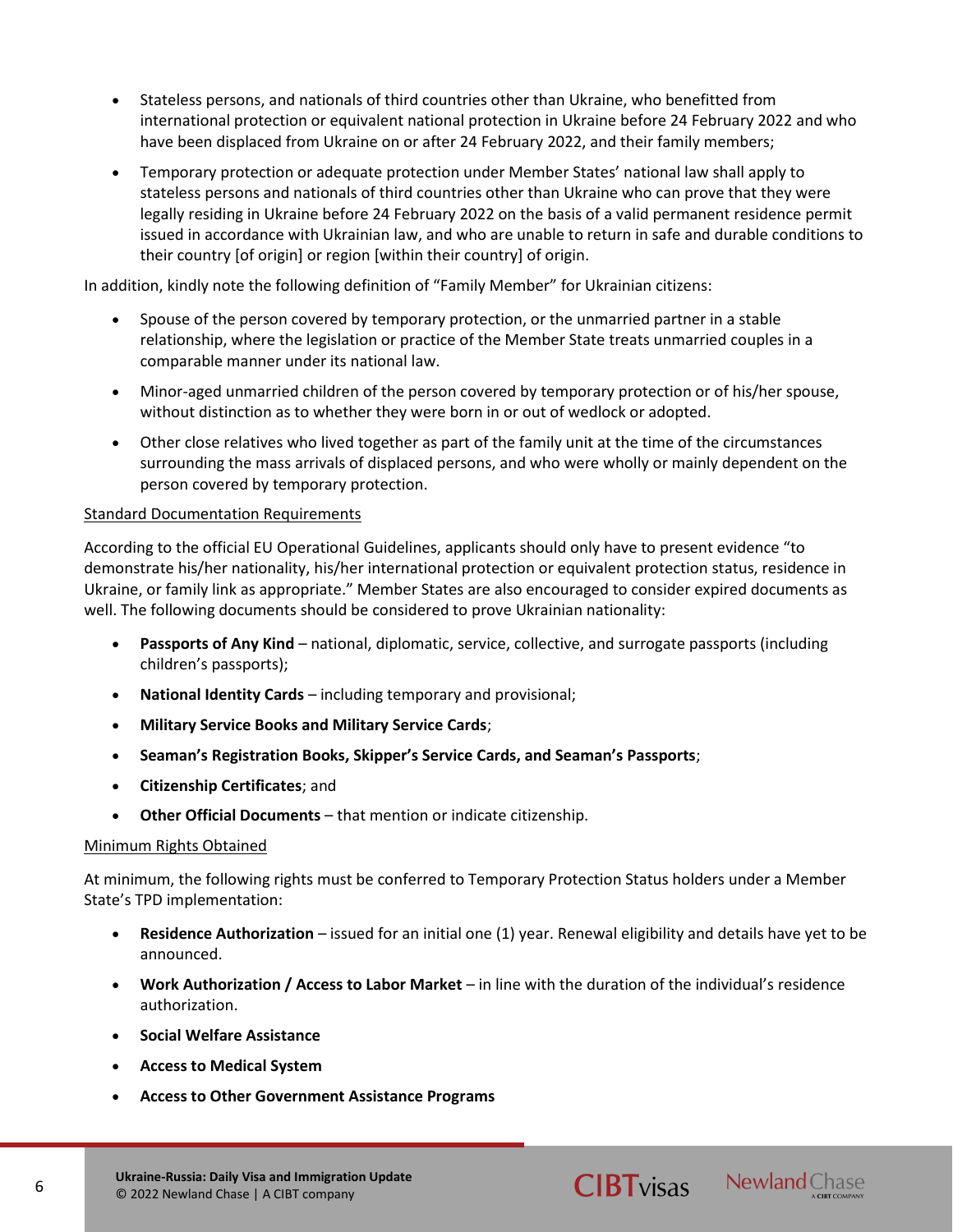- Stateless persons, and nationals of third countries other than Ukraine, who benefitted from international protection or equivalent national protection in Ukraine before 24 February 2022 and who have been displaced from Ukraine on or after 24 February 2022, and their family members;
- Temporary protection or adequate protection under Member States' national law shall apply to stateless persons and nationals of third countries other than Ukraine who can prove that they were legally residing in Ukraine before 24 February 2022 on the basis of a valid permanent residence permit issued in accordance with Ukrainian law, and who are unable to return in safe and durable conditions to their country [of origin] or region [within their country] of origin.

In addition, kindly note the following definition of "Family Member" for Ukrainian citizens:

- Spouse of the person covered by temporary protection, or the unmarried partner in a stable relationship, where the legislation or practice of the Member State treats unmarried couples in a comparable manner under its national law.
- Minor-aged unmarried children of the person covered by temporary protection or of his/her spouse, without distinction as to whether they were born in or out of wedlock or adopted.
- Other close relatives who lived together as part of the family unit at the time of the circumstances surrounding the mass arrivals of displaced persons, and who were wholly or mainly dependent on the person covered by temporary protection.

Standard Documentation Requirements

According to the official EU Operational Guidelines, applicants should only have to present evidence "to demonstrate his/her nationality, his/her international protection or equivalent protection status, residence in Ukraine, or family link as appropriate." Member States are also encouraged to consider expired documents as well. The following documents should be considered to prove Ukrainian nationality:

- **Passports of Any Kind** – national, diplomatic, service, collective, and surrogate passports (including children's passports);
- **National Identity Cards** – including temporary and provisional;
- **Military Service Books and Military Service Cards**;
- **Seaman's Registration Books, Skipper's Service Cards, and Seaman's Passports**;
- **Citizenship Certificates**; and
- **Other Official Documents** – that mention or indicate citizenship.

Minimum Rights Obtained

At minimum, the following rights must be conferred to Temporary Protection Status holders under a Member State's TPD implementation:

- **Residence Authorization** – issued for an initial one (1) year. Renewal eligibility and details have yet to be announced.
- **Work Authorization / Access to Labor Market** – in line with the duration of the individual's residence authorization.
- **Social Welfare Assistance**
- **Access to Medical System**
- **Access to Other Government Assistance Programs**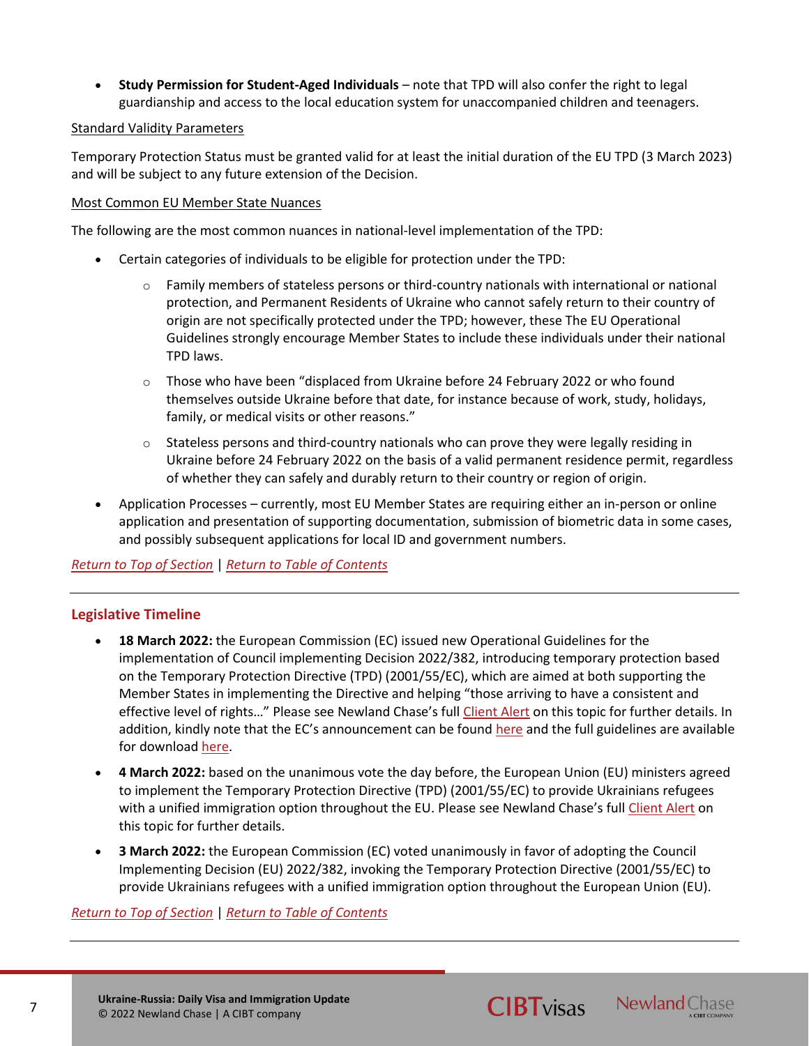- **Study Permission for Student-Aged Individuals** – note that TPD will also confer the right to legal guardianship and access to the local education system for unaccompanied children and teenagers.

Standard Validity Parameters

Temporary Protection Status must be granted valid for at least the initial duration of the EU TPD (3 March 2023) and will be subject to any future extension of the Decision.

Most Common EU Member State Nuances

The following are the most common nuances in national-level implementation of the TPD:

- Certain categories of individuals to be eligible for protection under the TPD:
    - Family members of stateless persons or third-country nationals with international or national protection, and Permanent Residents of Ukraine who cannot safely return to their country of origin are not specifically protected under the TPD; however, these The EU Operational Guidelines strongly encourage Member States to include these individuals under their national TPD laws.
    - Those who have been "displaced from Ukraine before 24 February 2022 or who found themselves outside Ukraine before that date, for instance because of work, study, holidays, family, or medical visits or other reasons."
    - Stateless persons and third-country nationals who can prove they were legally residing in Ukraine before 24 February 2022 on the basis of a valid permanent residence permit, regardless of whether they can safely and durably return to their country or region of origin.
- Application Processes – currently, most EU Member States are requiring either an in-person or online application and presentation of supporting documentation, submission of biometric data in some cases, and possibly subsequent applications for local ID and government numbers.

*Return to Top of Section* | *Return to Table of Contents*

## Legislative Timeline

- **18 March 2022:** the European Commission (EC) issued new Operational Guidelines for the implementation of Council implementing Decision 2022/382, introducing temporary protection based on the Temporary Protection Directive (TPD) (2001/55/EC), which are aimed at both supporting the Member States in implementing the Directive and helping "those arriving to have a consistent and effective level of rights…" Please see Newland Chase's full Client Alert on this topic for further details. In addition, kindly note that the EC's announcement can be found here and the full guidelines are available for download here.
- **4 March 2022:** based on the unanimous vote the day before, the European Union (EU) ministers agreed to implement the Temporary Protection Directive (TPD) (2001/55/EC) to provide Ukrainians refugees with a unified immigration option throughout the EU. Please see Newland Chase's full Client Alert on this topic for further details.
- **3 March 2022:** the European Commission (EC) voted unanimously in favor of adopting the Council Implementing Decision (EU) 2022/382, invoking the Temporary Protection Directive (2001/55/EC) to provide Ukrainians refugees with a unified immigration option throughout the European Union (EU).

*Return to Top of Section* | *Return to Table of Contents*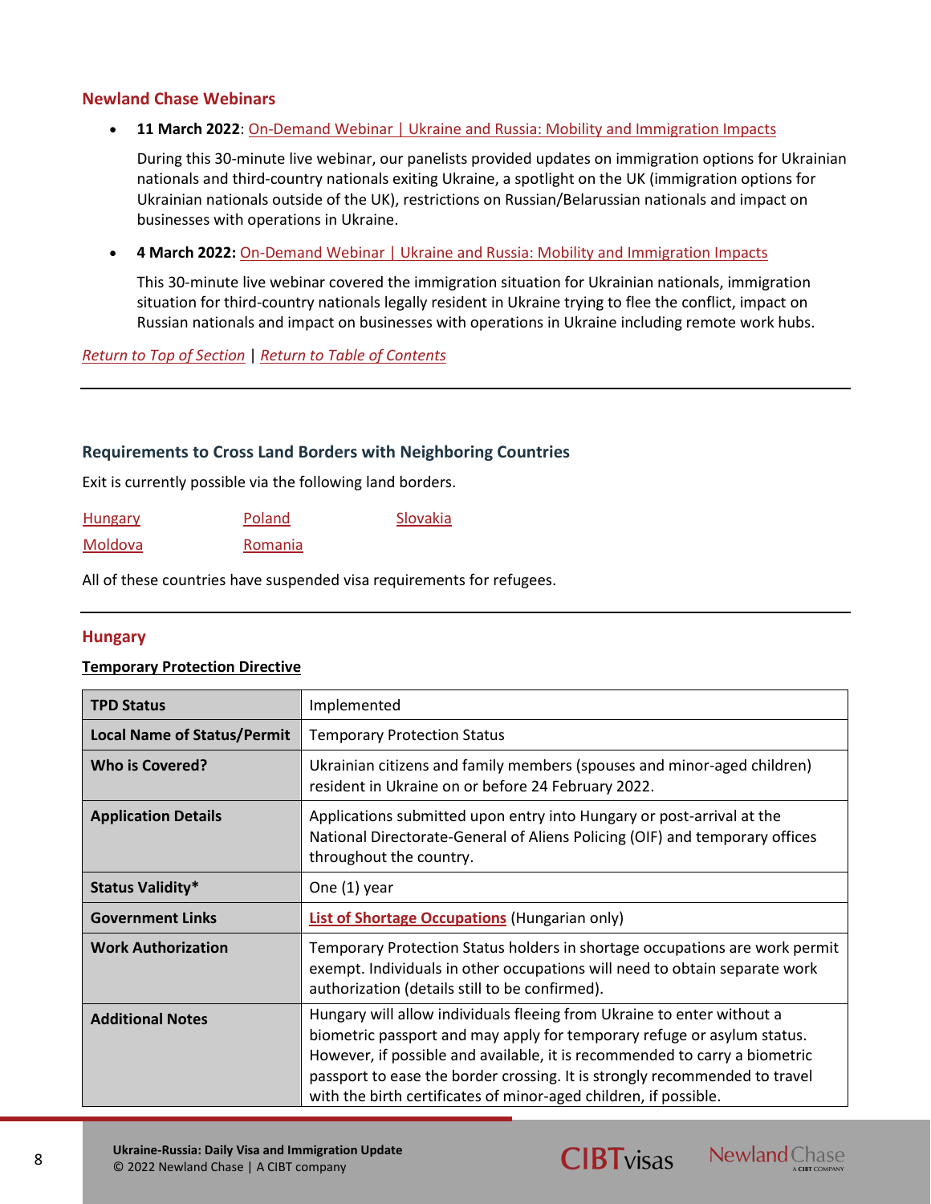## Newland Chase Webinars

- **11 March 2022**: [On-Demand Webinar | Ukraine and Russia: Mobility and Immigration Impacts]

  During this 30-minute live webinar, our panelists provided updates on immigration options for Ukrainian nationals and third-country nationals exiting Ukraine, a spotlight on the UK (immigration options for Ukrainian nationals outside of the UK), restrictions on Russian/Belarussian nationals and impact on businesses with operations in Ukraine.

- **4 March 2022:** [On-Demand Webinar | Ukraine and Russia: Mobility and Immigration Impacts]

  This 30-minute live webinar covered the immigration situation for Ukrainian nationals, immigration situation for third-country nationals legally resident in Ukraine trying to flee the conflict, impact on Russian nationals and impact on businesses with operations in Ukraine including remote work hubs.

*Return to Top of Section* | *Return to Table of Contents*

---

### Requirements to Cross Land Borders with Neighboring Countries

Exit is currently possible via the following land borders.

| | | |
|---|---|---|
| Hungary | Poland | Slovakia |
| Moldova | Romania | |

All of these countries have suspended visa requirements for refugees.

---

## Hungary

**Temporary Protection Directive**

| | |
|---|---|
| **TPD Status** | Implemented |
| **Local Name of Status/Permit** | Temporary Protection Status |
| **Who is Covered?** | Ukrainian citizens and family members (spouses and minor-aged children) resident in Ukraine on or before 24 February 2022. |
| **Application Details** | Applications submitted upon entry into Hungary or post-arrival at the National Directorate-General of Aliens Policing (OIF) and temporary offices throughout the country. |
| **Status Validity*** | One (1) year |
| **Government Links** | **List of Shortage Occupations** (Hungarian only) |
| **Work Authorization** | Temporary Protection Status holders in shortage occupations are work permit exempt. Individuals in other occupations will need to obtain separate work authorization (details still to be confirmed). |
| **Additional Notes** | Hungary will allow individuals fleeing from Ukraine to enter without a biometric passport and may apply for temporary refuge or asylum status. However, if possible and available, it is recommended to carry a biometric passport to ease the border crossing. It is strongly recommended to travel with the birth certificates of minor-aged children, if possible. |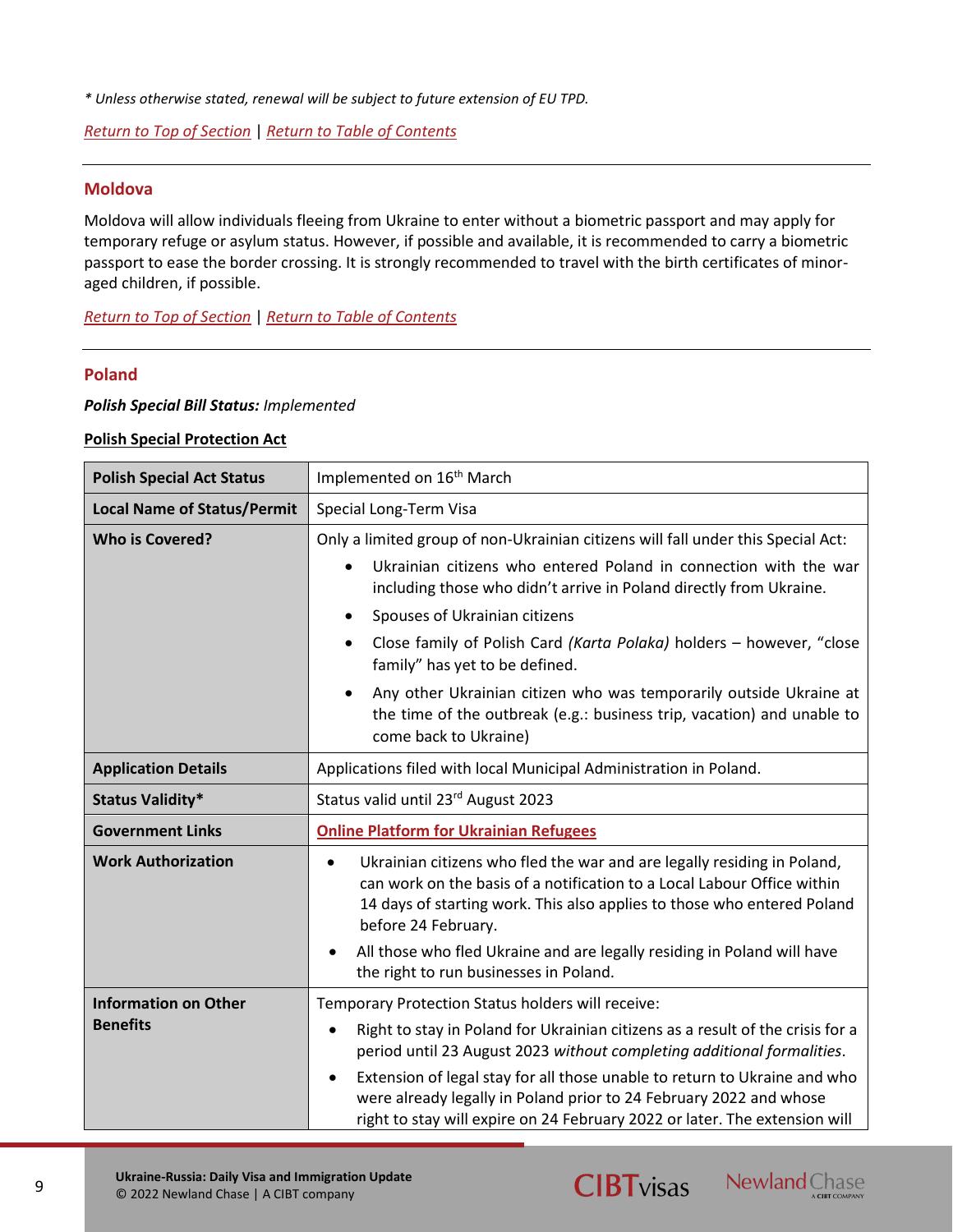*\* Unless otherwise stated, renewal will be subject to future extension of EU TPD.*

Return to Top of Section | Return to Table of Contents

## Moldova

Moldova will allow individuals fleeing from Ukraine to enter without a biometric passport and may apply for temporary refuge or asylum status. However, if possible and available, it is recommended to carry a biometric passport to ease the border crossing. It is strongly recommended to travel with the birth certificates of minor-aged children, if possible.

Return to Top of Section | Return to Table of Contents

## Poland

***Polish Special Bill Status:*** *Implemented*

**Polish Special Protection Act**

| **Polish Special Act Status** | Implemented on 16th March |
|---|---|
| **Local Name of Status/Permit** | Special Long-Term Visa |
| **Who is Covered?** | Only a limited group of non-Ukrainian citizens will fall under this Special Act:<br>• Ukrainian citizens who entered Poland in connection with the war including those who didn't arrive in Poland directly from Ukraine.<br>• Spouses of Ukrainian citizens<br>• Close family of Polish Card *(Karta Polaka)* holders – however, "close family" has yet to be defined.<br>• Any other Ukrainian citizen who was temporarily outside Ukraine at the time of the outbreak (e.g.: business trip, vacation) and unable to come back to Ukraine) |
| **Application Details** | Applications filed with local Municipal Administration in Poland. |
| **Status Validity*** | Status valid until 23rd August 2023 |
| **Government Links** | **Online Platform for Ukrainian Refugees** |
| **Work Authorization** | • Ukrainian citizens who fled the war and are legally residing in Poland, can work on the basis of a notification to a Local Labour Office within 14 days of starting work. This also applies to those who entered Poland before 24 February.<br>• All those who fled Ukraine and are legally residing in Poland will have the right to run businesses in Poland. |
| **Information on Other Benefits** | Temporary Protection Status holders will receive:<br>• Right to stay in Poland for Ukrainian citizens as a result of the crisis for a period until 23 August 2023 *without completing additional formalities*.<br>• Extension of legal stay for all those unable to return to Ukraine and who were already legally in Poland prior to 24 February 2022 and whose right to stay will expire on 24 February 2022 or later. The extension will |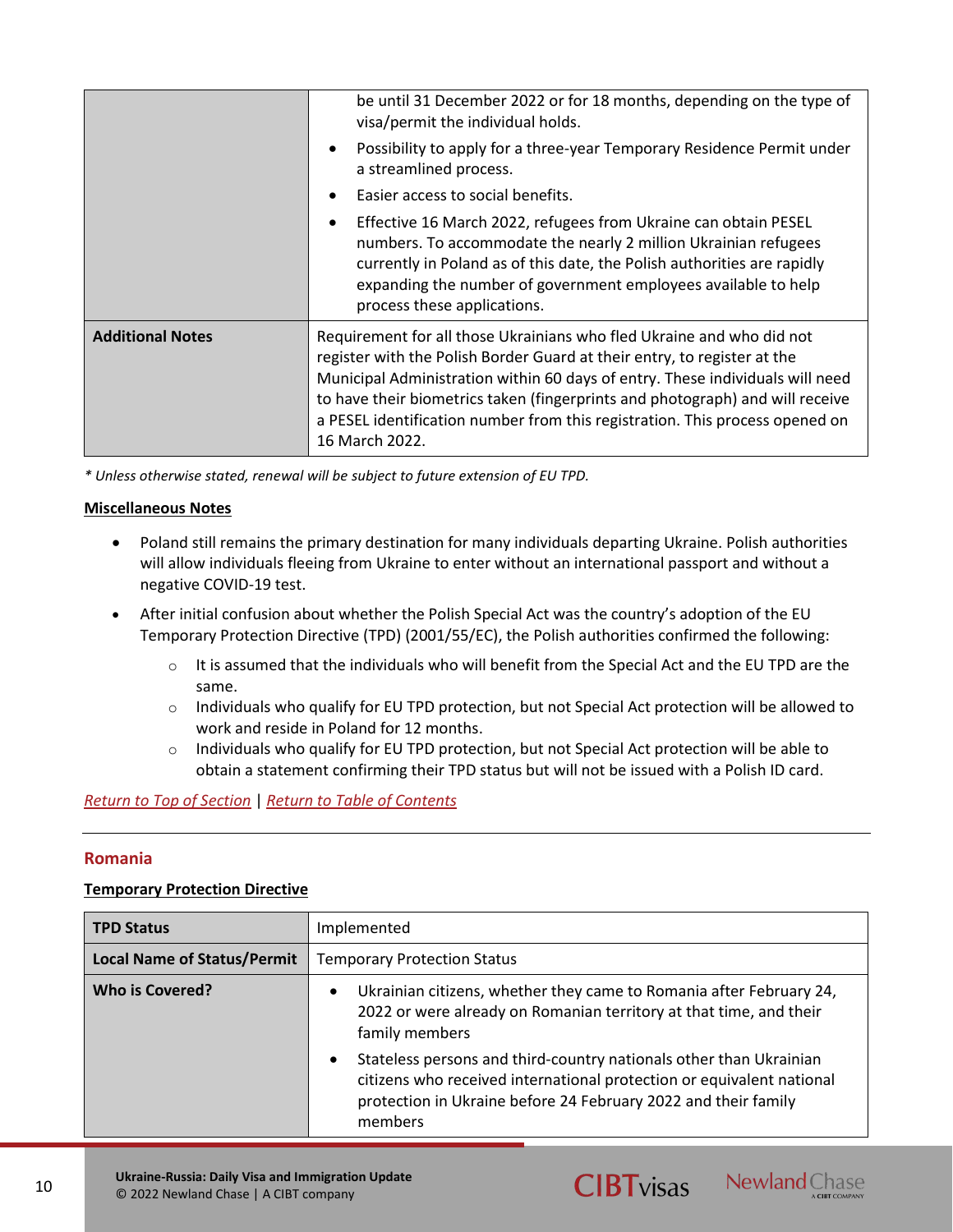| | |
|---|---|
| | be until 31 December 2022 or for 18 months, depending on the type of visa/permit the individual holds.<br>• Possibility to apply for a three-year Temporary Residence Permit under a streamlined process.<br>• Easier access to social benefits.<br>• Effective 16 March 2022, refugees from Ukraine can obtain PESEL numbers. To accommodate the nearly 2 million Ukrainian refugees currently in Poland as of this date, the Polish authorities are rapidly expanding the number of government employees available to help process these applications. |
| **Additional Notes** | Requirement for all those Ukrainians who fled Ukraine and who did not register with the Polish Border Guard at their entry, to register at the Municipal Administration within 60 days of entry. These individuals will need to have their biometrics taken (fingerprints and photograph) and will receive a PESEL identification number from this registration. This process opened on 16 March 2022. |

*\* Unless otherwise stated, renewal will be subject to future extension of EU TPD.*

**Miscellaneous Notes**

- Poland still remains the primary destination for many individuals departing Ukraine. Polish authorities will allow individuals fleeing from Ukraine to enter without an international passport and without a negative COVID-19 test.
- After initial confusion about whether the Polish Special Act was the country's adoption of the EU Temporary Protection Directive (TPD) (2001/55/EC), the Polish authorities confirmed the following:
  - It is assumed that the individuals who will benefit from the Special Act and the EU TPD are the same.
  - Individuals who qualify for EU TPD protection, but not Special Act protection will be allowed to work and reside in Poland for 12 months.
  - Individuals who qualify for EU TPD protection, but not Special Act protection will be able to obtain a statement confirming their TPD status but will not be issued with a Polish ID card.

*Return to Top of Section* | *Return to Table of Contents*

## Romania

**Temporary Protection Directive**

| **TPD Status** | Implemented |
|---|---|
| **Local Name of Status/Permit** | Temporary Protection Status |
| **Who is Covered?** | • Ukrainian citizens, whether they came to Romania after February 24, 2022 or were already on Romanian territory at that time, and their family members<br>• Stateless persons and third-country nationals other than Ukrainian citizens who received international protection or equivalent national protection in Ukraine before 24 February 2022 and their family members |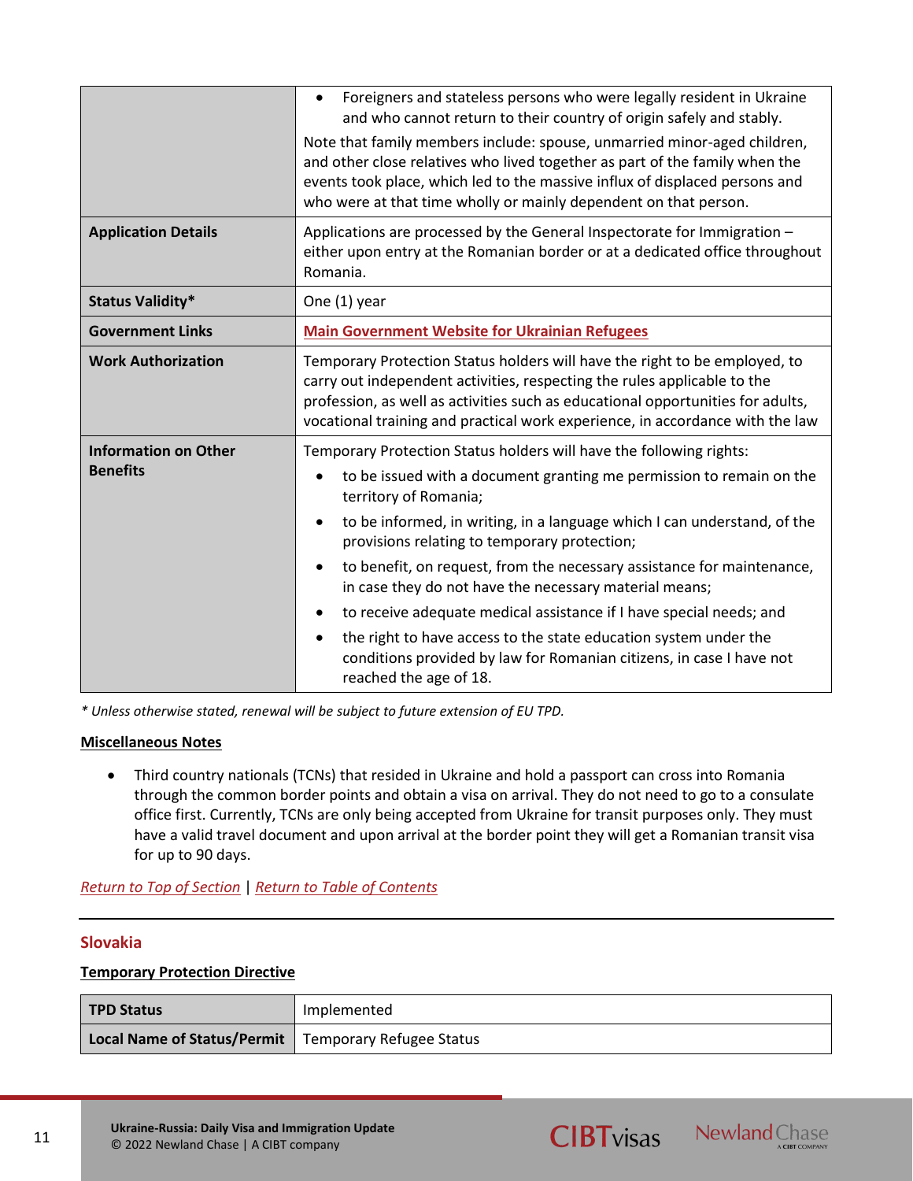| | |
|---|---|
| | • Foreigners and stateless persons who were legally resident in Ukraine and who cannot return to their country of origin safely and stably.<br><br>Note that family members include: spouse, unmarried minor-aged children, and other close relatives who lived together as part of the family when the events took place, which led to the massive influx of displaced persons and who were at that time wholly or mainly dependent on that person. |
| **Application Details** | Applications are processed by the General Inspectorate for Immigration – either upon entry at the Romanian border or at a dedicated office throughout Romania. |
| **Status Validity*** | One (1) year |
| **Government Links** | Main Government Website for Ukrainian Refugees |
| **Work Authorization** | Temporary Protection Status holders will have the right to be employed, to carry out independent activities, respecting the rules applicable to the profession, as well as activities such as educational opportunities for adults, vocational training and practical work experience, in accordance with the law |
| **Information on Other Benefits** | Temporary Protection Status holders will have the following rights:<br>• to be issued with a document granting me permission to remain on the territory of Romania;<br>• to be informed, in writing, in a language which I can understand, of the provisions relating to temporary protection;<br>• to benefit, on request, from the necessary assistance for maintenance, in case they do not have the necessary material means;<br>• to receive adequate medical assistance if I have special needs; and<br>• the right to have access to the state education system under the conditions provided by law for Romanian citizens, in case I have not reached the age of 18. |

*\* Unless otherwise stated, renewal will be subject to future extension of EU TPD.*

**Miscellaneous Notes**

- Third country nationals (TCNs) that resided in Ukraine and hold a passport can cross into Romania through the common border points and obtain a visa on arrival. They do not need to go to a consulate office first. Currently, TCNs are only being accepted from Ukraine for transit purposes only. They must have a valid travel document and upon arrival at the border point they will get a Romanian transit visa for up to 90 days.

*Return to Top of Section* | *Return to Table of Contents*

## Slovakia

**Temporary Protection Directive**

| | |
|---|---|
| **TPD Status** | Implemented |
| **Local Name of Status/Permit** | Temporary Refugee Status |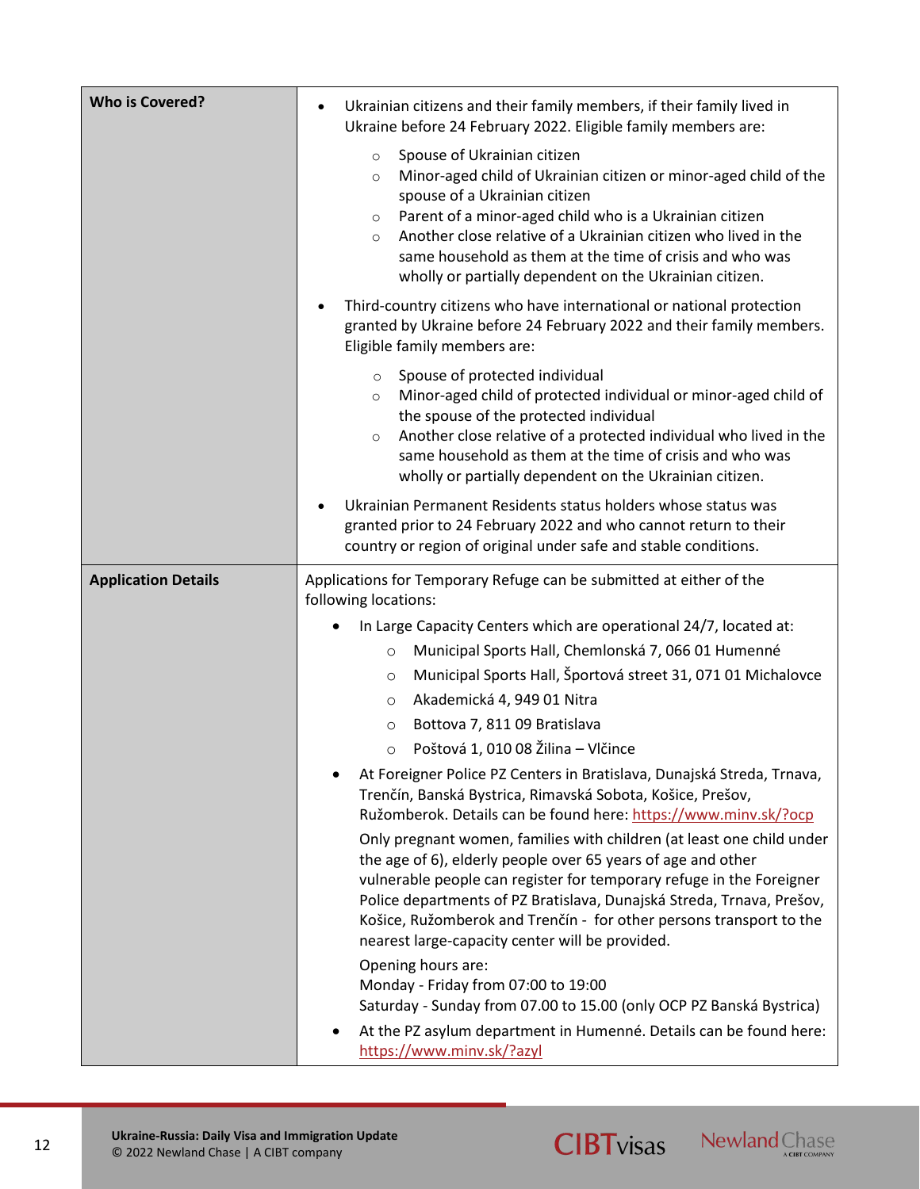| **Who is Covered?** | • Ukrainian citizens and their family members, if their family lived in Ukraine before 24 February 2022. Eligible family members are:<br>  ○ Spouse of Ukrainian citizen<br>  ○ Minor-aged child of Ukrainian citizen or minor-aged child of the spouse of a Ukrainian citizen<br>  ○ Parent of a minor-aged child who is a Ukrainian citizen<br>  ○ Another close relative of a Ukrainian citizen who lived in the same household as them at the time of crisis and who was wholly or partially dependent on the Ukrainian citizen.<br>• Third-country citizens who have international or national protection granted by Ukraine before 24 February 2022 and their family members. Eligible family members are:<br>  ○ Spouse of protected individual<br>  ○ Minor-aged child of protected individual or minor-aged child of the spouse of the protected individual<br>  ○ Another close relative of a protected individual who lived in the same household as them at the time of crisis and who was wholly or partially dependent on the Ukrainian citizen.<br>• Ukrainian Permanent Residents status holders whose status was granted prior to 24 February 2022 and who cannot return to their country or region of original under safe and stable conditions. |
|---|---|
| **Application Details** | Applications for Temporary Refuge can be submitted at either of the following locations:<br>• In Large Capacity Centers which are operational 24/7, located at:<br>  ○ Municipal Sports Hall, Chemlonská 7, 066 01 Humenné<br>  ○ Municipal Sports Hall, Športová street 31, 071 01 Michalovce<br>  ○ Akademická 4, 949 01 Nitra<br>  ○ Bottova 7, 811 09 Bratislava<br>  ○ Poštová 1, 010 08 Žilina – Vlčince<br>• At Foreigner Police PZ Centers in Bratislava, Dunajská Streda, Trnava, Trenčín, Banská Bystrica, Rimavská Sobota, Košice, Prešov, Ružomberok. Details can be found here: https://www.minv.sk/?ocp<br>Only pregnant women, families with children (at least one child under the age of 6), elderly people over 65 years of age and other vulnerable people can register for temporary refuge in the Foreigner Police departments of PZ Bratislava, Dunajská Streda, Trnava, Prešov, Košice, Ružomberok and Trenčín - for other persons transport to the nearest large-capacity center will be provided.<br>Opening hours are:<br>Monday - Friday from 07:00 to 19:00<br>Saturday - Sunday from 07.00 to 15.00 (only OCP PZ Banská Bystrica)<br>• At the PZ asylum department in Humenné. Details can be found here: https://www.minv.sk/?azyl |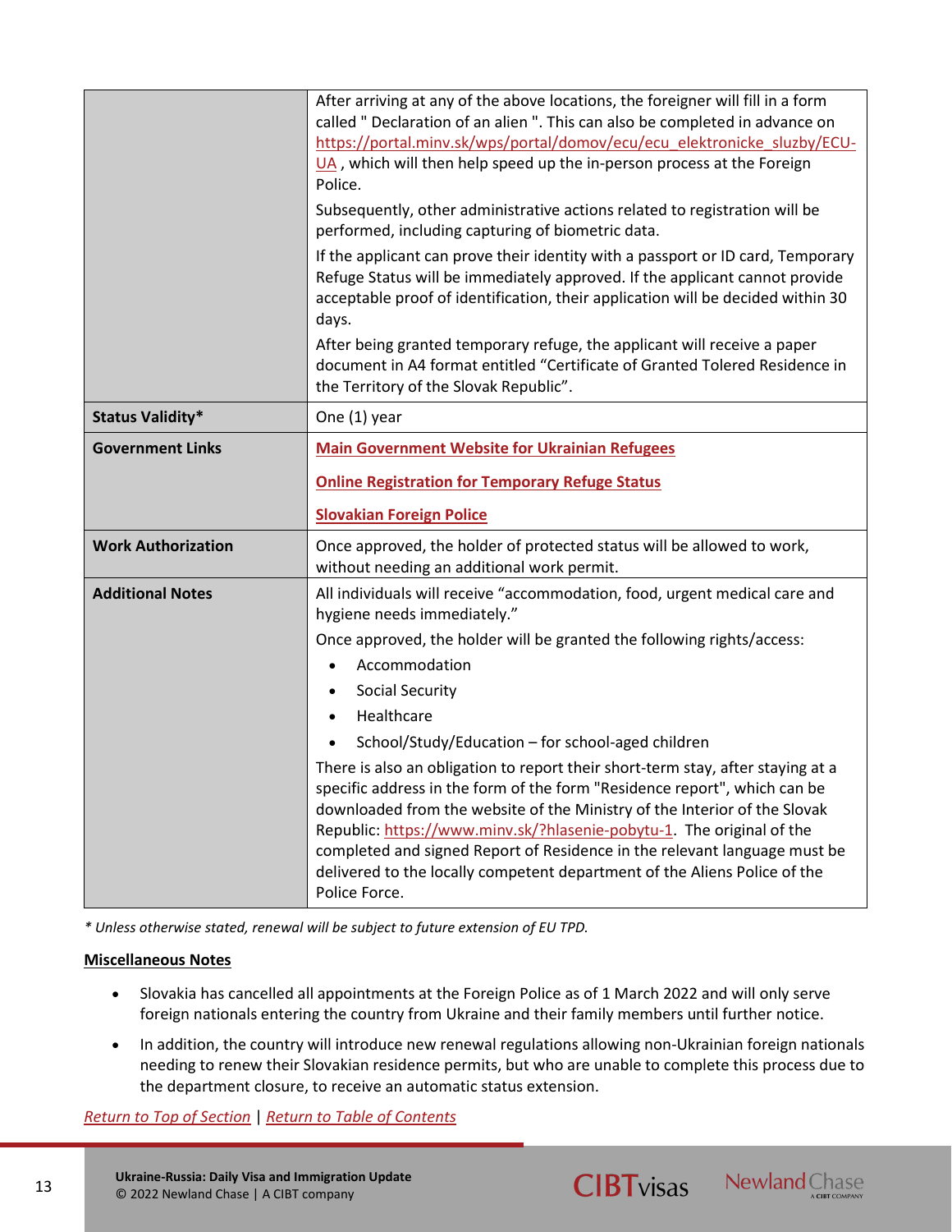| | |
|---|---|
| | After arriving at any of the above locations, the foreigner will fill in a form called " Declaration of an alien ". This can also be completed in advance on https://portal.minv.sk/wps/portal/domov/ecu/ecu_elektronicke_sluzby/ECU-UA , which will then help speed up the in-person process at the Foreign Police.<br><br>Subsequently, other administrative actions related to registration will be performed, including capturing of biometric data.<br><br>If the applicant can prove their identity with a passport or ID card, Temporary Refuge Status will be immediately approved. If the applicant cannot provide acceptable proof of identification, their application will be decided within 30 days.<br><br>After being granted temporary refuge, the applicant will receive a paper document in A4 format entitled "Certificate of Granted Tolered Residence in the Territory of the Slovak Republic". |
| **Status Validity*** | One (1) year |
| **Government Links** | **Main Government Website for Ukrainian Refugees**<br><br>**Online Registration for Temporary Refuge Status**<br><br>**Slovakian Foreign Police** |
| **Work Authorization** | Once approved, the holder of protected status will be allowed to work, without needing an additional work permit. |
| **Additional Notes** | All individuals will receive "accommodation, food, urgent medical care and hygiene needs immediately."<br><br>Once approved, the holder will be granted the following rights/access:<br>• Accommodation<br>• Social Security<br>• Healthcare<br>• School/Study/Education – for school-aged children<br><br>There is also an obligation to report their short-term stay, after staying at a specific address in the form of the form "Residence report", which can be downloaded from the website of the Ministry of the Interior of the Slovak Republic: https://www.minv.sk/?hlasenie-pobytu-1. The original of the completed and signed Report of Residence in the relevant language must be delivered to the locally competent department of the Aliens Police of the Police Force. |

*\* Unless otherwise stated, renewal will be subject to future extension of EU TPD.*

**Miscellaneous Notes**

- Slovakia has cancelled all appointments at the Foreign Police as of 1 March 2022 and will only serve foreign nationals entering the country from Ukraine and their family members until further notice.
- In addition, the country will introduce new renewal regulations allowing non-Ukrainian foreign nationals needing to renew their Slovakian residence permits, but who are unable to complete this process due to the department closure, to receive an automatic status extension.

*Return to Top of Section* | *Return to Table of Contents*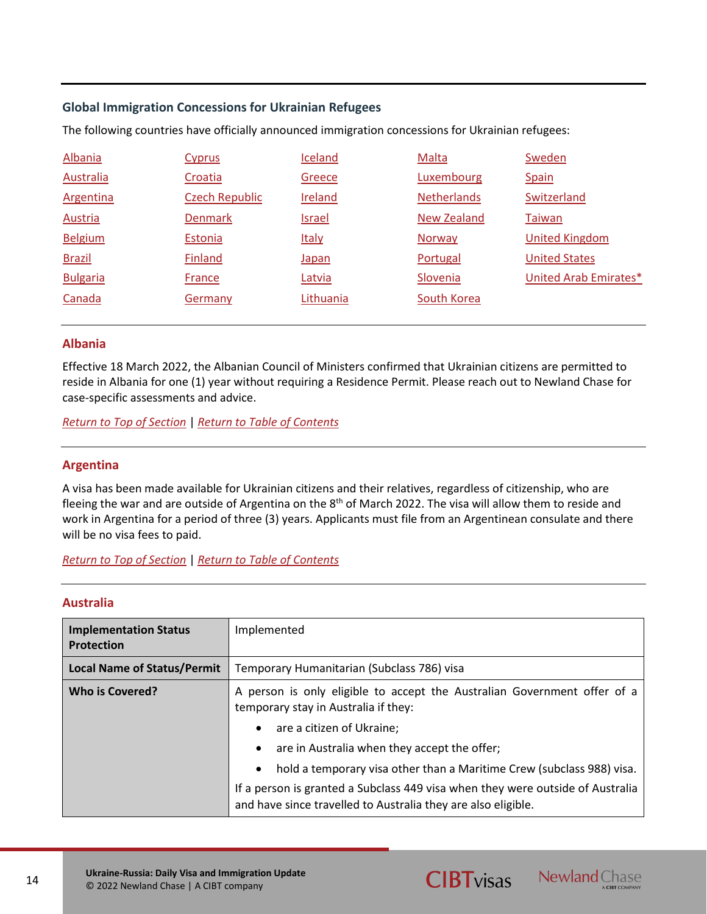### Global Immigration Concessions for Ukrainian Refugees

The following countries have officially announced immigration concessions for Ukrainian refugees:

| | | | | |
|---|---|---|---|---|
| Albania | Cyprus | Iceland | Malta | Sweden |
| Australia | Croatia | Greece | Luxembourg | Spain |
| Argentina | Czech Republic | Ireland | Netherlands | Switzerland |
| Austria | Denmark | Israel | New Zealand | Taiwan |
| Belgium | Estonia | Italy | Norway | United Kingdom |
| Brazil | Finland | Japan | Portugal | United States |
| Bulgaria | France | Latvia | Slovenia | United Arab Emirates* |
| Canada | Germany | Lithuania | South Korea | |

## Albania

Effective 18 March 2022, the Albanian Council of Ministers confirmed that Ukrainian citizens are permitted to reside in Albania for one (1) year without requiring a Residence Permit. Please reach out to Newland Chase for case-specific assessments and advice.

*Return to Top of Section* | *Return to Table of Contents*

## Argentina

A visa has been made available for Ukrainian citizens and their relatives, regardless of citizenship, who are fleeing the war and are outside of Argentina on the 8th of March 2022. The visa will allow them to reside and work in Argentina for a period of three (3) years. Applicants must file from an Argentinean consulate and there will be no visa fees to paid.

*Return to Top of Section* | *Return to Table of Contents*

## Australia

| | |
|---|---|
| **Implementation Status Protection** | Implemented |
| **Local Name of Status/Permit** | Temporary Humanitarian (Subclass 786) visa |
| **Who is Covered?** | A person is only eligible to accept the Australian Government offer of a temporary stay in Australia if they:<br>• are a citizen of Ukraine;<br>• are in Australia when they accept the offer;<br>• hold a temporary visa other than a Maritime Crew (subclass 988) visa.<br>If a person is granted a Subclass 449 visa when they were outside of Australia and have since travelled to Australia they are also eligible. |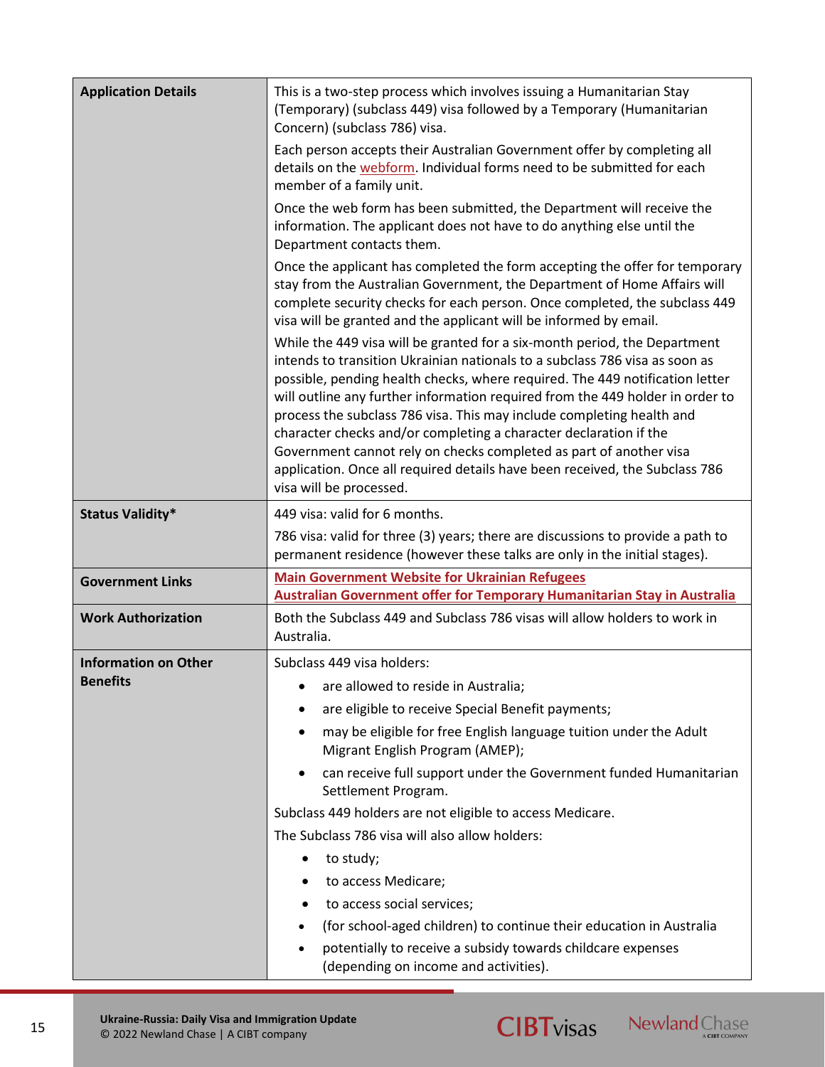| | |
|---|---|
| **Application Details** | This is a two-step process which involves issuing a Humanitarian Stay (Temporary) (subclass 449) visa followed by a Temporary (Humanitarian Concern) (subclass 786) visa.<br><br>Each person accepts their Australian Government offer by completing all details on the webform. Individual forms need to be submitted for each member of a family unit.<br><br>Once the web form has been submitted, the Department will receive the information. The applicant does not have to do anything else until the Department contacts them.<br><br>Once the applicant has completed the form accepting the offer for temporary stay from the Australian Government, the Department of Home Affairs will complete security checks for each person. Once completed, the subclass 449 visa will be granted and the applicant will be informed by email.<br><br>While the 449 visa will be granted for a six-month period, the Department intends to transition Ukrainian nationals to a subclass 786 visa as soon as possible, pending health checks, where required. The 449 notification letter will outline any further information required from the 449 holder in order to process the subclass 786 visa. This may include completing health and character checks and/or completing a character declaration if the Government cannot rely on checks completed as part of another visa application. Once all required details have been received, the Subclass 786 visa will be processed. |
| **Status Validity*** | 449 visa: valid for 6 months.<br><br>786 visa: valid for three (3) years; there are discussions to provide a path to permanent residence (however these talks are only in the initial stages). |
| **Government Links** | **Main Government Website for Ukrainian Refugees**<br>**Australian Government offer for Temporary Humanitarian Stay in Australia** |
| **Work Authorization** | Both the Subclass 449 and Subclass 786 visas will allow holders to work in Australia. |
| **Information on Other Benefits** | Subclass 449 visa holders:<br>• are allowed to reside in Australia;<br>• are eligible to receive Special Benefit payments;<br>• may be eligible for free English language tuition under the Adult Migrant English Program (AMEP);<br>• can receive full support under the Government funded Humanitarian Settlement Program.<br><br>Subclass 449 holders are not eligible to access Medicare.<br><br>The Subclass 786 visa will also allow holders:<br>• to study;<br>• to access Medicare;<br>• to access social services;<br>• (for school-aged children) to continue their education in Australia<br>• potentially to receive a subsidy towards childcare expenses (depending on income and activities). |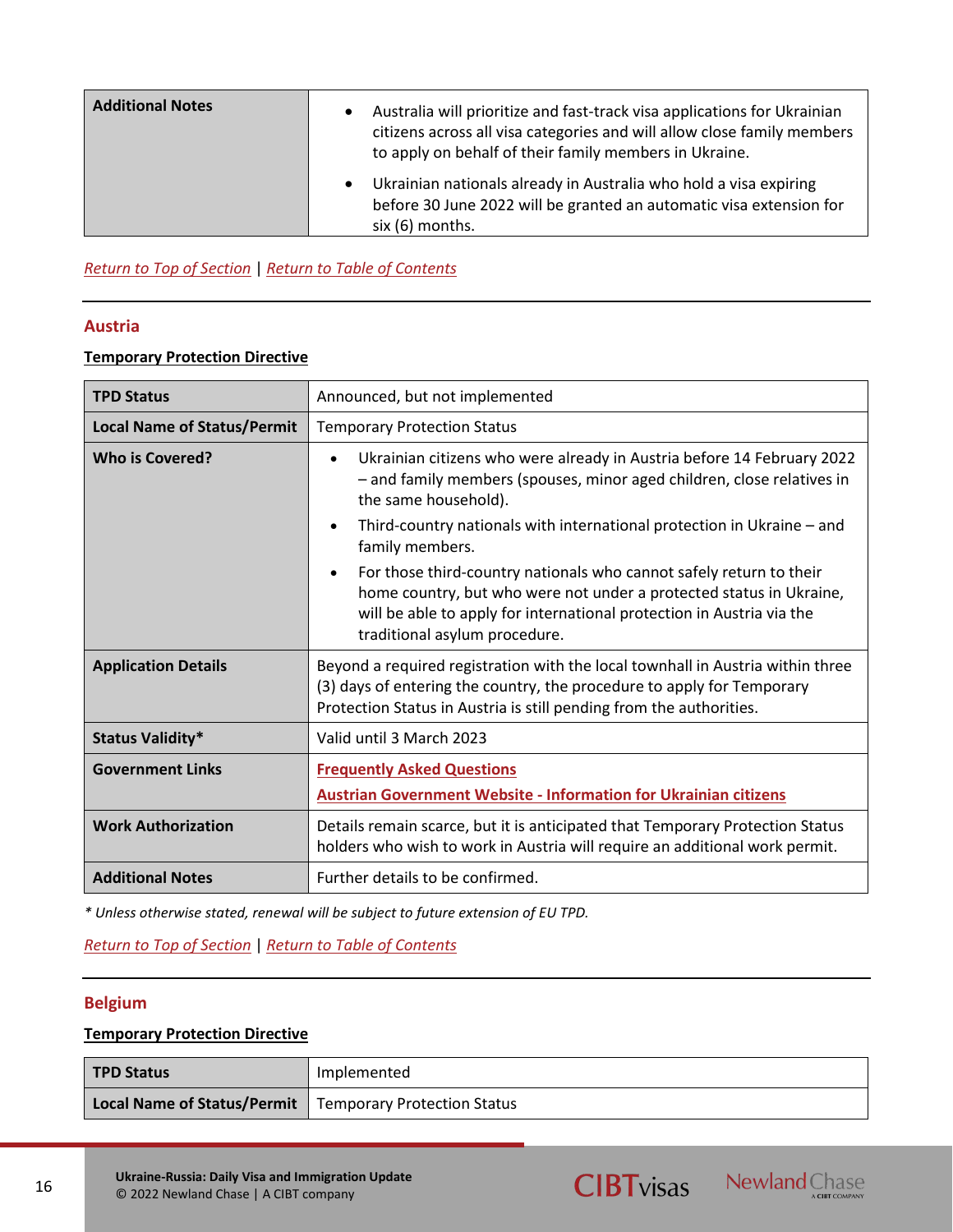| Additional Notes | • Australia will prioritize and fast-track visa applications for Ukrainian citizens across all visa categories and will allow close family members to apply on behalf of their family members in Ukraine.<br>• Ukrainian nationals already in Australia who hold a visa expiring before 30 June 2022 will be granted an automatic visa extension for six (6) months. |
|---|---|

*Return to Top of Section* | *Return to Table of Contents*

## Austria

**Temporary Protection Directive**

| TPD Status | Announced, but not implemented |
|---|---|
| **Local Name of Status/Permit** | Temporary Protection Status |
| **Who is Covered?** | • Ukrainian citizens who were already in Austria before 14 February 2022 – and family members (spouses, minor aged children, close relatives in the same household).<br>• Third-country nationals with international protection in Ukraine – and family members.<br>• For those third-country nationals who cannot safely return to their home country, but who were not under a protected status in Ukraine, will be able to apply for international protection in Austria via the traditional asylum procedure. |
| **Application Details** | Beyond a required registration with the local townhall in Austria within three (3) days of entering the country, the procedure to apply for Temporary Protection Status in Austria is still pending from the authorities. |
| **Status Validity*** | Valid until 3 March 2023 |
| **Government Links** | **Frequently Asked Questions**<br>**Austrian Government Website - Information for Ukrainian citizens** |
| **Work Authorization** | Details remain scarce, but it is anticipated that Temporary Protection Status holders who wish to work in Austria will require an additional work permit. |
| **Additional Notes** | Further details to be confirmed. |

*\* Unless otherwise stated, renewal will be subject to future extension of EU TPD.*

*Return to Top of Section* | *Return to Table of Contents*

## Belgium

**Temporary Protection Directive**

| TPD Status | Implemented |
|---|---|
| **Local Name of Status/Permit** | Temporary Protection Status |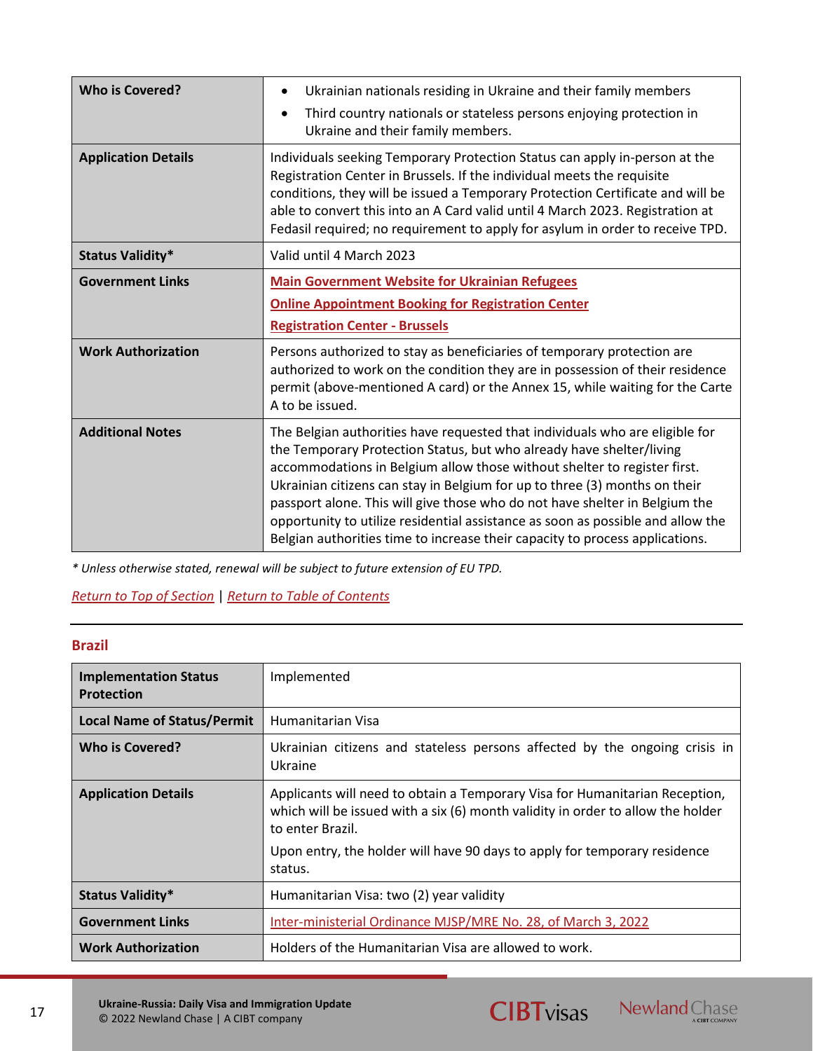| | |
|---|---|
| **Who is Covered?** | • Ukrainian nationals residing in Ukraine and their family members<br>• Third country nationals or stateless persons enjoying protection in Ukraine and their family members. |
| **Application Details** | Individuals seeking Temporary Protection Status can apply in-person at the Registration Center in Brussels. If the individual meets the requisite conditions, they will be issued a Temporary Protection Certificate and will be able to convert this into an A Card valid until 4 March 2023. Registration at Fedasil required; no requirement to apply for asylum in order to receive TPD. |
| **Status Validity*** | Valid until 4 March 2023 |
| **Government Links** | Main Government Website for Ukrainian Refugees<br>Online Appointment Booking for Registration Center<br>Registration Center - Brussels |
| **Work Authorization** | Persons authorized to stay as beneficiaries of temporary protection are authorized to work on the condition they are in possession of their residence permit (above-mentioned A card) or the Annex 15, while waiting for the Carte A to be issued. |
| **Additional Notes** | The Belgian authorities have requested that individuals who are eligible for the Temporary Protection Status, but who already have shelter/living accommodations in Belgium allow those without shelter to register first. Ukrainian citizens can stay in Belgium for up to three (3) months on their passport alone. This will give those who do not have shelter in Belgium the opportunity to utilize residential assistance as soon as possible and allow the Belgian authorities time to increase their capacity to process applications. |

*\* Unless otherwise stated, renewal will be subject to future extension of EU TPD.*

Return to Top of Section | Return to Table of Contents

## Brazil

| | |
|---|---|
| **Implementation Status Protection** | Implemented |
| **Local Name of Status/Permit** | Humanitarian Visa |
| **Who is Covered?** | Ukrainian citizens and stateless persons affected by the ongoing crisis in Ukraine |
| **Application Details** | Applicants will need to obtain a Temporary Visa for Humanitarian Reception, which will be issued with a six (6) month validity in order to allow the holder to enter Brazil.<br>Upon entry, the holder will have 90 days to apply for temporary residence status. |
| **Status Validity*** | Humanitarian Visa: two (2) year validity |
| **Government Links** | Inter-ministerial Ordinance MJSP/MRE No. 28, of March 3, 2022 |
| **Work Authorization** | Holders of the Humanitarian Visa are allowed to work. |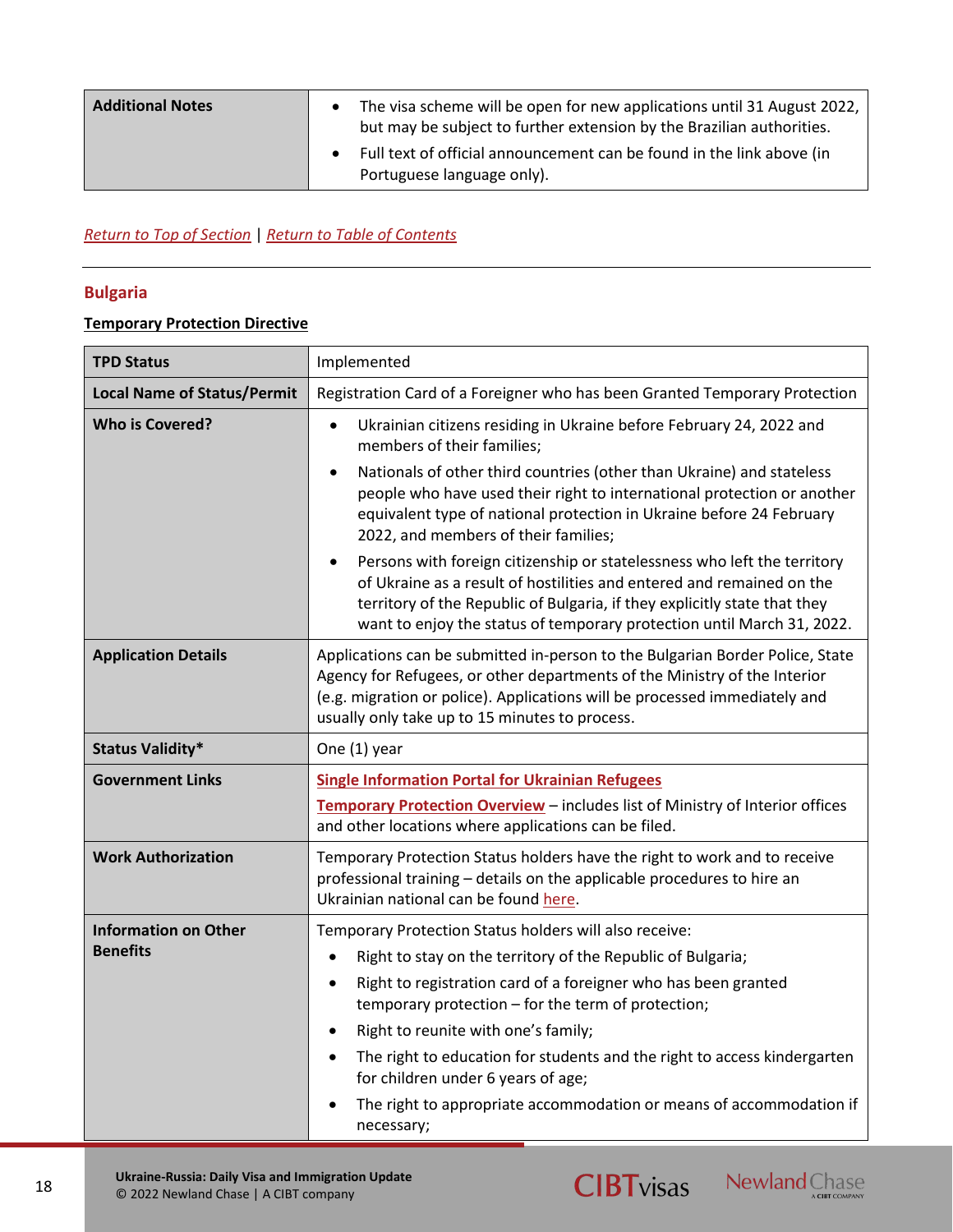| Additional Notes | <ul><li>The visa scheme will be open for new applications until 31 August 2022, but may be subject to further extension by the Brazilian authorities.</li><li>Full text of official announcement can be found in the link above (in Portuguese language only).</li></ul> |
|---|---|

*Return to Top of Section* | *Return to Table of Contents*

---

## Bulgaria

### Temporary Protection Directive

| TPD Status | Implemented |
|---|---|
| **Local Name of Status/Permit** | Registration Card of a Foreigner who has been Granted Temporary Protection |
| **Who is Covered?** | <ul><li>Ukrainian citizens residing in Ukraine before February 24, 2022 and members of their families;</li><li>Nationals of other third countries (other than Ukraine) and stateless people who have used their right to international protection or another equivalent type of national protection in Ukraine before 24 February 2022, and members of their families;</li><li>Persons with foreign citizenship or statelessness who left the territory of Ukraine as a result of hostilities and entered and remained on the territory of the Republic of Bulgaria, if they explicitly state that they want to enjoy the status of temporary protection until March 31, 2022.</li></ul> |
| **Application Details** | Applications can be submitted in-person to the Bulgarian Border Police, State Agency for Refugees, or other departments of the Ministry of the Interior (e.g. migration or police). Applications will be processed immediately and usually only take up to 15 minutes to process. |
| **Status Validity*** | One (1) year |
| **Government Links** | **Single Information Portal for Ukrainian Refugees**<br>**Temporary Protection Overview** – includes list of Ministry of Interior offices and other locations where applications can be filed. |
| **Work Authorization** | Temporary Protection Status holders have the right to work and to receive professional training – details on the applicable procedures to hire an Ukrainian national can be found here. |
| **Information on Other Benefits** | Temporary Protection Status holders will also receive:<ul><li>Right to stay on the territory of the Republic of Bulgaria;</li><li>Right to registration card of a foreigner who has been granted temporary protection – for the term of protection;</li><li>Right to reunite with one's family;</li><li>The right to education for students and the right to access kindergarten for children under 6 years of age;</li><li>The right to appropriate accommodation or means of accommodation if necessary;</li></ul> |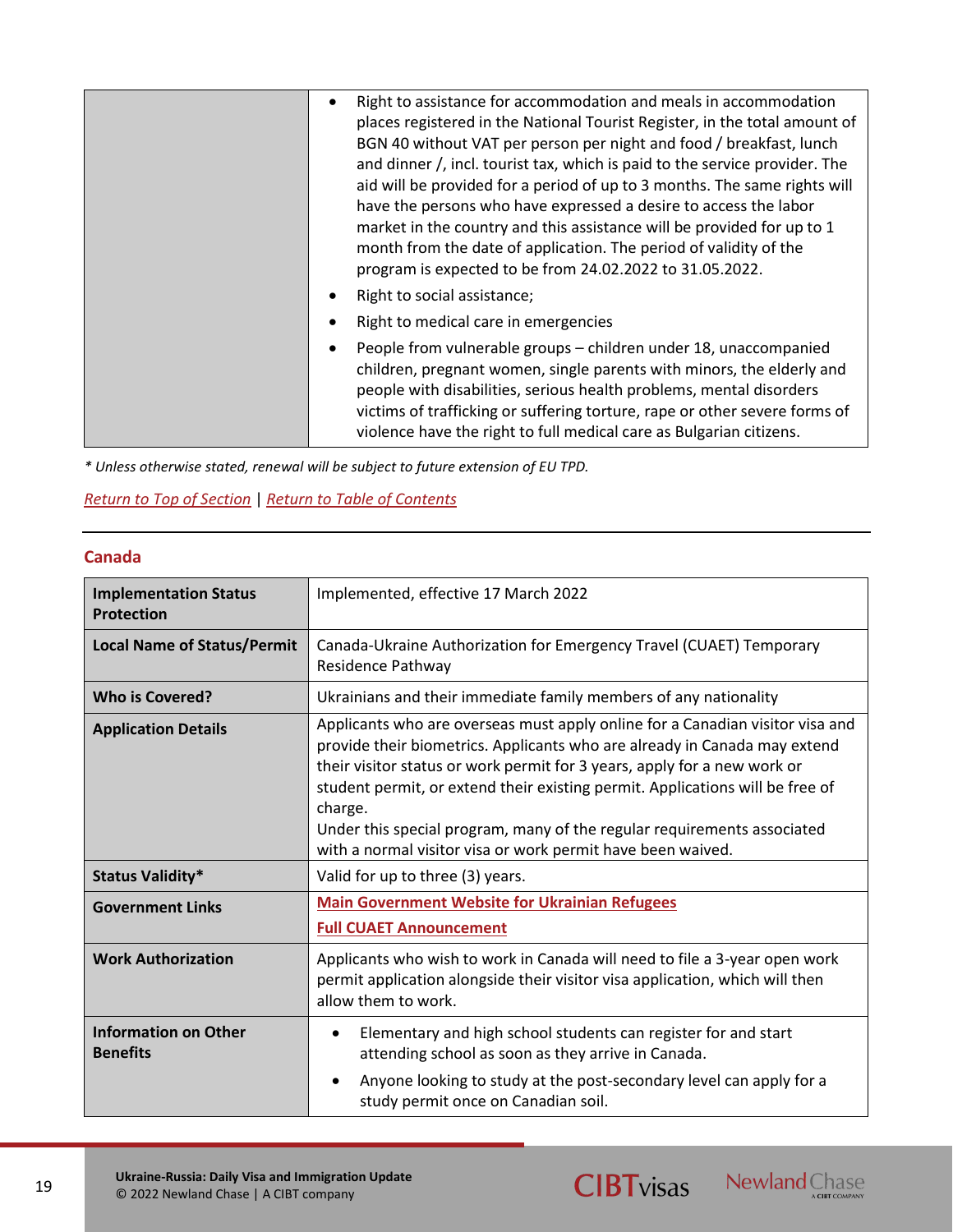| | |
|---|---|
| | • Right to assistance for accommodation and meals in accommodation places registered in the National Tourist Register, in the total amount of BGN 40 without VAT per person per night and food / breakfast, lunch and dinner /, incl. tourist tax, which is paid to the service provider. The aid will be provided for a period of up to 3 months. The same rights will have the persons who have expressed a desire to access the labor market in the country and this assistance will be provided for up to 1 month from the date of application. The period of validity of the program is expected to be from 24.02.2022 to 31.05.2022.<br>• Right to social assistance;<br>• Right to medical care in emergencies<br>• People from vulnerable groups – children under 18, unaccompanied children, pregnant women, single parents with minors, the elderly and people with disabilities, serious health problems, mental disorders victims of trafficking or suffering torture, rape or other severe forms of violence have the right to full medical care as Bulgarian citizens. |

*\* Unless otherwise stated, renewal will be subject to future extension of EU TPD.*

Return to Top of Section | Return to Table of Contents

## Canada

| | |
|---|---|
| **Implementation Status Protection** | Implemented, effective 17 March 2022 |
| **Local Name of Status/Permit** | Canada-Ukraine Authorization for Emergency Travel (CUAET) Temporary Residence Pathway |
| **Who is Covered?** | Ukrainians and their immediate family members of any nationality |
| **Application Details** | Applicants who are overseas must apply online for a Canadian visitor visa and provide their biometrics. Applicants who are already in Canada may extend their visitor status or work permit for 3 years, apply for a new work or student permit, or extend their existing permit. Applications will be free of charge.<br>Under this special program, many of the regular requirements associated with a normal visitor visa or work permit have been waived. |
| **Status Validity*** | Valid for up to three (3) years. |
| **Government Links** | **Main Government Website for Ukrainian Refugees**<br>**Full CUAET Announcement** |
| **Work Authorization** | Applicants who wish to work in Canada will need to file a 3-year open work permit application alongside their visitor visa application, which will then allow them to work. |
| **Information on Other Benefits** | • Elementary and high school students can register for and start attending school as soon as they arrive in Canada.<br>• Anyone looking to study at the post-secondary level can apply for a study permit once on Canadian soil. |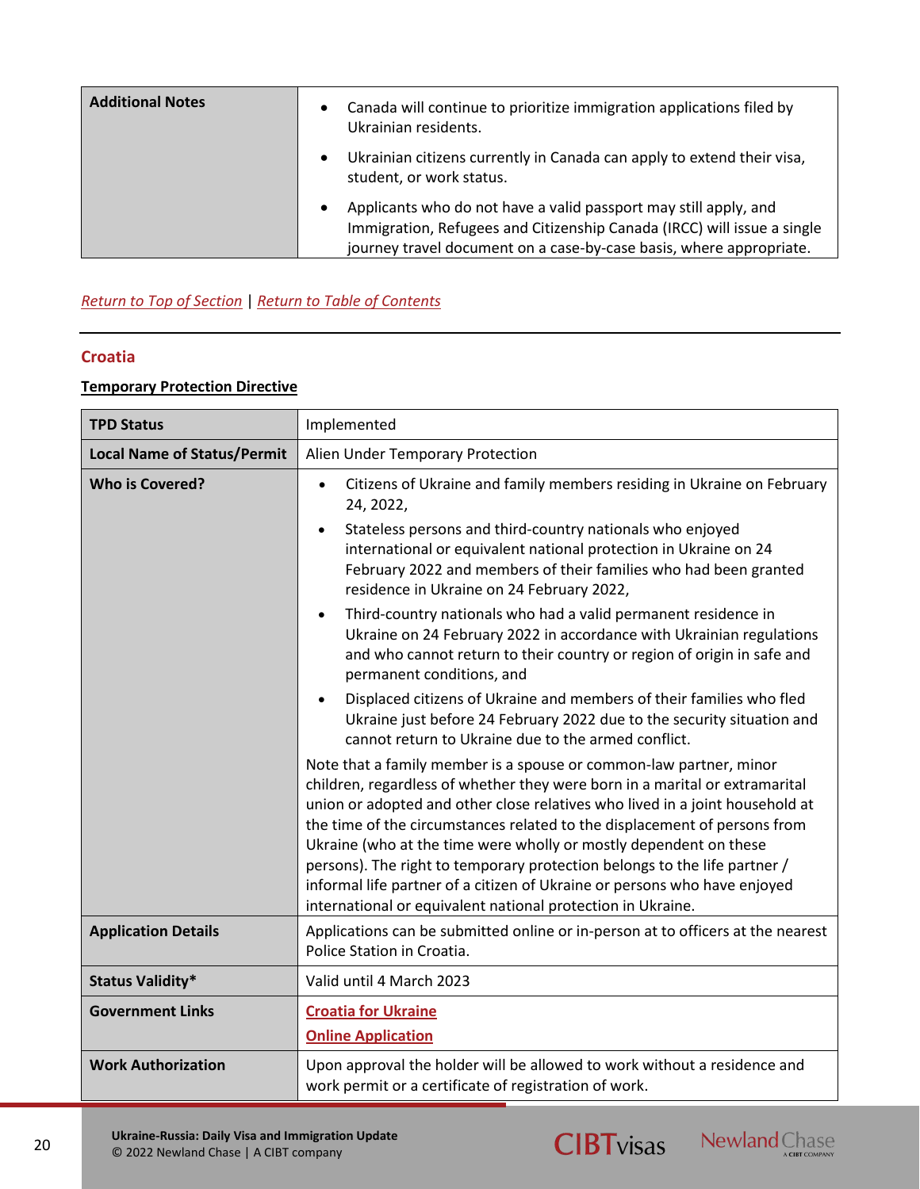| Additional Notes | • Canada will continue to prioritize immigration applications filed by Ukrainian residents.<br>• Ukrainian citizens currently in Canada can apply to extend their visa, student, or work status.<br>• Applicants who do not have a valid passport may still apply, and Immigration, Refugees and Citizenship Canada (IRCC) will issue a single journey travel document on a case-by-case basis, where appropriate. |
|---|---|

*Return to Top of Section* | *Return to Table of Contents*

---

## Croatia

**Temporary Protection Directive**

| TPD Status | Implemented |
|---|---|
| **Local Name of Status/Permit** | Alien Under Temporary Protection |
| **Who is Covered?** | • Citizens of Ukraine and family members residing in Ukraine on February 24, 2022,<br>• Stateless persons and third-country nationals who enjoyed international or equivalent national protection in Ukraine on 24 February 2022 and members of their families who had been granted residence in Ukraine on 24 February 2022,<br>• Third-country nationals who had a valid permanent residence in Ukraine on 24 February 2022 in accordance with Ukrainian regulations and who cannot return to their country or region of origin in safe and permanent conditions, and<br>• Displaced citizens of Ukraine and members of their families who fled Ukraine just before 24 February 2022 due to the security situation and cannot return to Ukraine due to the armed conflict.<br><br>Note that a family member is a spouse or common-law partner, minor children, regardless of whether they were born in a marital or extramarital union or adopted and other close relatives who lived in a joint household at the time of the circumstances related to the displacement of persons from Ukraine (who at the time were wholly or mostly dependent on these persons). The right to temporary protection belongs to the life partner / informal life partner of a citizen of Ukraine or persons who have enjoyed international or equivalent national protection in Ukraine. |
| **Application Details** | Applications can be submitted online or in-person at to officers at the nearest Police Station in Croatia. |
| **Status Validity*** | Valid until 4 March 2023 |
| **Government Links** | **Croatia for Ukraine**<br>**Online Application** |
| **Work Authorization** | Upon approval the holder will be allowed to work without a residence and work permit or a certificate of registration of work. |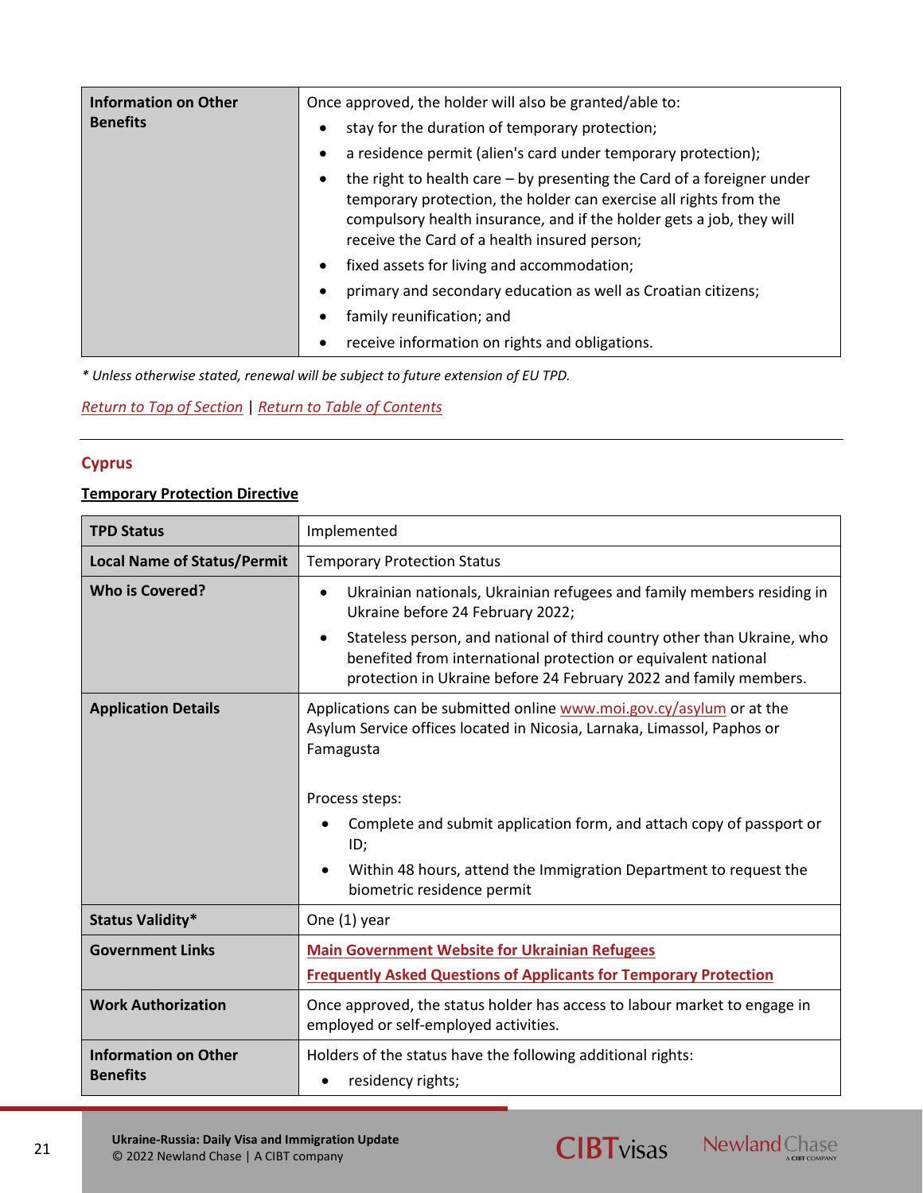| Information on Other Benefits | Once approved, the holder will also be granted/able to:<br>• stay for the duration of temporary protection;<br>• a residence permit (alien's card under temporary protection);<br>• the right to health care – by presenting the Card of a foreigner under temporary protection, the holder can exercise all rights from the compulsory health insurance, and if the holder gets a job, they will receive the Card of a health insured person;<br>• fixed assets for living and accommodation;<br>• primary and secondary education as well as Croatian citizens;<br>• family reunification; and<br>• receive information on rights and obligations. |
|---|---|

*\* Unless otherwise stated, renewal will be subject to future extension of EU TPD.*

*Return to Top of Section* | *Return to Table of Contents*

---

## Cyprus

**Temporary Protection Directive**

| TPD Status | Implemented |
|---|---|
| **Local Name of Status/Permit** | Temporary Protection Status |
| **Who is Covered?** | • Ukrainian nationals, Ukrainian refugees and family members residing in Ukraine before 24 February 2022;<br>• Stateless person, and national of third country other than Ukraine, who benefited from international protection or equivalent national protection in Ukraine before 24 February 2022 and family members. |
| **Application Details** | Applications can be submitted online www.moi.gov.cy/asylum or at the Asylum Service offices located in Nicosia, Larnaka, Limassol, Paphos or Famagusta<br><br>Process steps:<br>• Complete and submit application form, and attach copy of passport or ID;<br>• Within 48 hours, attend the Immigration Department to request the biometric residence permit |
| **Status Validity*** | One (1) year |
| **Government Links** | **Main Government Website for Ukrainian Refugees**<br>**Frequently Asked Questions of Applicants for Temporary Protection** |
| **Work Authorization** | Once approved, the status holder has access to labour market to engage in employed or self-employed activities. |
| **Information on Other Benefits** | Holders of the status have the following additional rights:<br>• residency rights; |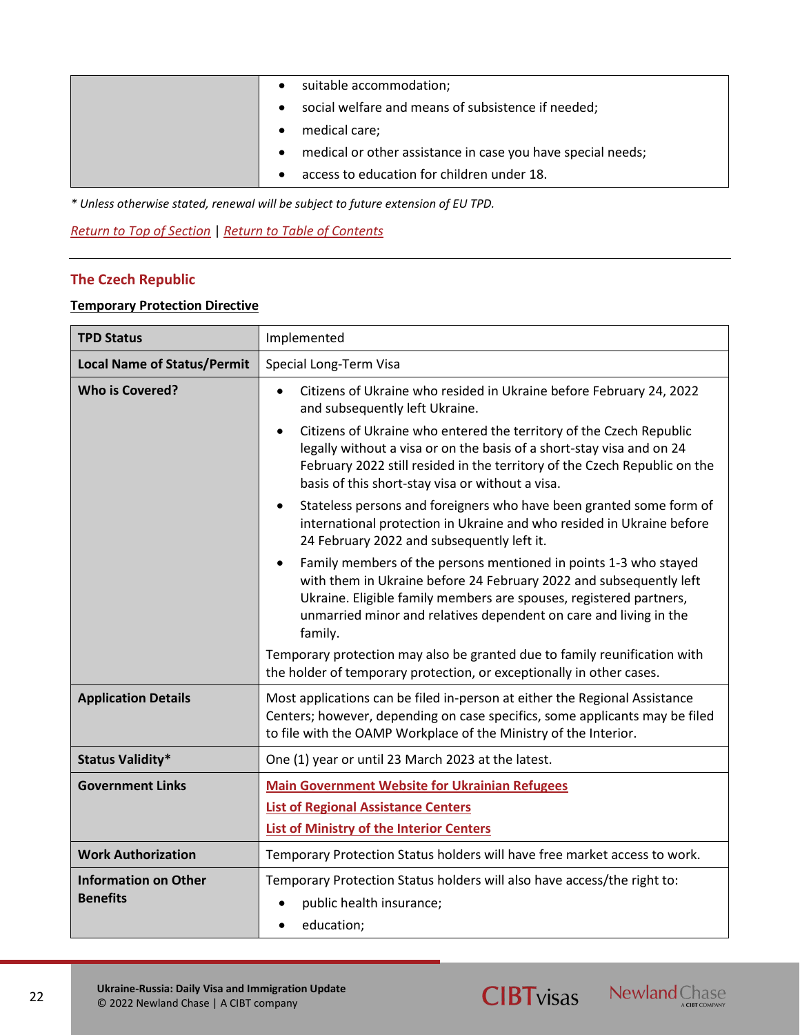| | |
|---|---|
| | • suitable accommodation;<br>• social welfare and means of subsistence if needed;<br>• medical care;<br>• medical or other assistance in case you have special needs;<br>• access to education for children under 18. |

*\* Unless otherwise stated, renewal will be subject to future extension of EU TPD.*

*Return to Top of Section* | *Return to Table of Contents*

## The Czech Republic

**Temporary Protection Directive**

| | |
|---|---|
| **TPD Status** | Implemented |
| **Local Name of Status/Permit** | Special Long-Term Visa |
| **Who is Covered?** | • Citizens of Ukraine who resided in Ukraine before February 24, 2022 and subsequently left Ukraine.<br>• Citizens of Ukraine who entered the territory of the Czech Republic legally without a visa or on the basis of a short-stay visa and on 24 February 2022 still resided in the territory of the Czech Republic on the basis of this short-stay visa or without a visa.<br>• Stateless persons and foreigners who have been granted some form of international protection in Ukraine and who resided in Ukraine before 24 February 2022 and subsequently left it.<br>• Family members of the persons mentioned in points 1-3 who stayed with them in Ukraine before 24 February 2022 and subsequently left Ukraine. Eligible family members are spouses, registered partners, unmarried minor and relatives dependent on care and living in the family.<br>Temporary protection may also be granted due to family reunification with the holder of temporary protection, or exceptionally in other cases. |
| **Application Details** | Most applications can be filed in-person at either the Regional Assistance Centers; however, depending on case specifics, some applicants may be filed to file with the OAMP Workplace of the Ministry of the Interior. |
| **Status Validity*** | One (1) year or until 23 March 2023 at the latest. |
| **Government Links** | **Main Government Website for Ukrainian Refugees**<br>**List of Regional Assistance Centers**<br>**List of Ministry of the Interior Centers** |
| **Work Authorization** | Temporary Protection Status holders will have free market access to work. |
| **Information on Other Benefits** | Temporary Protection Status holders will also have access/the right to:<br>• public health insurance;<br>• education; |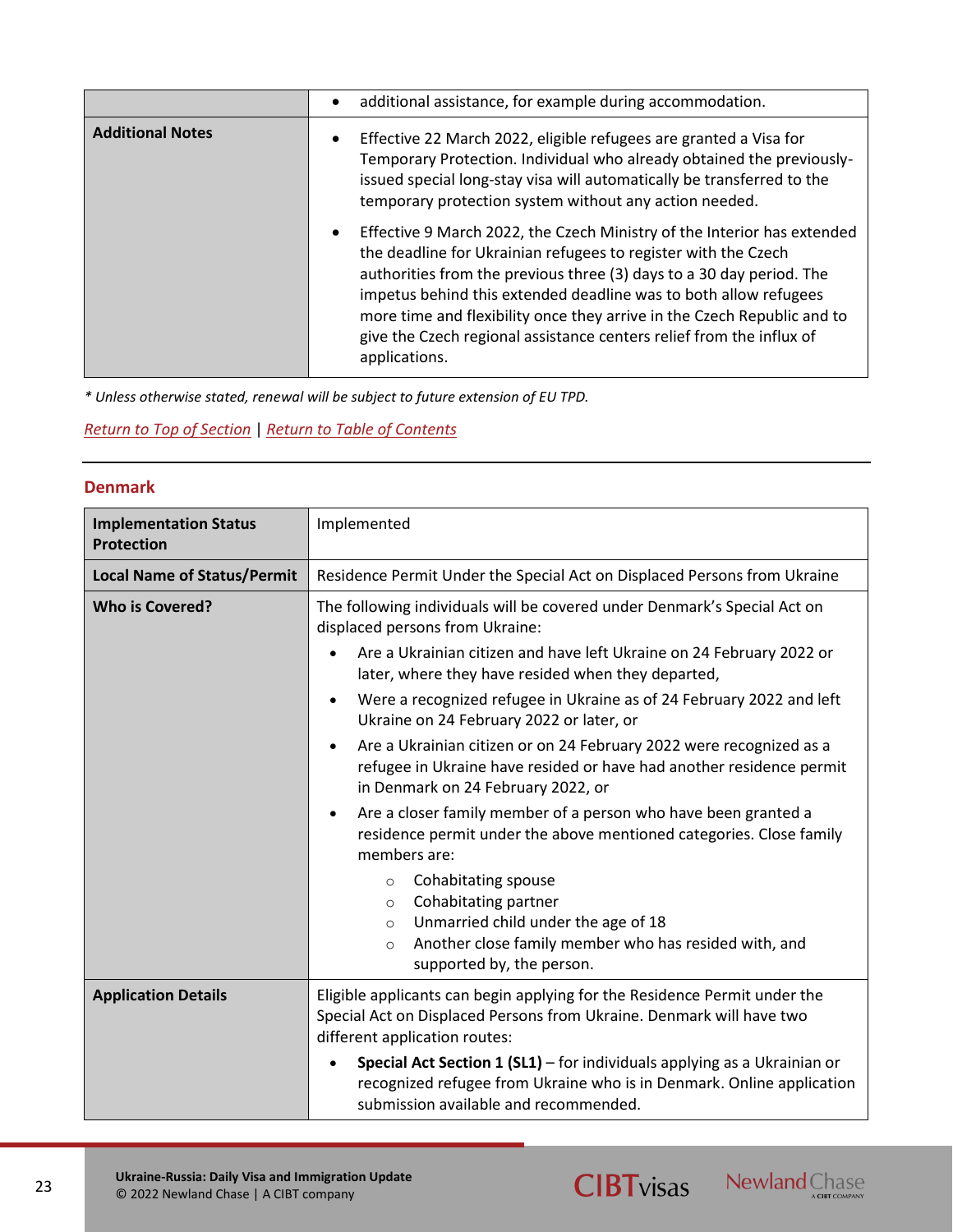| | |
|---|---|
| | • additional assistance, for example during accommodation. |
| **Additional Notes** | • Effective 22 March 2022, eligible refugees are granted a Visa for Temporary Protection. Individual who already obtained the previously-issued special long-stay visa will automatically be transferred to the temporary protection system without any action needed.<br><br>• Effective 9 March 2022, the Czech Ministry of the Interior has extended the deadline for Ukrainian refugees to register with the Czech authorities from the previous three (3) days to a 30 day period. The impetus behind this extended deadline was to both allow refugees more time and flexibility once they arrive in the Czech Republic and to give the Czech regional assistance centers relief from the influx of applications. |

*\* Unless otherwise stated, renewal will be subject to future extension of EU TPD.*

Return to Top of Section | Return to Table of Contents

## Denmark

| | |
|---|---|
| **Implementation Status Protection** | Implemented |
| **Local Name of Status/Permit** | Residence Permit Under the Special Act on Displaced Persons from Ukraine |
| **Who is Covered?** | The following individuals will be covered under Denmark's Special Act on displaced persons from Ukraine:<br>• Are a Ukrainian citizen and have left Ukraine on 24 February 2022 or later, where they have resided when they departed,<br>• Were a recognized refugee in Ukraine as of 24 February 2022 and left Ukraine on 24 February 2022 or later, or<br>• Are a Ukrainian citizen or on 24 February 2022 were recognized as a refugee in Ukraine have resided or have had another residence permit in Denmark on 24 February 2022, or<br>• Are a closer family member of a person who have been granted a residence permit under the above mentioned categories. Close family members are:<br>  ○ Cohabitating spouse<br>  ○ Cohabitating partner<br>  ○ Unmarried child under the age of 18<br>  ○ Another close family member who has resided with, and supported by, the person. |
| **Application Details** | Eligible applicants can begin applying for the Residence Permit under the Special Act on Displaced Persons from Ukraine. Denmark will have two different application routes:<br>• **Special Act Section 1 (SL1)** – for individuals applying as a Ukrainian or recognized refugee from Ukraine who is in Denmark. Online application submission available and recommended. |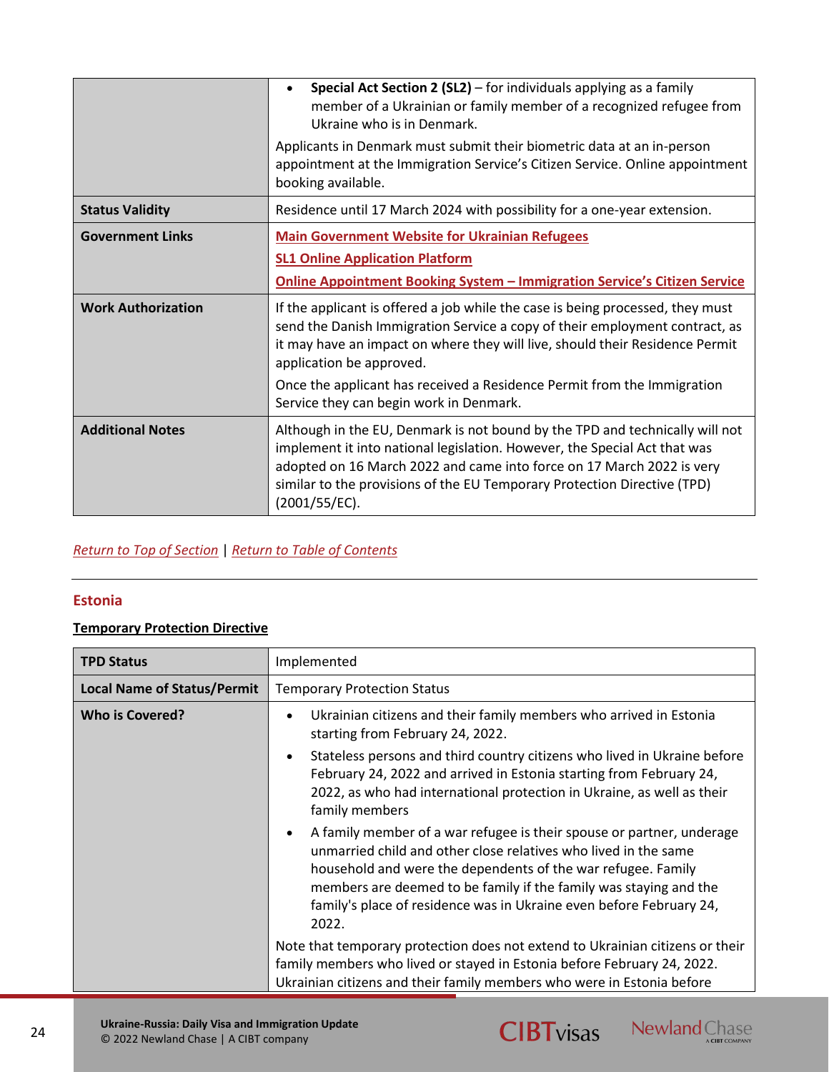| | |
|---|---|
| | • **Special Act Section 2 (SL2)** – for individuals applying as a family member of a Ukrainian or family member of a recognized refugee from Ukraine who is in Denmark.<br><br>Applicants in Denmark must submit their biometric data at an in-person appointment at the Immigration Service's Citizen Service. Online appointment booking available. |
| **Status Validity** | Residence until 17 March 2024 with possibility for a one-year extension. |
| **Government Links** | Main Government Website for Ukrainian Refugees<br><br>SL1 Online Application Platform<br><br>Online Appointment Booking System – Immigration Service's Citizen Service |
| **Work Authorization** | If the applicant is offered a job while the case is being processed, they must send the Danish Immigration Service a copy of their employment contract, as it may have an impact on where they will live, should their Residence Permit application be approved.<br><br>Once the applicant has received a Residence Permit from the Immigration Service they can begin work in Denmark. |
| **Additional Notes** | Although in the EU, Denmark is not bound by the TPD and technically will not implement it into national legislation. However, the Special Act that was adopted on 16 March 2022 and came into force on 17 March 2022 is very similar to the provisions of the EU Temporary Protection Directive (TPD) (2001/55/EC). |

*Return to Top of Section* | *Return to Table of Contents*

## Estonia

**Temporary Protection Directive**

| | |
|---|---|
| **TPD Status** | Implemented |
| **Local Name of Status/Permit** | Temporary Protection Status |
| **Who is Covered?** | • Ukrainian citizens and their family members who arrived in Estonia starting from February 24, 2022.<br><br>• Stateless persons and third country citizens who lived in Ukraine before February 24, 2022 and arrived in Estonia starting from February 24, 2022, as who had international protection in Ukraine, as well as their family members<br><br>• A family member of a war refugee is their spouse or partner, underage unmarried child and other close relatives who lived in the same household and were the dependents of the war refugee. Family members are deemed to be family if the family was staying and the family's place of residence was in Ukraine even before February 24, 2022.<br><br>Note that temporary protection does not extend to Ukrainian citizens or their family members who lived or stayed in Estonia before February 24, 2022. Ukrainian citizens and their family members who were in Estonia before |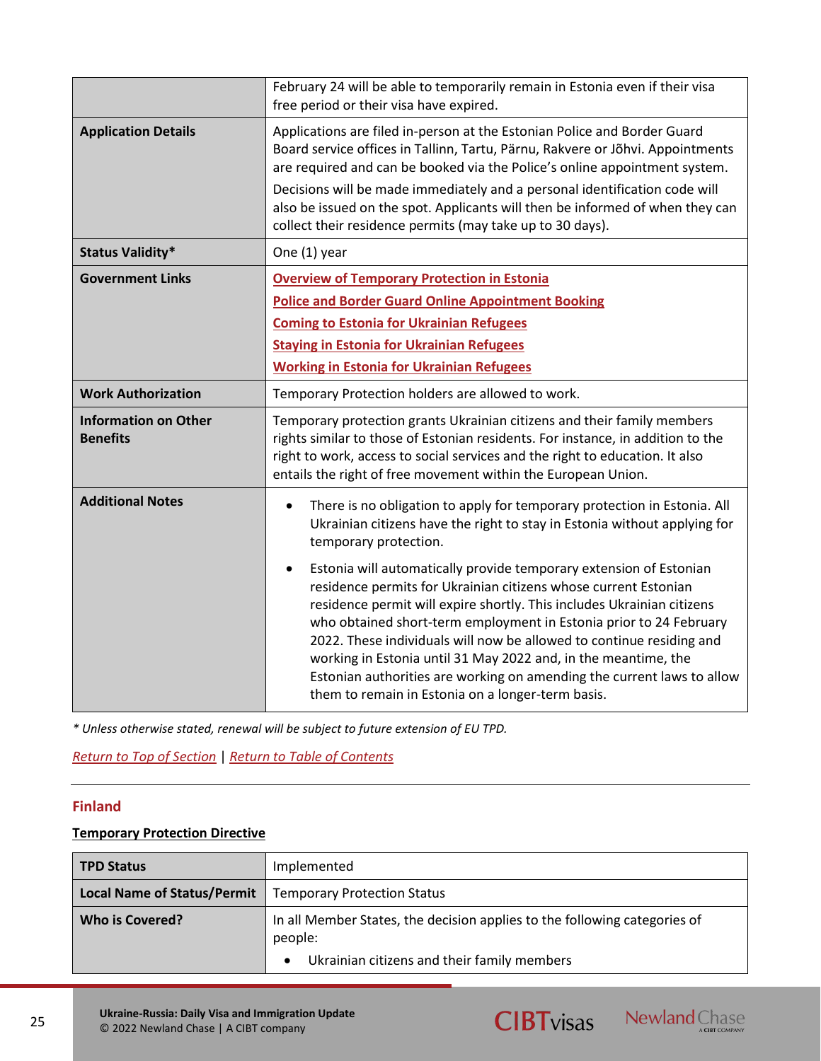| | |
|---|---|
| | February 24 will be able to temporarily remain in Estonia even if their visa free period or their visa have expired. |
| **Application Details** | Applications are filed in-person at the Estonian Police and Border Guard Board service offices in Tallinn, Tartu, Pärnu, Rakvere or Jõhvi. Appointments are required and can be booked via the Police's online appointment system.<br><br>Decisions will be made immediately and a personal identification code will also be issued on the spot. Applicants will then be informed of when they can collect their residence permits (may take up to 30 days). |
| **Status Validity*** | One (1) year |
| **Government Links** | Overview of Temporary Protection in Estonia<br>Police and Border Guard Online Appointment Booking<br>Coming to Estonia for Ukrainian Refugees<br>Staying in Estonia for Ukrainian Refugees<br>Working in Estonia for Ukrainian Refugees |
| **Work Authorization** | Temporary Protection holders are allowed to work. |
| **Information on Other Benefits** | Temporary protection grants Ukrainian citizens and their family members rights similar to those of Estonian residents. For instance, in addition to the right to work, access to social services and the right to education. It also entails the right of free movement within the European Union. |
| **Additional Notes** | • There is no obligation to apply for temporary protection in Estonia. All Ukrainian citizens have the right to stay in Estonia without applying for temporary protection.<br><br>• Estonia will automatically provide temporary extension of Estonian residence permits for Ukrainian citizens whose current Estonian residence permit will expire shortly. This includes Ukrainian citizens who obtained short-term employment in Estonia prior to 24 February 2022. These individuals will now be allowed to continue residing and working in Estonia until 31 May 2022 and, in the meantime, the Estonian authorities are working on amending the current laws to allow them to remain in Estonia on a longer-term basis. |

*\* Unless otherwise stated, renewal will be subject to future extension of EU TPD.*

Return to Top of Section | Return to Table of Contents

## Finland

**Temporary Protection Directive**

| | |
|---|---|
| **TPD Status** | Implemented |
| **Local Name of Status/Permit** | Temporary Protection Status |
| **Who is Covered?** | In all Member States, the decision applies to the following categories of people:<br><br>• Ukrainian citizens and their family members |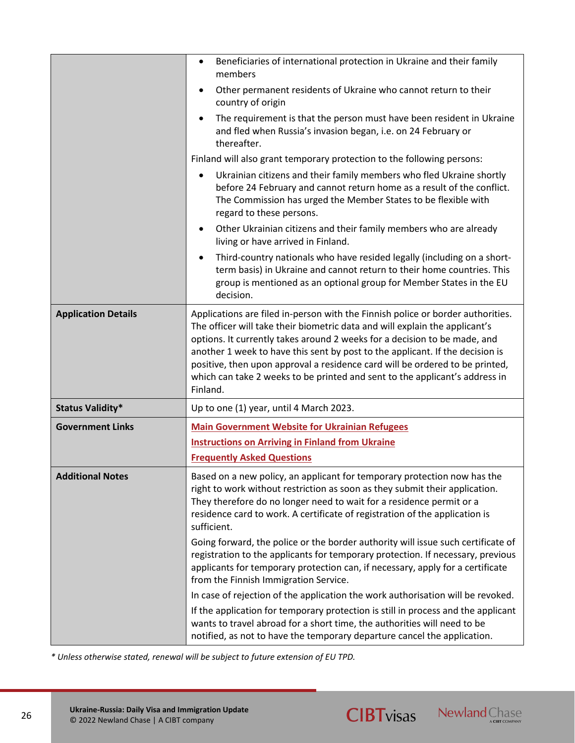| | |
|---|---|
| | • Beneficiaries of international protection in Ukraine and their family members<br>• Other permanent residents of Ukraine who cannot return to their country of origin<br>• The requirement is that the person must have been resident in Ukraine and fled when Russia's invasion began, i.e. on 24 February or thereafter.<br>Finland will also grant temporary protection to the following persons:<br>• Ukrainian citizens and their family members who fled Ukraine shortly before 24 February and cannot return home as a result of the conflict. The Commission has urged the Member States to be flexible with regard to these persons.<br>• Other Ukrainian citizens and their family members who are already living or have arrived in Finland.<br>• Third-country nationals who have resided legally (including on a short-term basis) in Ukraine and cannot return to their home countries. This group is mentioned as an optional group for Member States in the EU decision. |
| **Application Details** | Applications are filed in-person with the Finnish police or border authorities. The officer will take their biometric data and will explain the applicant's options. It currently takes around 2 weeks for a decision to be made, and another 1 week to have this sent by post to the applicant. If the decision is positive, then upon approval a residence card will be ordered to be printed, which can take 2 weeks to be printed and sent to the applicant's address in Finland. |
| **Status Validity*** | Up to one (1) year, until 4 March 2023. |
| **Government Links** | Main Government Website for Ukrainian Refugees<br>Instructions on Arriving in Finland from Ukraine<br>Frequently Asked Questions |
| **Additional Notes** | Based on a new policy, an applicant for temporary protection now has the right to work without restriction as soon as they submit their application. They therefore do no longer need to wait for a residence permit or a residence card to work. A certificate of registration of the application is sufficient.<br>Going forward, the police or the border authority will issue such certificate of registration to the applicants for temporary protection. If necessary, previous applicants for temporary protection can, if necessary, apply for a certificate from the Finnish Immigration Service.<br>In case of rejection of the application the work authorisation will be revoked.<br>If the application for temporary protection is still in process and the applicant wants to travel abroad for a short time, the authorities will need to be notified, as not to have the temporary departure cancel the application. |

*\* Unless otherwise stated, renewal will be subject to future extension of EU TPD.*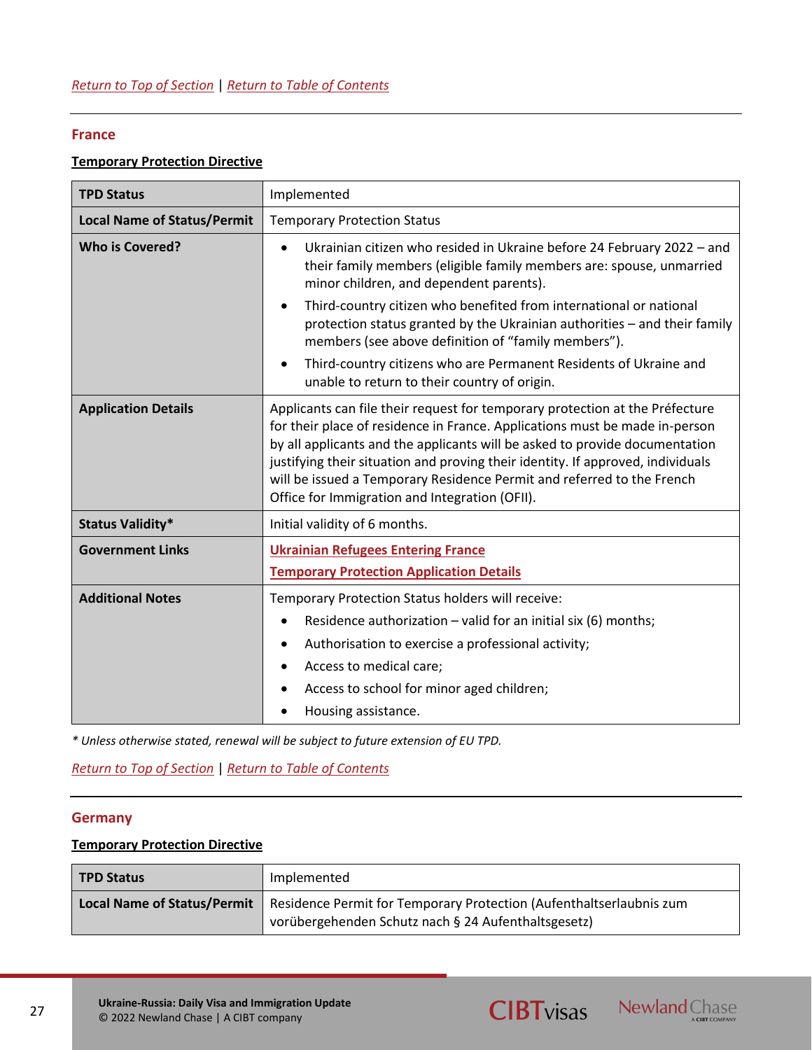[Return to Top of Section](#) | [Return to Table of Contents](#)

## France

**Temporary Protection Directive**

| | |
|---|---|
| **TPD Status** | Implemented |
| **Local Name of Status/Permit** | Temporary Protection Status |
| **Who is Covered?** | • Ukrainian citizen who resided in Ukraine before 24 February 2022 – and their family members (eligible family members are: spouse, unmarried minor children, and dependent parents).<br>• Third-country citizen who benefited from international or national protection status granted by the Ukrainian authorities – and their family members (see above definition of “family members”).<br>• Third-country citizens who are Permanent Residents of Ukraine and unable to return to their country of origin. |
| **Application Details** | Applicants can file their request for temporary protection at the Préfecture for their place of residence in France. Applications must be made in-person by all applicants and the applicants will be asked to provide documentation justifying their situation and proving their identity. If approved, individuals will be issued a Temporary Residence Permit and referred to the French Office for Immigration and Integration (OFII). |
| **Status Validity*** | Initial validity of 6 months. |
| **Government Links** | [Ukrainian Refugees Entering France](#)<br>[Temporary Protection Application Details](#) |
| **Additional Notes** | Temporary Protection Status holders will receive:<br>• Residence authorization – valid for an initial six (6) months;<br>• Authorisation to exercise a professional activity;<br>• Access to medical care;<br>• Access to school for minor aged children;<br>• Housing assistance. |

*\* Unless otherwise stated, renewal will be subject to future extension of EU TPD.*

[Return to Top of Section](#) | [Return to Table of Contents](#)

## Germany

**Temporary Protection Directive**

| | |
|---|---|
| **TPD Status** | Implemented |
| **Local Name of Status/Permit** | Residence Permit for Temporary Protection (Aufenthaltserlaubnis zum vorübergehenden Schutz nach § 24 Aufenthaltsgesetz) |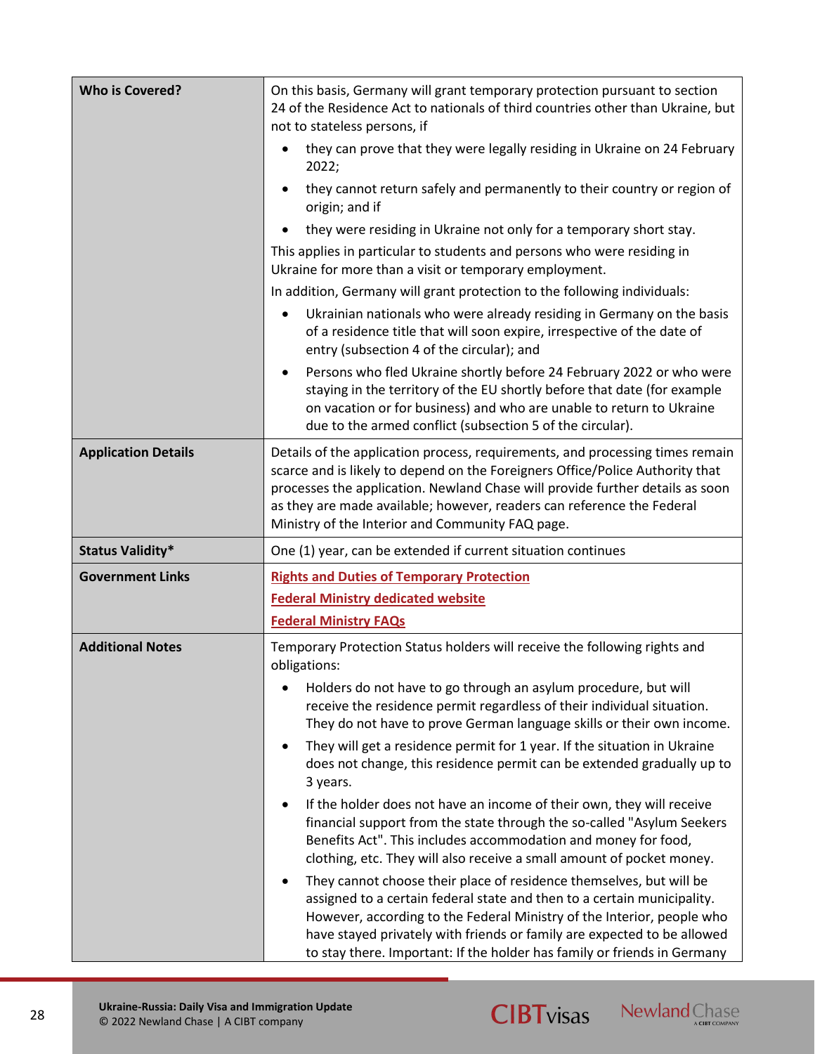| | |
|---|---|
| **Who is Covered?** | On this basis, Germany will grant temporary protection pursuant to section 24 of the Residence Act to nationals of third countries other than Ukraine, but not to stateless persons, if<br>• they can prove that they were legally residing in Ukraine on 24 February 2022;<br>• they cannot return safely and permanently to their country or region of origin; and if<br>• they were residing in Ukraine not only for a temporary short stay.<br>This applies in particular to students and persons who were residing in Ukraine for more than a visit or temporary employment.<br>In addition, Germany will grant protection to the following individuals:<br>• Ukrainian nationals who were already residing in Germany on the basis of a residence title that will soon expire, irrespective of the date of entry (subsection 4 of the circular); and<br>• Persons who fled Ukraine shortly before 24 February 2022 or who were staying in the territory of the EU shortly before that date (for example on vacation or for business) and who are unable to return to Ukraine due to the armed conflict (subsection 5 of the circular). |
| **Application Details** | Details of the application process, requirements, and processing times remain scarce and is likely to depend on the Foreigners Office/Police Authority that processes the application. Newland Chase will provide further details as soon as they are made available; however, readers can reference the Federal Ministry of the Interior and Community FAQ page. |
| **Status Validity*** | One (1) year, can be extended if current situation continues |
| **Government Links** | Rights and Duties of Temporary Protection<br>Federal Ministry dedicated website<br>Federal Ministry FAQs |
| **Additional Notes** | Temporary Protection Status holders will receive the following rights and obligations:<br>• Holders do not have to go through an asylum procedure, but will receive the residence permit regardless of their individual situation. They do not have to prove German language skills or their own income.<br>• They will get a residence permit for 1 year. If the situation in Ukraine does not change, this residence permit can be extended gradually up to 3 years.<br>• If the holder does not have an income of their own, they will receive financial support from the state through the so-called "Asylum Seekers Benefits Act". This includes accommodation and money for food, clothing, etc. They will also receive a small amount of pocket money.<br>• They cannot choose their place of residence themselves, but will be assigned to a certain federal state and then to a certain municipality. However, according to the Federal Ministry of the Interior, people who have stayed privately with friends or family are expected to be allowed to stay there. Important: If the holder has family or friends in Germany |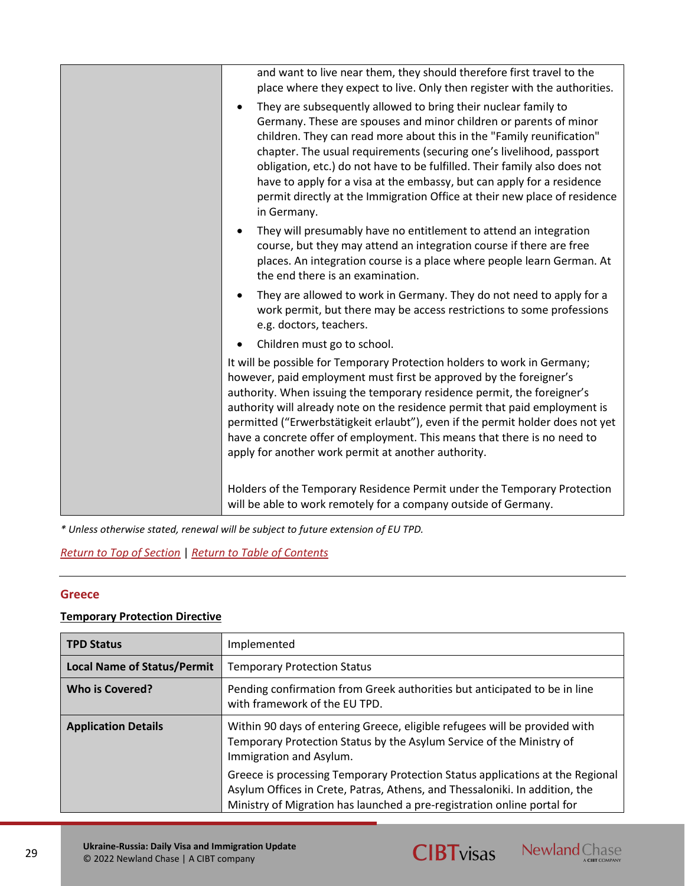| | |
|---|---|
| | and want to live near them, they should therefore first travel to the place where they expect to live. Only then register with the authorities.<br>• They are subsequently allowed to bring their nuclear family to Germany. These are spouses and minor children or parents of minor children. They can read more about this in the "Family reunification" chapter. The usual requirements (securing one's livelihood, passport obligation, etc.) do not have to be fulfilled. Their family also does not have to apply for a visa at the embassy, but can apply for a residence permit directly at the Immigration Office at their new place of residence in Germany.<br>• They will presumably have no entitlement to attend an integration course, but they may attend an integration course if there are free places. An integration course is a place where people learn German. At the end there is an examination.<br>• They are allowed to work in Germany. They do not need to apply for a work permit, but there may be access restrictions to some professions e.g. doctors, teachers.<br>• Children must go to school.<br>It will be possible for Temporary Protection holders to work in Germany; however, paid employment must first be approved by the foreigner's authority. When issuing the temporary residence permit, the foreigner's authority will already note on the residence permit that paid employment is permitted ("Erwerbstätigkeit erlaubt"), even if the permit holder does not yet have a concrete offer of employment. This means that there is no need to apply for another work permit at another authority.<br><br>Holders of the Temporary Residence Permit under the Temporary Protection will be able to work remotely for a company outside of Germany. |

*\* Unless otherwise stated, renewal will be subject to future extension of EU TPD.*

Return to Top of Section | Return to Table of Contents

## Greece

**Temporary Protection Directive**

| | |
|---|---|
| **TPD Status** | Implemented |
| **Local Name of Status/Permit** | Temporary Protection Status |
| **Who is Covered?** | Pending confirmation from Greek authorities but anticipated to be in line with framework of the EU TPD. |
| **Application Details** | Within 90 days of entering Greece, eligible refugees will be provided with Temporary Protection Status by the Asylum Service of the Ministry of Immigration and Asylum.<br>Greece is processing Temporary Protection Status applications at the Regional Asylum Offices in Crete, Patras, Athens, and Thessaloniki. In addition, the Ministry of Migration has launched a pre-registration online portal for |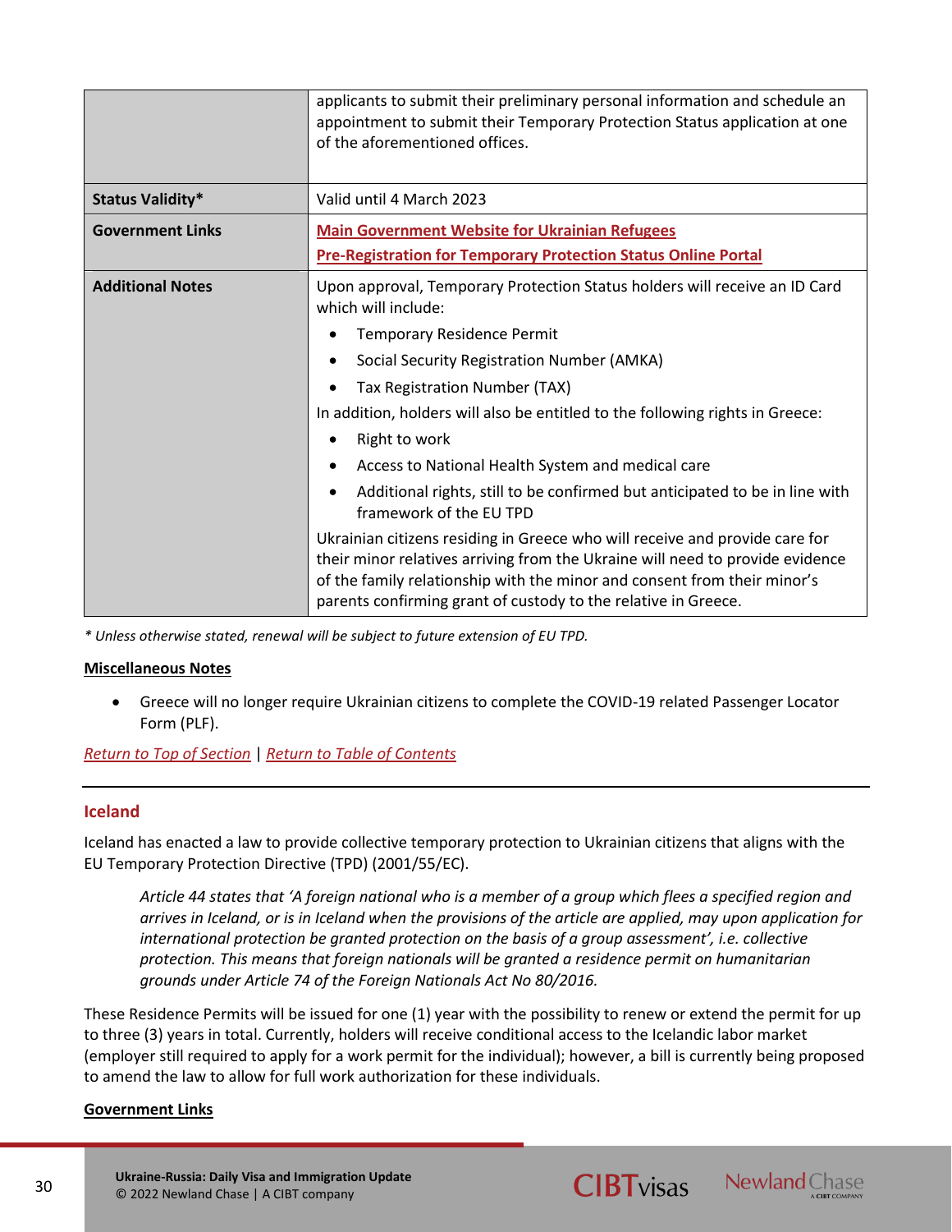| | |
|---|---|
| | applicants to submit their preliminary personal information and schedule an appointment to submit their Temporary Protection Status application at one of the aforementioned offices. |
| **Status Validity*** | Valid until 4 March 2023 |
| **Government Links** | [Main Government Website for Ukrainian Refugees]() <br> [Pre-Registration for Temporary Protection Status Online Portal]() |
| **Additional Notes** | Upon approval, Temporary Protection Status holders will receive an ID Card which will include: <br> • Temporary Residence Permit <br> • Social Security Registration Number (AMKA) <br> • Tax Registration Number (TAX) <br> In addition, holders will also be entitled to the following rights in Greece: <br> • Right to work <br> • Access to National Health System and medical care <br> • Additional rights, still to be confirmed but anticipated to be in line with framework of the EU TPD <br> Ukrainian citizens residing in Greece who will receive and provide care for their minor relatives arriving from the Ukraine will need to provide evidence of the family relationship with the minor and consent from their minor's parents confirming grant of custody to the relative in Greece. |

*\* Unless otherwise stated, renewal will be subject to future extension of EU TPD.*

**Miscellaneous Notes**

- Greece will no longer require Ukrainian citizens to complete the COVID-19 related Passenger Locator Form (PLF).

*Return to Top of Section* | *Return to Table of Contents*

---

## Iceland

Iceland has enacted a law to provide collective temporary protection to Ukrainian citizens that aligns with the EU Temporary Protection Directive (TPD) (2001/55/EC).

> *Article 44 states that 'A foreign national who is a member of a group which flees a specified region and arrives in Iceland, or is in Iceland when the provisions of the article are applied, may upon application for international protection be granted protection on the basis of a group assessment', i.e. collective protection. This means that foreign nationals will be granted a residence permit on humanitarian grounds under Article 74 of the Foreign Nationals Act No 80/2016.*

These Residence Permits will be issued for one (1) year with the possibility to renew or extend the permit for up to three (3) years in total. Currently, holders will receive conditional access to the Icelandic labor market (employer still required to apply for a work permit for the individual); however, a bill is currently being proposed to amend the law to allow for full work authorization for these individuals.

**Government Links**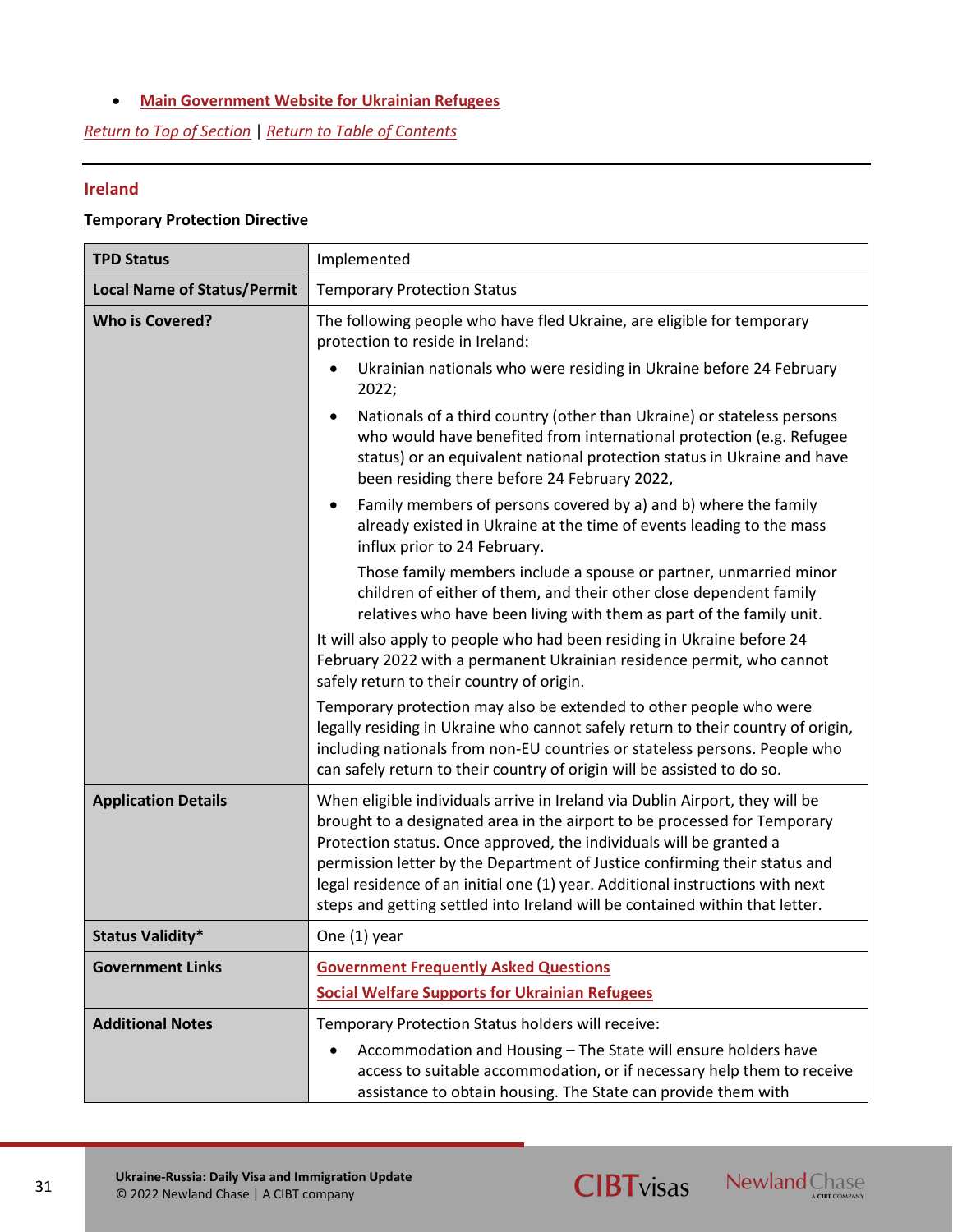- **Main Government Website for Ukrainian Refugees**

*Return to Top of Section* | *Return to Table of Contents*

---

## Ireland

**Temporary Protection Directive**

| | |
|---|---|
| **TPD Status** | Implemented |
| **Local Name of Status/Permit** | Temporary Protection Status |
| **Who is Covered?** | The following people who have fled Ukraine, are eligible for temporary protection to reside in Ireland:<br>• Ukrainian nationals who were residing in Ukraine before 24 February 2022;<br>• Nationals of a third country (other than Ukraine) or stateless persons who would have benefited from international protection (e.g. Refugee status) or an equivalent national protection status in Ukraine and have been residing there before 24 February 2022,<br>• Family members of persons covered by a) and b) where the family already existed in Ukraine at the time of events leading to the mass influx prior to 24 February.<br>Those family members include a spouse or partner, unmarried minor children of either of them, and their other close dependent family relatives who have been living with them as part of the family unit.<br>It will also apply to people who had been residing in Ukraine before 24 February 2022 with a permanent Ukrainian residence permit, who cannot safely return to their country of origin.<br>Temporary protection may also be extended to other people who were legally residing in Ukraine who cannot safely return to their country of origin, including nationals from non-EU countries or stateless persons. People who can safely return to their country of origin will be assisted to do so. |
| **Application Details** | When eligible individuals arrive in Ireland via Dublin Airport, they will be brought to a designated area in the airport to be processed for Temporary Protection status. Once approved, the individuals will be granted a permission letter by the Department of Justice confirming their status and legal residence of an initial one (1) year. Additional instructions with next steps and getting settled into Ireland will be contained within that letter. |
| **Status Validity*** | One (1) year |
| **Government Links** | **Government Frequently Asked Questions**<br>**Social Welfare Supports for Ukrainian Refugees** |
| **Additional Notes** | Temporary Protection Status holders will receive:<br>• Accommodation and Housing – The State will ensure holders have access to suitable accommodation, or if necessary help them to receive assistance to obtain housing. The State can provide them with |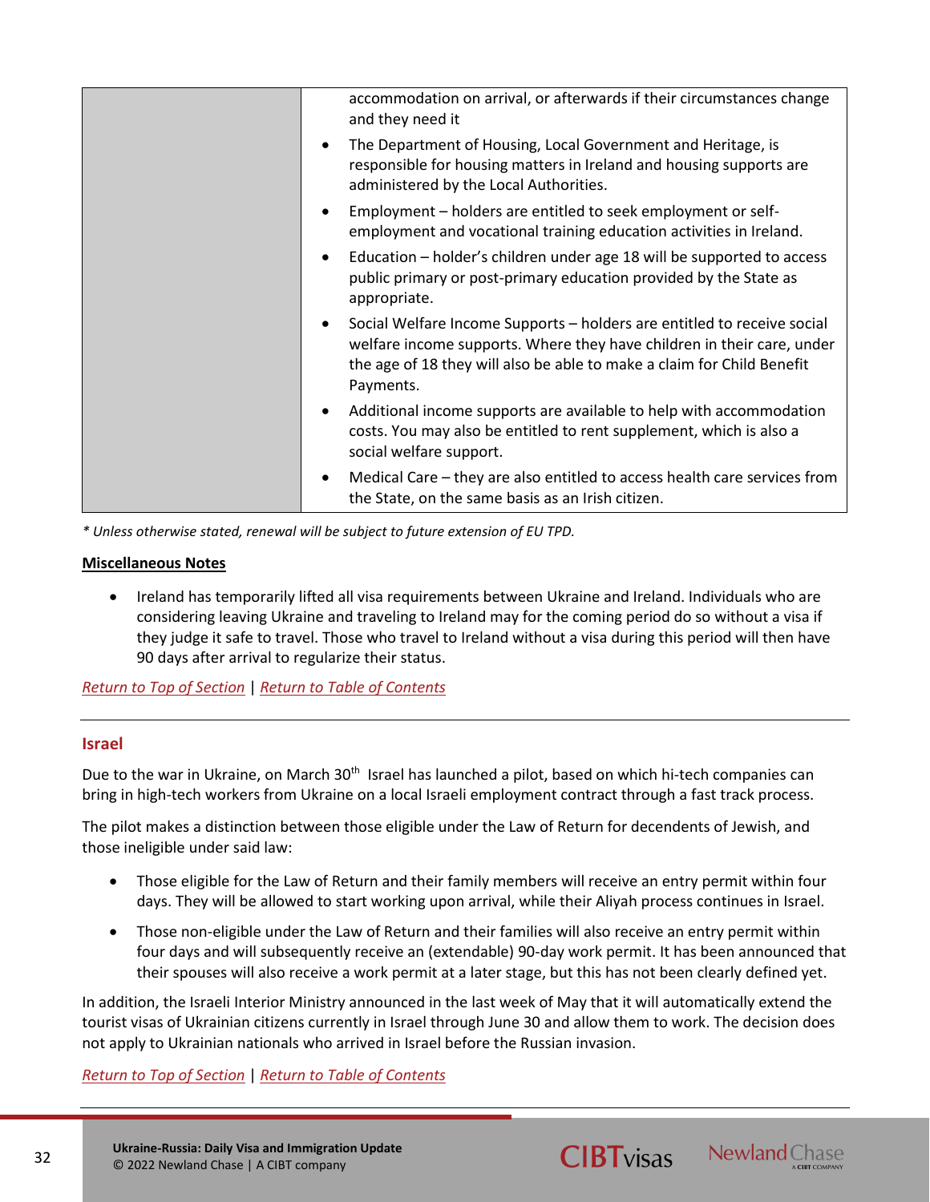| | |
|---|---|
| | accommodation on arrival, or afterwards if their circumstances change and they need it<br>• The Department of Housing, Local Government and Heritage, is responsible for housing matters in Ireland and housing supports are administered by the Local Authorities.<br>• Employment – holders are entitled to seek employment or self-employment and vocational training education activities in Ireland.<br>• Education – holder's children under age 18 will be supported to access public primary or post-primary education provided by the State as appropriate.<br>• Social Welfare Income Supports – holders are entitled to receive social welfare income supports. Where they have children in their care, under the age of 18 they will also be able to make a claim for Child Benefit Payments.<br>• Additional income supports are available to help with accommodation costs. You may also be entitled to rent supplement, which is also a social welfare support.<br>• Medical Care – they are also entitled to access health care services from the State, on the same basis as an Irish citizen. |

*\* Unless otherwise stated, renewal will be subject to future extension of EU TPD.*

**Miscellaneous Notes**

- Ireland has temporarily lifted all visa requirements between Ukraine and Ireland. Individuals who are considering leaving Ukraine and traveling to Ireland may for the coming period do so without a visa if they judge it safe to travel. Those who travel to Ireland without a visa during this period will then have 90 days after arrival to regularize their status.

*Return to Top of Section* | *Return to Table of Contents*

## Israel

Due to the war in Ukraine, on March 30th Israel has launched a pilot, based on which hi-tech companies can bring in high-tech workers from Ukraine on a local Israeli employment contract through a fast track process.

The pilot makes a distinction between those eligible under the Law of Return for decendents of Jewish, and those ineligible under said law:

- Those eligible for the Law of Return and their family members will receive an entry permit within four days. They will be allowed to start working upon arrival, while their Aliyah process continues in Israel.
- Those non-eligible under the Law of Return and their families will also receive an entry permit within four days and will subsequently receive an (extendable) 90-day work permit. It has been announced that their spouses will also receive a work permit at a later stage, but this has not been clearly defined yet.

In addition, the Israeli Interior Ministry announced in the last week of May that it will automatically extend the tourist visas of Ukrainian citizens currently in Israel through June 30 and allow them to work. The decision does not apply to Ukrainian nationals who arrived in Israel before the Russian invasion.

*Return to Top of Section* | *Return to Table of Contents*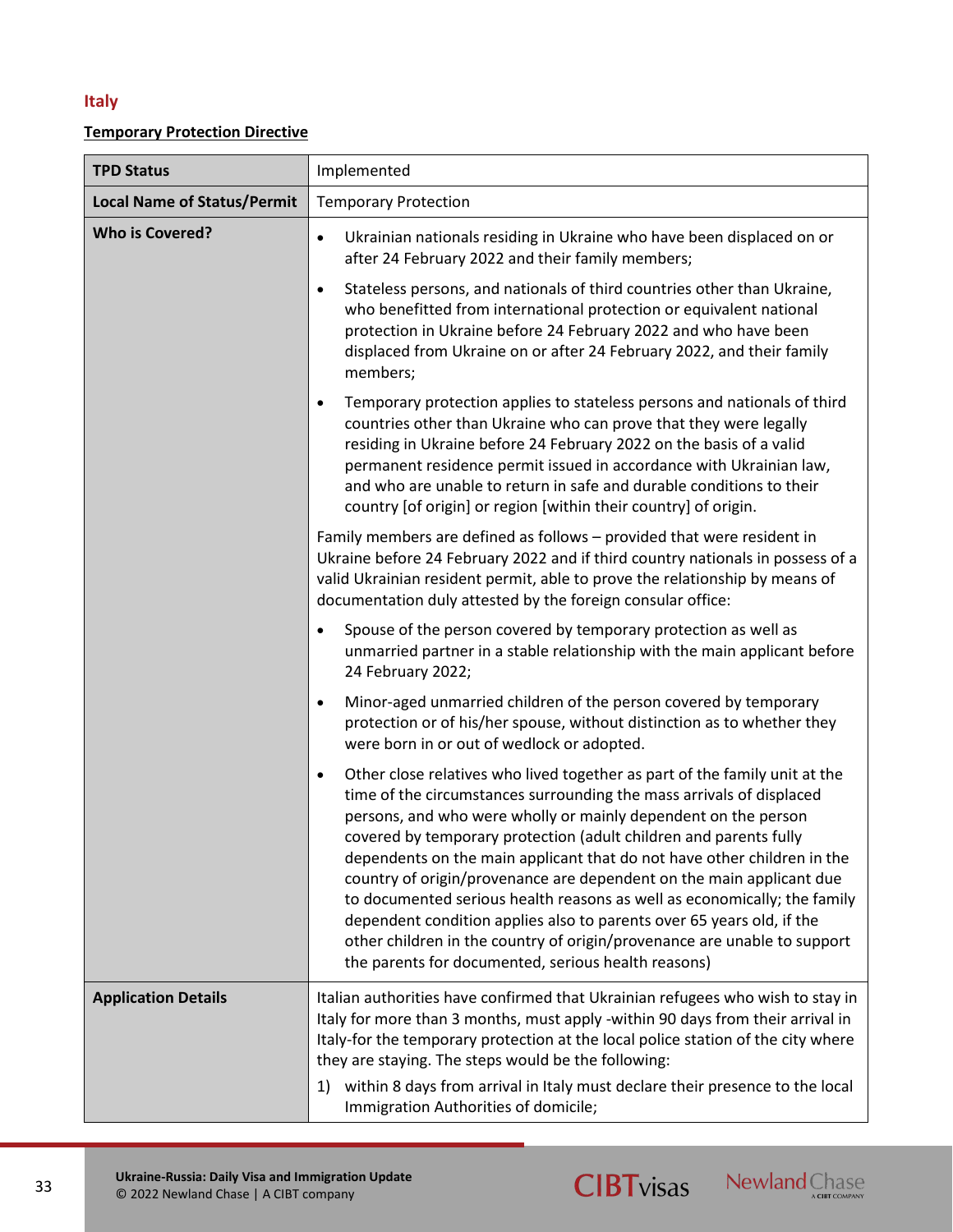## Italy

### Temporary Protection Directive

| **TPD Status** | Implemented |
|---|---|
| **Local Name of Status/Permit** | Temporary Protection |
| **Who is Covered?** | • Ukrainian nationals residing in Ukraine who have been displaced on or after 24 February 2022 and their family members;<br>• Stateless persons, and nationals of third countries other than Ukraine, who benefitted from international protection or equivalent national protection in Ukraine before 24 February 2022 and who have been displaced from Ukraine on or after 24 February 2022, and their family members;<br>• Temporary protection applies to stateless persons and nationals of third countries other than Ukraine who can prove that they were legally residing in Ukraine before 24 February 2022 on the basis of a valid permanent residence permit issued in accordance with Ukrainian law, and who are unable to return in safe and durable conditions to their country [of origin] or region [within their country] of origin.<br><br>Family members are defined as follows – provided that were resident in Ukraine before 24 February 2022 and if third country nationals in possess of a valid Ukrainian resident permit, able to prove the relationship by means of documentation duly attested by the foreign consular office:<br>• Spouse of the person covered by temporary protection as well as unmarried partner in a stable relationship with the main applicant before 24 February 2022;<br>• Minor-aged unmarried children of the person covered by temporary protection or of his/her spouse, without distinction as to whether they were born in or out of wedlock or adopted.<br>• Other close relatives who lived together as part of the family unit at the time of the circumstances surrounding the mass arrivals of displaced persons, and who were wholly or mainly dependent on the person covered by temporary protection (adult children and parents fully dependents on the main applicant that do not have other children in the country of origin/provenance are dependent on the main applicant due to documented serious health reasons as well as economically; the family dependent condition applies also to parents over 65 years old, if the other children in the country of origin/provenance are unable to support the parents for documented, serious health reasons) |
| **Application Details** | Italian authorities have confirmed that Ukrainian refugees who wish to stay in Italy for more than 3 months, must apply -within 90 days from their arrival in Italy-for the temporary protection at the local police station of the city where they are staying. The steps would be the following:<br>1) within 8 days from arrival in Italy must declare their presence to the local Immigration Authorities of domicile; |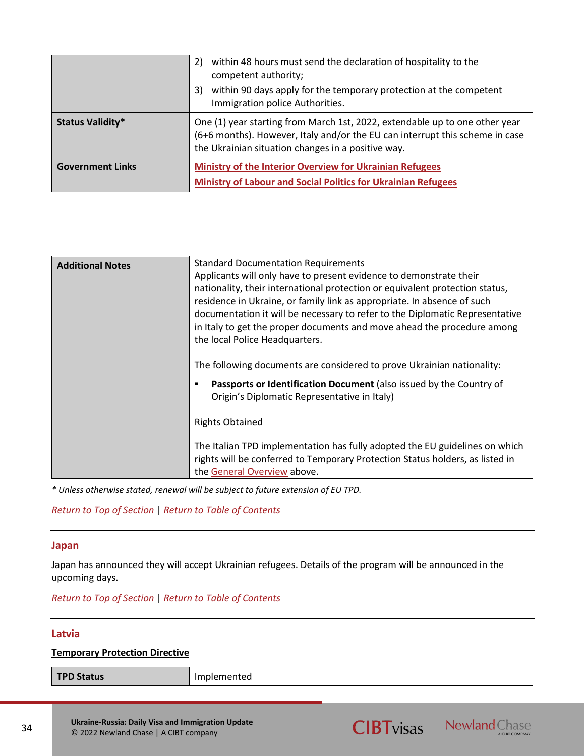| | |
|---|---|
| | 2) within 48 hours must send the declaration of hospitality to the competent authority;<br>3) within 90 days apply for the temporary protection at the competent Immigration police Authorities. |
| **Status Validity*** | One (1) year starting from March 1st, 2022, extendable up to one other year (6+6 months). However, Italy and/or the EU can interrupt this scheme in case the Ukrainian situation changes in a positive way. |
| **Government Links** | Ministry of the Interior Overview for Ukrainian Refugees<br>Ministry of Labour and Social Politics for Ukrainian Refugees |

| | |
|---|---|
| **Additional Notes** | Standard Documentation Requirements<br>Applicants will only have to present evidence to demonstrate their nationality, their international protection or equivalent protection status, residence in Ukraine, or family link as appropriate. In absence of such documentation it will be necessary to refer to the Diplomatic Representative in Italy to get the proper documents and move ahead the procedure among the local Police Headquarters.<br><br>The following documents are considered to prove Ukrainian nationality:<br>▪ **Passports or Identification Document** (also issued by the Country of Origin's Diplomatic Representative in Italy)<br><br>Rights Obtained<br><br>The Italian TPD implementation has fully adopted the EU guidelines on which rights will be conferred to Temporary Protection Status holders, as listed in the General Overview above. |

*\* Unless otherwise stated, renewal will be subject to future extension of EU TPD.*

*Return to Top of Section* | *Return to Table of Contents*

## Japan

Japan has announced they will accept Ukrainian refugees. Details of the program will be announced in the upcoming days.

*Return to Top of Section* | *Return to Table of Contents*

## Latvia

**Temporary Protection Directive**

| | |
|---|---|
| **TPD Status** | Implemented |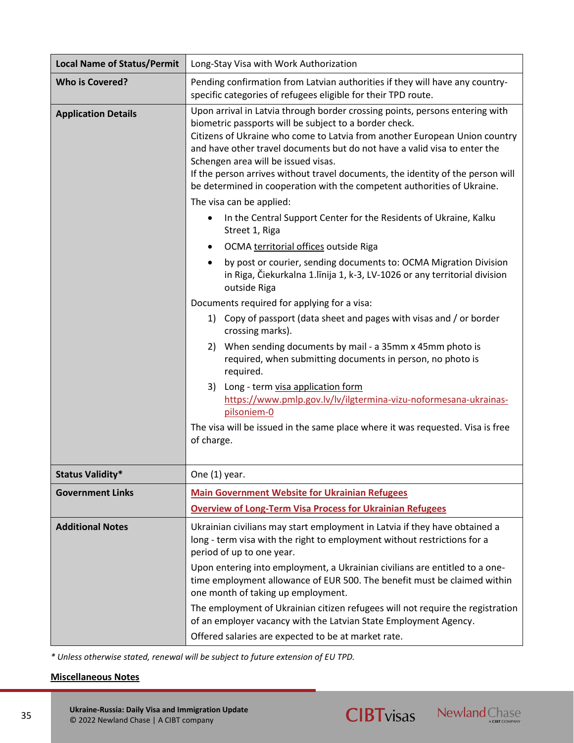| Local Name of Status/Permit | Long-Stay Visa with Work Authorization |
|---|---|
| **Who is Covered?** | Pending confirmation from Latvian authorities if they will have any country-specific categories of refugees eligible for their TPD route. |
| **Application Details** | Upon arrival in Latvia through border crossing points, persons entering with biometric passports will be subject to a border check.<br>Citizens of Ukraine who come to Latvia from another European Union country and have other travel documents but do not have a valid visa to enter the Schengen area will be issued visas.<br>If the person arrives without travel documents, the identity of the person will be determined in cooperation with the competent authorities of Ukraine.<br>The visa can be applied:<br>• In the Central Support Center for the Residents of Ukraine, Kalku Street 1, Riga<br>• OCMA territorial offices outside Riga<br>• by post or courier, sending documents to: OCMA Migration Division in Riga, Čiekurkalna 1.līnija 1, k-3, LV-1026 or any territorial division outside Riga<br>Documents required for applying for a visa:<br>1) Copy of passport (data sheet and pages with visas and / or border crossing marks).<br>2) When sending documents by mail - a 35mm x 45mm photo is required, when submitting documents in person, no photo is required.<br>3) Long - term visa application form https://www.pmlp.gov.lv/lv/ilgtermina-vizu-noformesana-ukrainas-pilsoniem-0<br>The visa will be issued in the same place where it was requested. Visa is free of charge. |
| **Status Validity*** | One (1) year. |
| **Government Links** | **Main Government Website for Ukrainian Refugees**<br>**Overview of Long-Term Visa Process for Ukrainian Refugees** |
| **Additional Notes** | Ukrainian civilians may start employment in Latvia if they have obtained a long - term visa with the right to employment without restrictions for a period of up to one year.<br>Upon entering into employment, a Ukrainian civilians are entitled to a one-time employment allowance of EUR 500. The benefit must be claimed within one month of taking up employment.<br>The employment of Ukrainian citizen refugees will not require the registration of an employer vacancy with the Latvian State Employment Agency.<br>Offered salaries are expected to be at market rate. |

*\* Unless otherwise stated, renewal will be subject to future extension of EU TPD.*

**Miscellaneous Notes**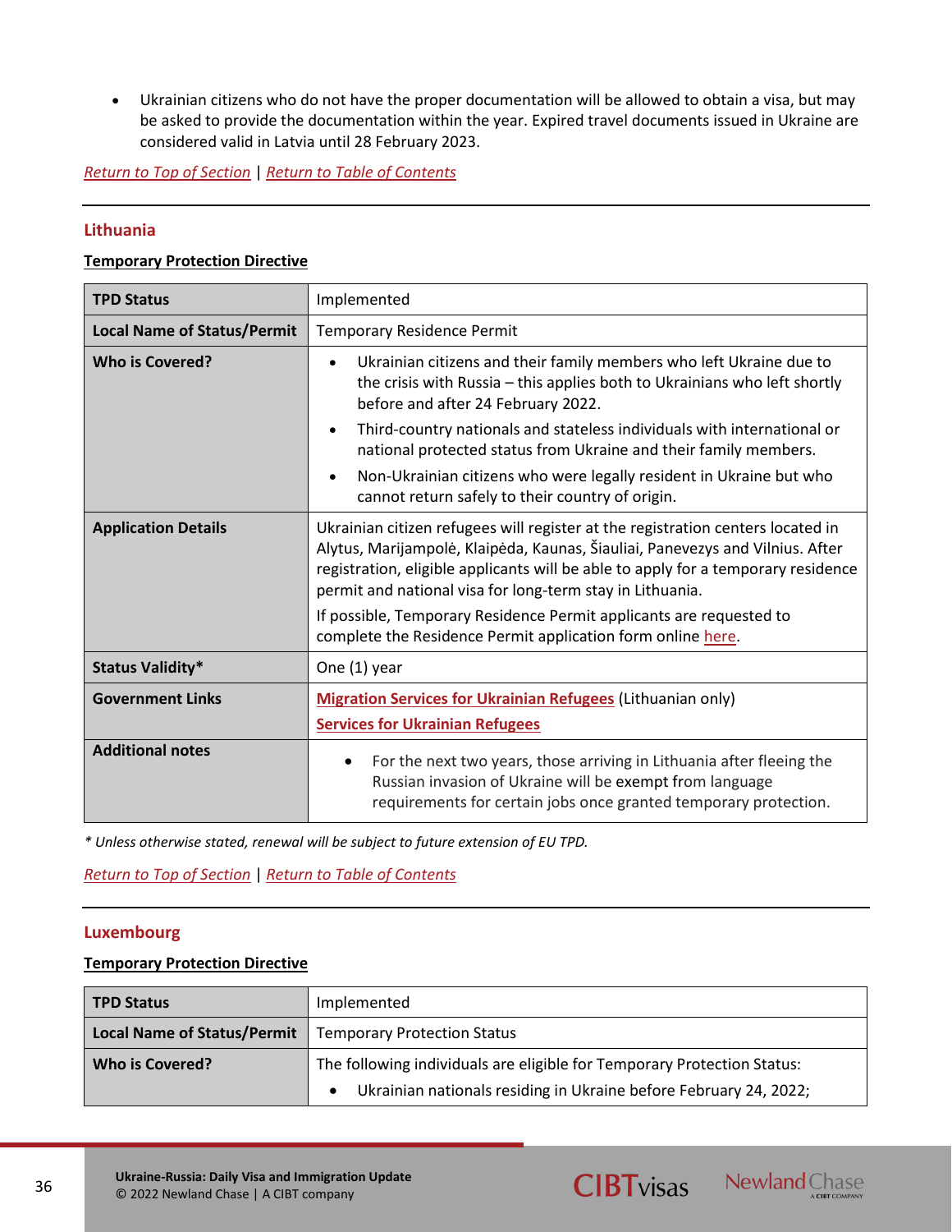- Ukrainian citizens who do not have the proper documentation will be allowed to obtain a visa, but may be asked to provide the documentation within the year. Expired travel documents issued in Ukraine are considered valid in Latvia until 28 February 2023.

*Return to Top of Section* | *Return to Table of Contents*

## Lithuania

**Temporary Protection Directive**

| **TPD Status** | Implemented |
|---|---|
| **Local Name of Status/Permit** | Temporary Residence Permit |
| **Who is Covered?** | • Ukrainian citizens and their family members who left Ukraine due to the crisis with Russia – this applies both to Ukrainians who left shortly before and after 24 February 2022.<br>• Third-country nationals and stateless individuals with international or national protected status from Ukraine and their family members.<br>• Non-Ukrainian citizens who were legally resident in Ukraine but who cannot return safely to their country of origin. |
| **Application Details** | Ukrainian citizen refugees will register at the registration centers located in Alytus, Marijampolė, Klaipėda, Kaunas, Šiauliai, Panevezys and Vilnius. After registration, eligible applicants will be able to apply for a temporary residence permit and national visa for long-term stay in Lithuania.<br>If possible, Temporary Residence Permit applicants are requested to complete the Residence Permit application form online here. |
| **Status Validity*** | One (1) year |
| **Government Links** | **Migration Services for Ukrainian Refugees** (Lithuanian only)<br>**Services for Ukrainian Refugees** |
| **Additional notes** | • For the next two years, those arriving in Lithuania after fleeing the Russian invasion of Ukraine will be exempt from language requirements for certain jobs once granted temporary protection. |

*\* Unless otherwise stated, renewal will be subject to future extension of EU TPD.*

*Return to Top of Section* | *Return to Table of Contents*

## Luxembourg

**Temporary Protection Directive**

| **TPD Status** | Implemented |
|---|---|
| **Local Name of Status/Permit** | Temporary Protection Status |
| **Who is Covered?** | The following individuals are eligible for Temporary Protection Status:<br>• Ukrainian nationals residing in Ukraine before February 24, 2022; |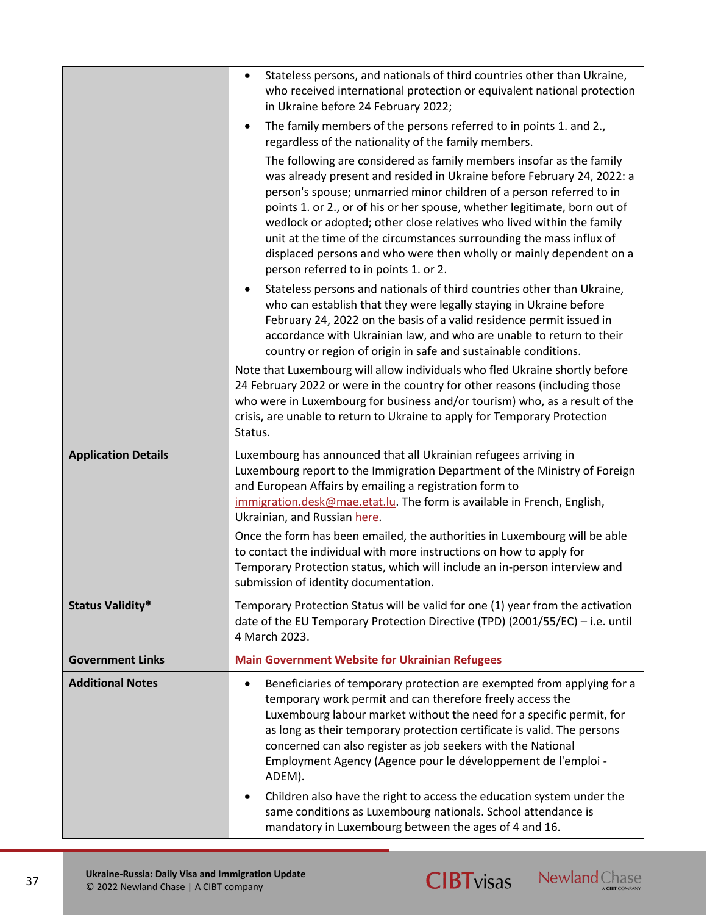| | |
|---|---|
| | <ul><li>Stateless persons, and nationals of third countries other than Ukraine, who received international protection or equivalent national protection in Ukraine before 24 February 2022;</li><li>The family members of the persons referred to in points 1. and 2., regardless of the nationality of the family members.<br>The following are considered as family members insofar as the family was already present and resided in Ukraine before February 24, 2022: a person's spouse; unmarried minor children of a person referred to in points 1. or 2., or of his or her spouse, whether legitimate, born out of wedlock or adopted; other close relatives who lived within the family unit at the time of the circumstances surrounding the mass influx of displaced persons and who were then wholly or mainly dependent on a person referred to in points 1. or 2.</li><li>Stateless persons and nationals of third countries other than Ukraine, who can establish that they were legally staying in Ukraine before February 24, 2022 on the basis of a valid residence permit issued in accordance with Ukrainian law, and who are unable to return to their country or region of origin in safe and sustainable conditions.</li></ul>Note that Luxembourg will allow individuals who fled Ukraine shortly before 24 February 2022 or were in the country for other reasons (including those who were in Luxembourg for business and/or tourism) who, as a result of the crisis, are unable to return to Ukraine to apply for Temporary Protection Status. |
| **Application Details** | Luxembourg has announced that all Ukrainian refugees arriving in Luxembourg report to the Immigration Department of the Ministry of Foreign and European Affairs by emailing a registration form to immigration.desk@mae.etat.lu. The form is available in French, English, Ukrainian, and Russian here.<br>Once the form has been emailed, the authorities in Luxembourg will be able to contact the individual with more instructions on how to apply for Temporary Protection status, which will include an in-person interview and submission of identity documentation. |
| **Status Validity*** | Temporary Protection Status will be valid for one (1) year from the activation date of the EU Temporary Protection Directive (TPD) (2001/55/EC) – i.e. until 4 March 2023. |
| **Government Links** | **Main Government Website for Ukrainian Refugees** |
| **Additional Notes** | <ul><li>Beneficiaries of temporary protection are exempted from applying for a temporary work permit and can therefore freely access the Luxembourg labour market without the need for a specific permit, for as long as their temporary protection certificate is valid. The persons concerned can also register as job seekers with the National Employment Agency (Agence pour le développement de l'emploi - ADEM).</li><li>Children also have the right to access the education system under the same conditions as Luxembourg nationals. School attendance is mandatory in Luxembourg between the ages of 4 and 16.</li></ul> |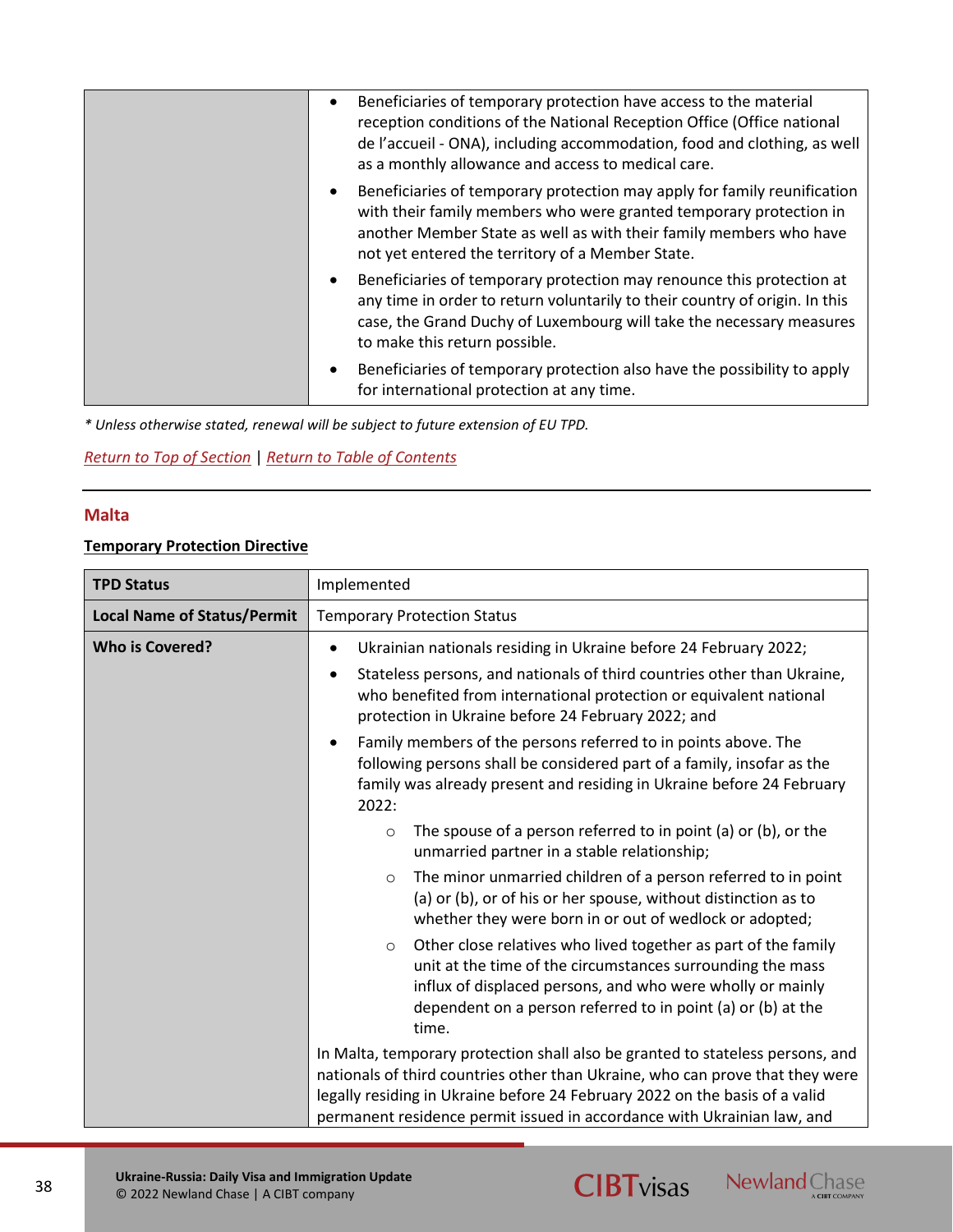| | |
|---|---|
| | • Beneficiaries of temporary protection have access to the material reception conditions of the National Reception Office (Office national de l'accueil - ONA), including accommodation, food and clothing, as well as a monthly allowance and access to medical care.<br>• Beneficiaries of temporary protection may apply for family reunification with their family members who were granted temporary protection in another Member State as well as with their family members who have not yet entered the territory of a Member State.<br>• Beneficiaries of temporary protection may renounce this protection at any time in order to return voluntarily to their country of origin. In this case, the Grand Duchy of Luxembourg will take the necessary measures to make this return possible.<br>• Beneficiaries of temporary protection also have the possibility to apply for international protection at any time. |

*\* Unless otherwise stated, renewal will be subject to future extension of EU TPD.*

*Return to Top of Section* | *Return to Table of Contents*

## Malta

**Temporary Protection Directive**

| **TPD Status** | Implemented |
|---|---|
| **Local Name of Status/Permit** | Temporary Protection Status |
| **Who is Covered?** | • Ukrainian nationals residing in Ukraine before 24 February 2022;<br>• Stateless persons, and nationals of third countries other than Ukraine, who benefited from international protection or equivalent national protection in Ukraine before 24 February 2022; and<br>• Family members of the persons referred to in points above. The following persons shall be considered part of a family, insofar as the family was already present and residing in Ukraine before 24 February 2022:<br>  ○ The spouse of a person referred to in point (a) or (b), or the unmarried partner in a stable relationship;<br>  ○ The minor unmarried children of a person referred to in point (a) or (b), or of his or her spouse, without distinction as to whether they were born in or out of wedlock or adopted;<br>  ○ Other close relatives who lived together as part of the family unit at the time of the circumstances surrounding the mass influx of displaced persons, and who were wholly or mainly dependent on a person referred to in point (a) or (b) at the time.<br>In Malta, temporary protection shall also be granted to stateless persons, and nationals of third countries other than Ukraine, who can prove that they were legally residing in Ukraine before 24 February 2022 on the basis of a valid permanent residence permit issued in accordance with Ukrainian law, and |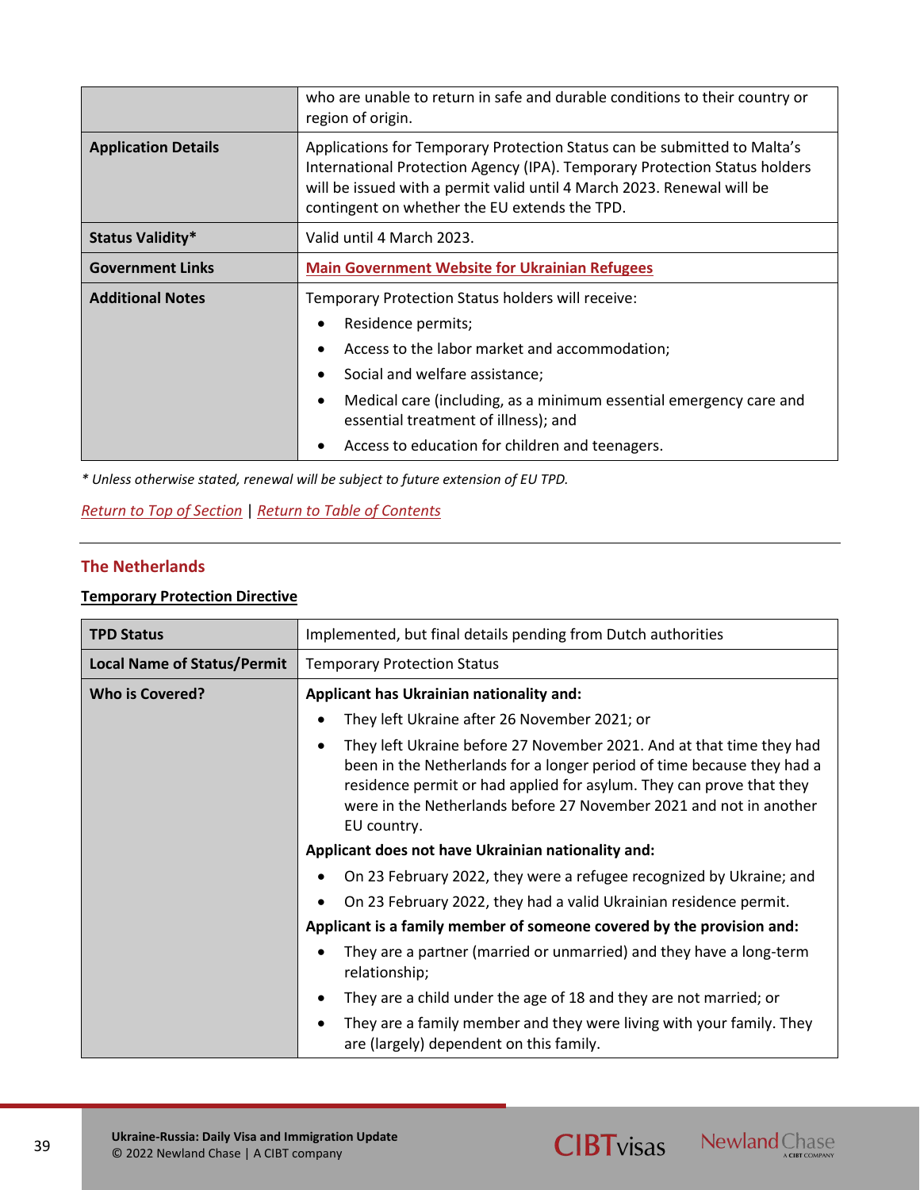| | |
|---|---|
| | who are unable to return in safe and durable conditions to their country or region of origin. |
| **Application Details** | Applications for Temporary Protection Status can be submitted to Malta's International Protection Agency (IPA). Temporary Protection Status holders will be issued with a permit valid until 4 March 2023. Renewal will be contingent on whether the EU extends the TPD. |
| **Status Validity*** | Valid until 4 March 2023. |
| **Government Links** | **Main Government Website for Ukrainian Refugees** |
| **Additional Notes** | Temporary Protection Status holders will receive:<br>• Residence permits;<br>• Access to the labor market and accommodation;<br>• Social and welfare assistance;<br>• Medical care (including, as a minimum essential emergency care and essential treatment of illness); and<br>• Access to education for children and teenagers. |

*\* Unless otherwise stated, renewal will be subject to future extension of EU TPD.*

*Return to Top of Section* | *Return to Table of Contents*

## The Netherlands

### Temporary Protection Directive

| **TPD Status** | Implemented, but final details pending from Dutch authorities |
|---|---|
| **Local Name of Status/Permit** | Temporary Protection Status |
| **Who is Covered?** | **Applicant has Ukrainian nationality and:**<br>• They left Ukraine after 26 November 2021; or<br>• They left Ukraine before 27 November 2021. And at that time they had been in the Netherlands for a longer period of time because they had a residence permit or had applied for asylum. They can prove that they were in the Netherlands before 27 November 2021 and not in another EU country.<br>**Applicant does not have Ukrainian nationality and:**<br>• On 23 February 2022, they were a refugee recognized by Ukraine; and<br>• On 23 February 2022, they had a valid Ukrainian residence permit.<br>**Applicant is a family member of someone covered by the provision and:**<br>• They are a partner (married or unmarried) and they have a long-term relationship;<br>• They are a child under the age of 18 and they are not married; or<br>• They are a family member and they were living with your family. They are (largely) dependent on this family. |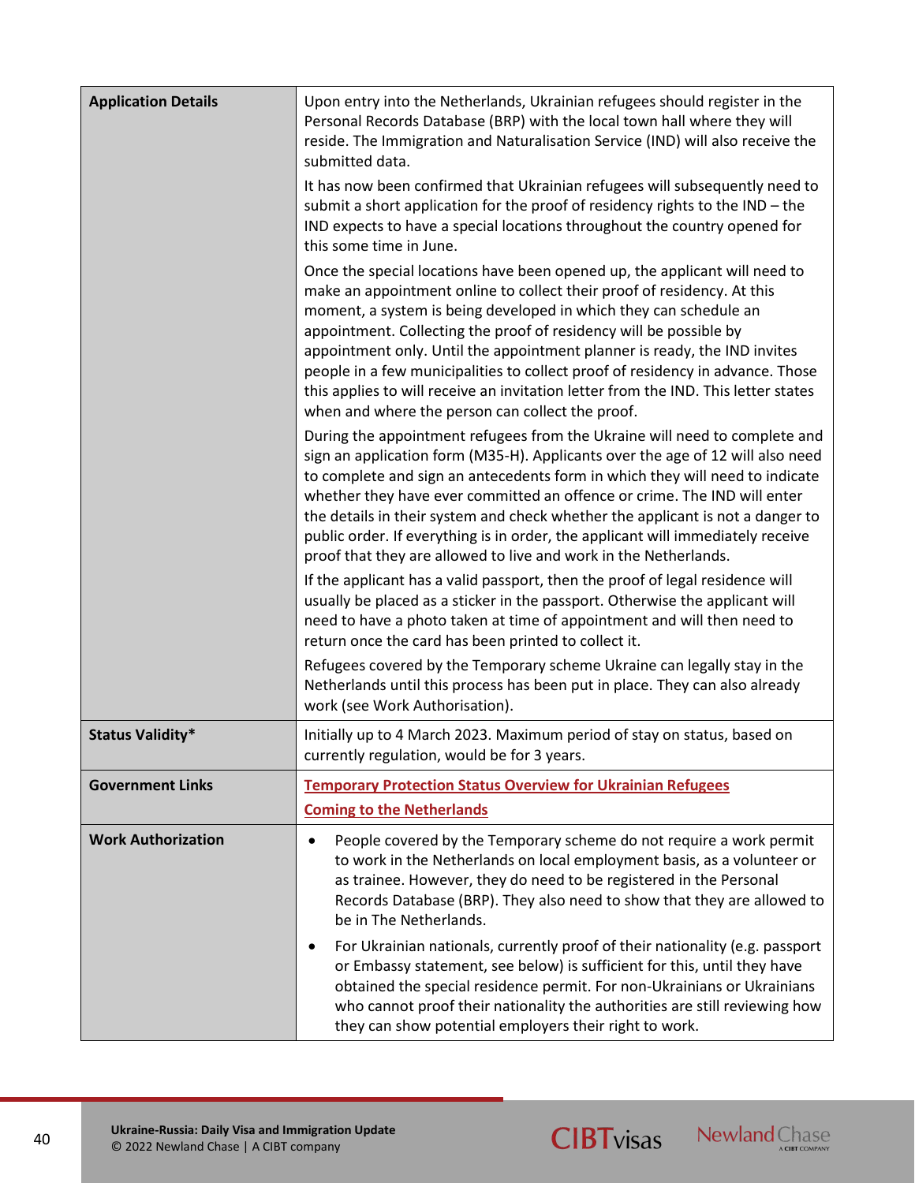| | |
|---|---|
| **Application Details** | Upon entry into the Netherlands, Ukrainian refugees should register in the Personal Records Database (BRP) with the local town hall where they will reside. The Immigration and Naturalisation Service (IND) will also receive the submitted data.<br><br>It has now been confirmed that Ukrainian refugees will subsequently need to submit a short application for the proof of residency rights to the IND – the IND expects to have a special locations throughout the country opened for this some time in June.<br><br>Once the special locations have been opened up, the applicant will need to make an appointment online to collect their proof of residency. At this moment, a system is being developed in which they can schedule an appointment. Collecting the proof of residency will be possible by appointment only. Until the appointment planner is ready, the IND invites people in a few municipalities to collect proof of residency in advance. Those this applies to will receive an invitation letter from the IND. This letter states when and where the person can collect the proof.<br><br>During the appointment refugees from the Ukraine will need to complete and sign an application form (M35-H). Applicants over the age of 12 will also need to complete and sign an antecedents form in which they will need to indicate whether they have ever committed an offence or crime. The IND will enter the details in their system and check whether the applicant is not a danger to public order. If everything is in order, the applicant will immediately receive proof that they are allowed to live and work in the Netherlands.<br><br>If the applicant has a valid passport, then the proof of legal residence will usually be placed as a sticker in the passport. Otherwise the applicant will need to have a photo taken at time of appointment and will then need to return once the card has been printed to collect it.<br><br>Refugees covered by the Temporary scheme Ukraine can legally stay in the Netherlands until this process has been put in place. They can also already work (see Work Authorisation). |
| **Status Validity*** | Initially up to 4 March 2023. Maximum period of stay on status, based on currently regulation, would be for 3 years. |
| **Government Links** | Temporary Protection Status Overview for Ukrainian Refugees<br><br>Coming to the Netherlands |
| **Work Authorization** | • People covered by the Temporary scheme do not require a work permit to work in the Netherlands on local employment basis, as a volunteer or as trainee. However, they do need to be registered in the Personal Records Database (BRP). They also need to show that they are allowed to be in The Netherlands.<br><br>• For Ukrainian nationals, currently proof of their nationality (e.g. passport or Embassy statement, see below) is sufficient for this, until they have obtained the special residence permit. For non-Ukrainians or Ukrainians who cannot proof their nationality the authorities are still reviewing how they can show potential employers their right to work. |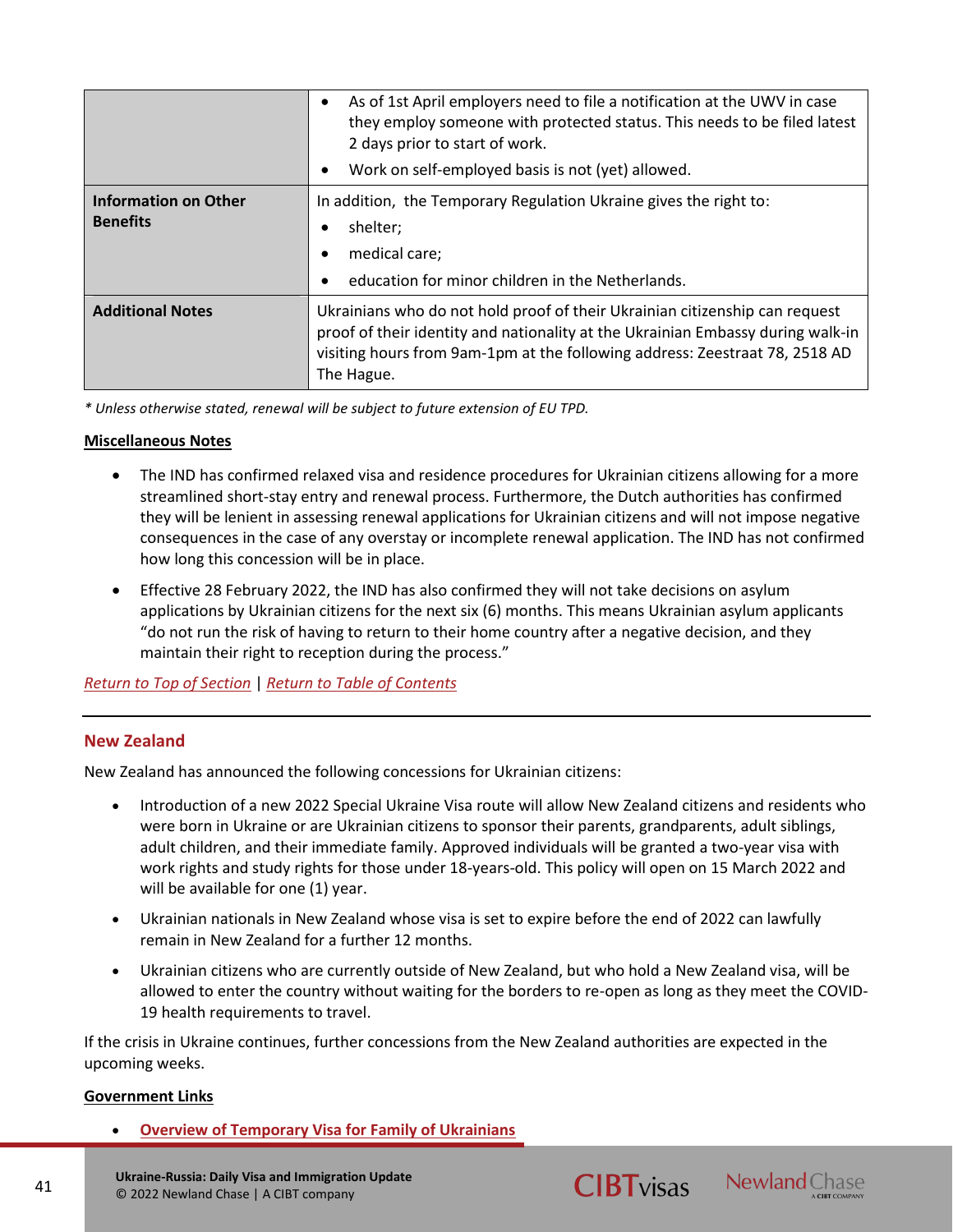| | |
|---|---|
| | • As of 1st April employers need to file a notification at the UWV in case they employ someone with protected status. This needs to be filed latest 2 days prior to start of work.<br>• Work on self-employed basis is not (yet) allowed. |
| **Information on Other Benefits** | In addition, the Temporary Regulation Ukraine gives the right to:<br>• shelter;<br>• medical care;<br>• education for minor children in the Netherlands. |
| **Additional Notes** | Ukrainians who do not hold proof of their Ukrainian citizenship can request proof of their identity and nationality at the Ukrainian Embassy during walk-in visiting hours from 9am-1pm at the following address: Zeestraat 78, 2518 AD The Hague. |

*\* Unless otherwise stated, renewal will be subject to future extension of EU TPD.*

**Miscellaneous Notes**

- The IND has confirmed relaxed visa and residence procedures for Ukrainian citizens allowing for a more streamlined short-stay entry and renewal process. Furthermore, the Dutch authorities has confirmed they will be lenient in assessing renewal applications for Ukrainian citizens and will not impose negative consequences in the case of any overstay or incomplete renewal application. The IND has not confirmed how long this concession will be in place.
- Effective 28 February 2022, the IND has also confirmed they will not take decisions on asylum applications by Ukrainian citizens for the next six (6) months. This means Ukrainian asylum applicants "do not run the risk of having to return to their home country after a negative decision, and they maintain their right to reception during the process."

*Return to Top of Section* | *Return to Table of Contents*

## New Zealand

New Zealand has announced the following concessions for Ukrainian citizens:

- Introduction of a new 2022 Special Ukraine Visa route will allow New Zealand citizens and residents who were born in Ukraine or are Ukrainian citizens to sponsor their parents, grandparents, adult siblings, adult children, and their immediate family. Approved individuals will be granted a two-year visa with work rights and study rights for those under 18-years-old. This policy will open on 15 March 2022 and will be available for one (1) year.
- Ukrainian nationals in New Zealand whose visa is set to expire before the end of 2022 can lawfully remain in New Zealand for a further 12 months.
- Ukrainian citizens who are currently outside of New Zealand, but who hold a New Zealand visa, will be allowed to enter the country without waiting for the borders to re-open as long as they meet the COVID-19 health requirements to travel.

If the crisis in Ukraine continues, further concessions from the New Zealand authorities are expected in the upcoming weeks.

**Government Links**

- **Overview of Temporary Visa for Family of Ukrainians**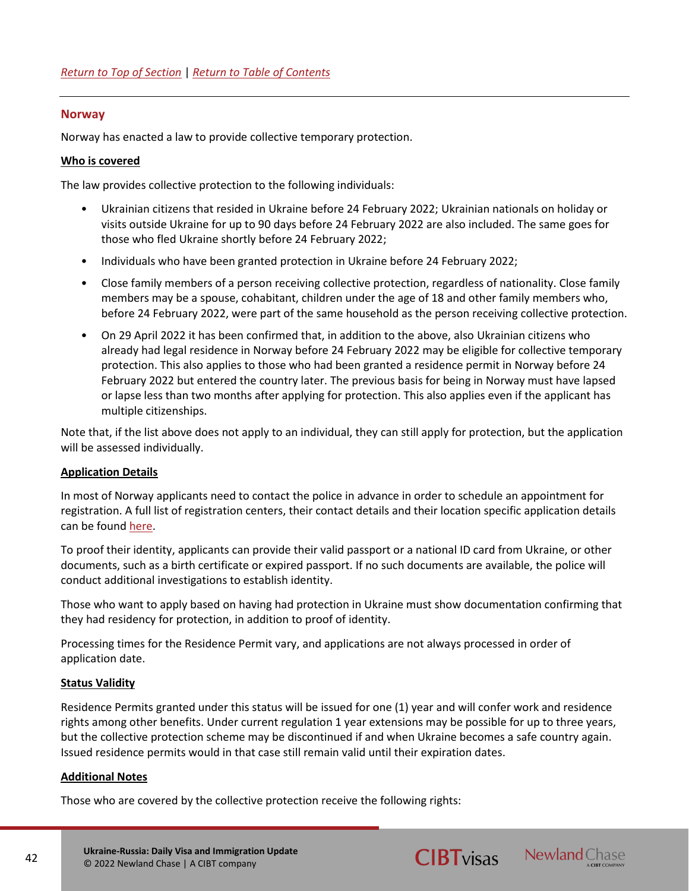*Return to Top of Section* | *Return to Table of Contents*

## Norway

Norway has enacted a law to provide collective temporary protection.

**Who is covered**

The law provides collective protection to the following individuals:

- Ukrainian citizens that resided in Ukraine before 24 February 2022; Ukrainian nationals on holiday or visits outside Ukraine for up to 90 days before 24 February 2022 are also included. The same goes for those who fled Ukraine shortly before 24 February 2022;
- Individuals who have been granted protection in Ukraine before 24 February 2022;
- Close family members of a person receiving collective protection, regardless of nationality. Close family members may be a spouse, cohabitant, children under the age of 18 and other family members who, before 24 February 2022, were part of the same household as the person receiving collective protection.
- On 29 April 2022 it has been confirmed that, in addition to the above, also Ukrainian citizens who already had legal residence in Norway before 24 February 2022 may be eligible for collective temporary protection. This also applies to those who had been granted a residence permit in Norway before 24 February 2022 but entered the country later. The previous basis for being in Norway must have lapsed or lapse less than two months after applying for protection. This also applies even if the applicant has multiple citizenships.

Note that, if the list above does not apply to an individual, they can still apply for protection, but the application will be assessed individually.

**Application Details**

In most of Norway applicants need to contact the police in advance in order to schedule an appointment for registration. A full list of registration centers, their contact details and their location specific application details can be found here.

To proof their identity, applicants can provide their valid passport or a national ID card from Ukraine, or other documents, such as a birth certificate or expired passport. If no such documents are available, the police will conduct additional investigations to establish identity.

Those who want to apply based on having had protection in Ukraine must show documentation confirming that they had residency for protection, in addition to proof of identity.

Processing times for the Residence Permit vary, and applications are not always processed in order of application date.

**Status Validity**

Residence Permits granted under this status will be issued for one (1) year and will confer work and residence rights among other benefits. Under current regulation 1 year extensions may be possible for up to three years, but the collective protection scheme may be discontinued if and when Ukraine becomes a safe country again. Issued residence permits would in that case still remain valid until their expiration dates.

**Additional Notes**

Those who are covered by the collective protection receive the following rights: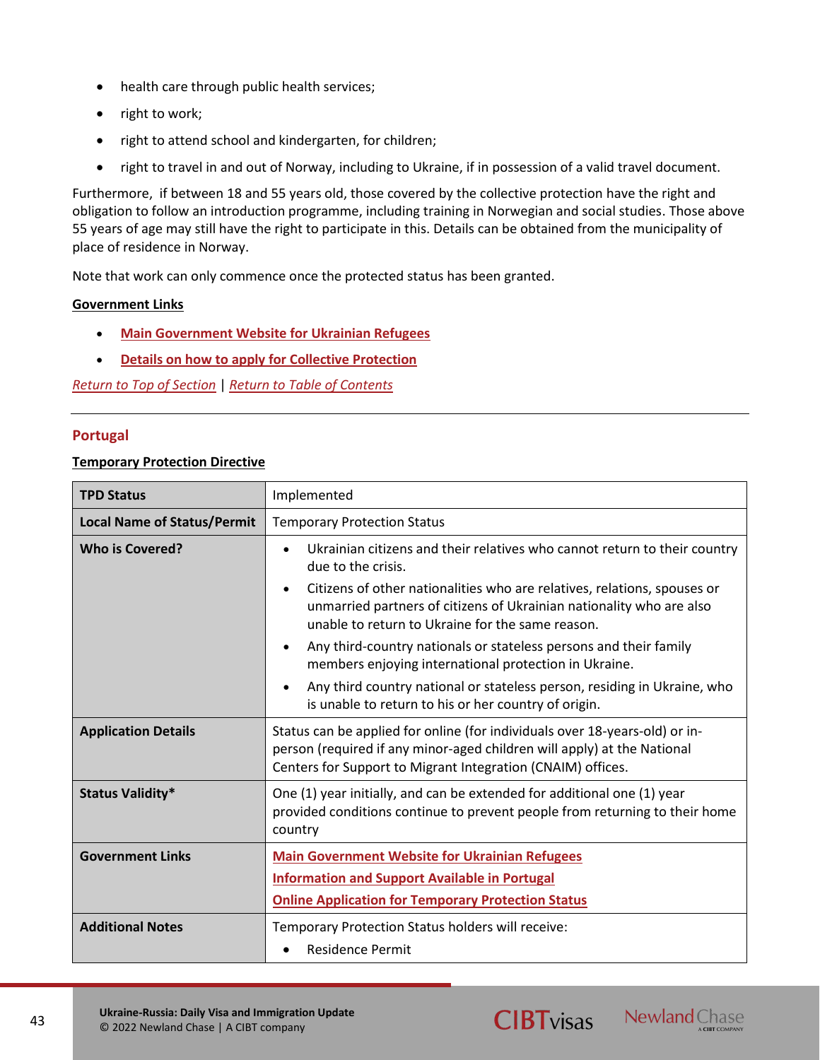- health care through public health services;
- right to work;
- right to attend school and kindergarten, for children;
- right to travel in and out of Norway, including to Ukraine, if in possession of a valid travel document.

Furthermore,  if between 18 and 55 years old, those covered by the collective protection have the right and obligation to follow an introduction programme, including training in Norwegian and social studies. Those above 55 years of age may still have the right to participate in this. Details can be obtained from the municipality of place of residence in Norway.

Note that work can only commence once the protected status has been granted.

**Government Links**

- **Main Government Website for Ukrainian Refugees**
- **Details on how to apply for Collective Protection**

*Return to Top of Section* | *Return to Table of Contents*

---

## Portugal

**Temporary Protection Directive**

| **TPD Status** | Implemented |
|---|---|
| **Local Name of Status/Permit** | Temporary Protection Status |
| **Who is Covered?** | • Ukrainian citizens and their relatives who cannot return to their country due to the crisis.<br>• Citizens of other nationalities who are relatives, relations, spouses or unmarried partners of citizens of Ukrainian nationality who are also unable to return to Ukraine for the same reason.<br>• Any third-country nationals or stateless persons and their family members enjoying international protection in Ukraine.<br>• Any third country national or stateless person, residing in Ukraine, who is unable to return to his or her country of origin. |
| **Application Details** | Status can be applied for online (for individuals over 18-years-old) or in-person (required if any minor-aged children will apply) at the National Centers for Support to Migrant Integration (CNAIM) offices. |
| **Status Validity*** | One (1) year initially, and can be extended for additional one (1) year provided conditions continue to prevent people from returning to their home country |
| **Government Links** | **Main Government Website for Ukrainian Refugees**<br>**Information and Support Available in Portugal**<br>**Online Application for Temporary Protection Status** |
| **Additional Notes** | Temporary Protection Status holders will receive:<br>• Residence Permit |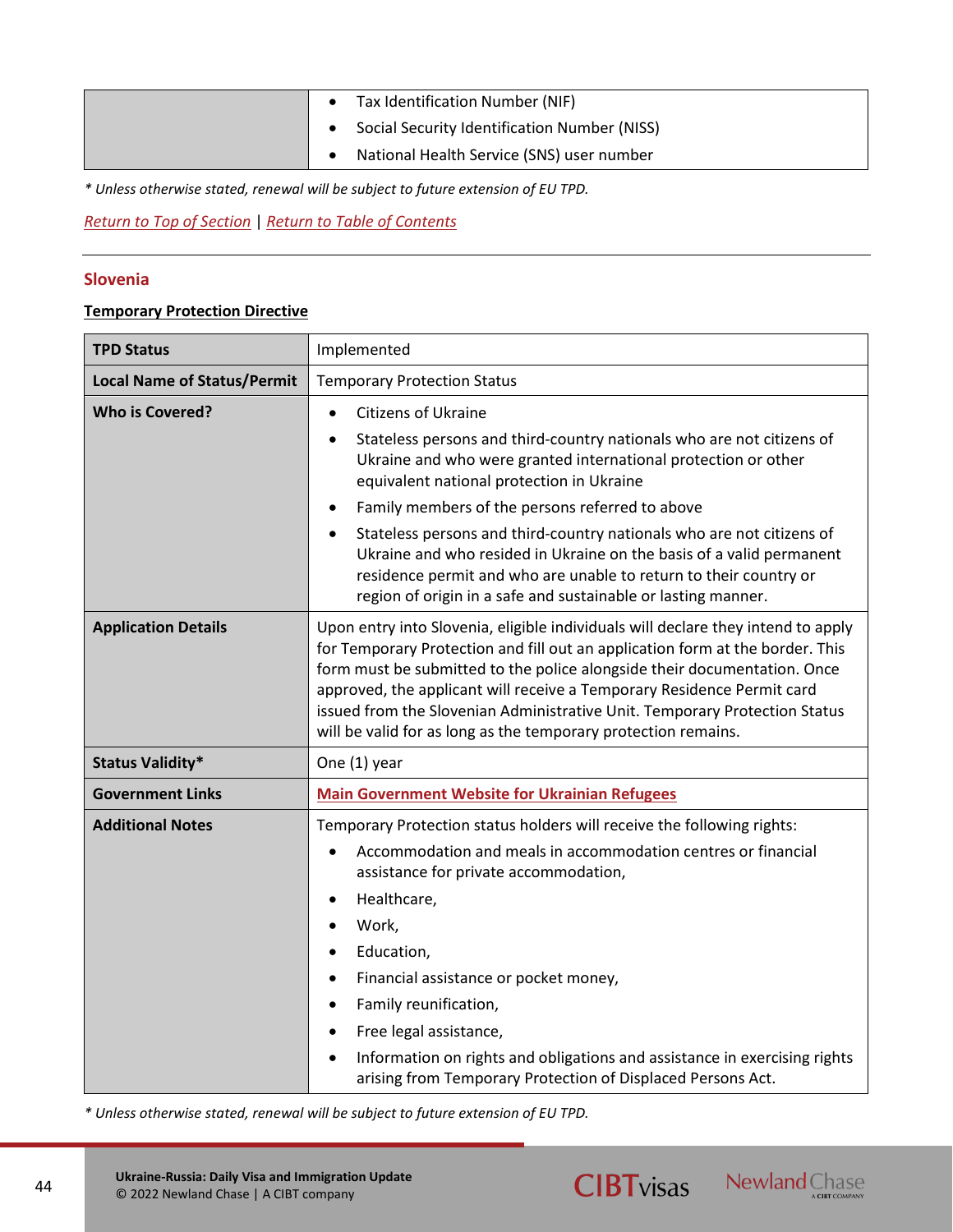|  |  |
|---|---|
|  | • Tax Identification Number (NIF)<br>• Social Security Identification Number (NISS)<br>• National Health Service (SNS) user number |

*\* Unless otherwise stated, renewal will be subject to future extension of EU TPD.*

[Return to Top of Section](#) | [Return to Table of Contents](#)

---

## Slovenia

### Temporary Protection Directive

| **TPD Status** | Implemented |
|---|---|
| **Local Name of Status/Permit** | Temporary Protection Status |
| **Who is Covered?** | • Citizens of Ukraine<br>• Stateless persons and third-country nationals who are not citizens of Ukraine and who were granted international protection or other equivalent national protection in Ukraine<br>• Family members of the persons referred to above<br>• Stateless persons and third-country nationals who are not citizens of Ukraine and who resided in Ukraine on the basis of a valid permanent residence permit and who are unable to return to their country or region of origin in a safe and sustainable or lasting manner. |
| **Application Details** | Upon entry into Slovenia, eligible individuals will declare they intend to apply for Temporary Protection and fill out an application form at the border. This form must be submitted to the police alongside their documentation. Once approved, the applicant will receive a Temporary Residence Permit card issued from the Slovenian Administrative Unit. Temporary Protection Status will be valid for as long as the temporary protection remains. |
| **Status Validity*** | One (1) year |
| **Government Links** | [**Main Government Website for Ukrainian Refugees**](#) |
| **Additional Notes** | Temporary Protection status holders will receive the following rights:<br>• Accommodation and meals in accommodation centres or financial assistance for private accommodation,<br>• Healthcare,<br>• Work,<br>• Education,<br>• Financial assistance or pocket money,<br>• Family reunification,<br>• Free legal assistance,<br>• Information on rights and obligations and assistance in exercising rights arising from Temporary Protection of Displaced Persons Act. |

*\* Unless otherwise stated, renewal will be subject to future extension of EU TPD.*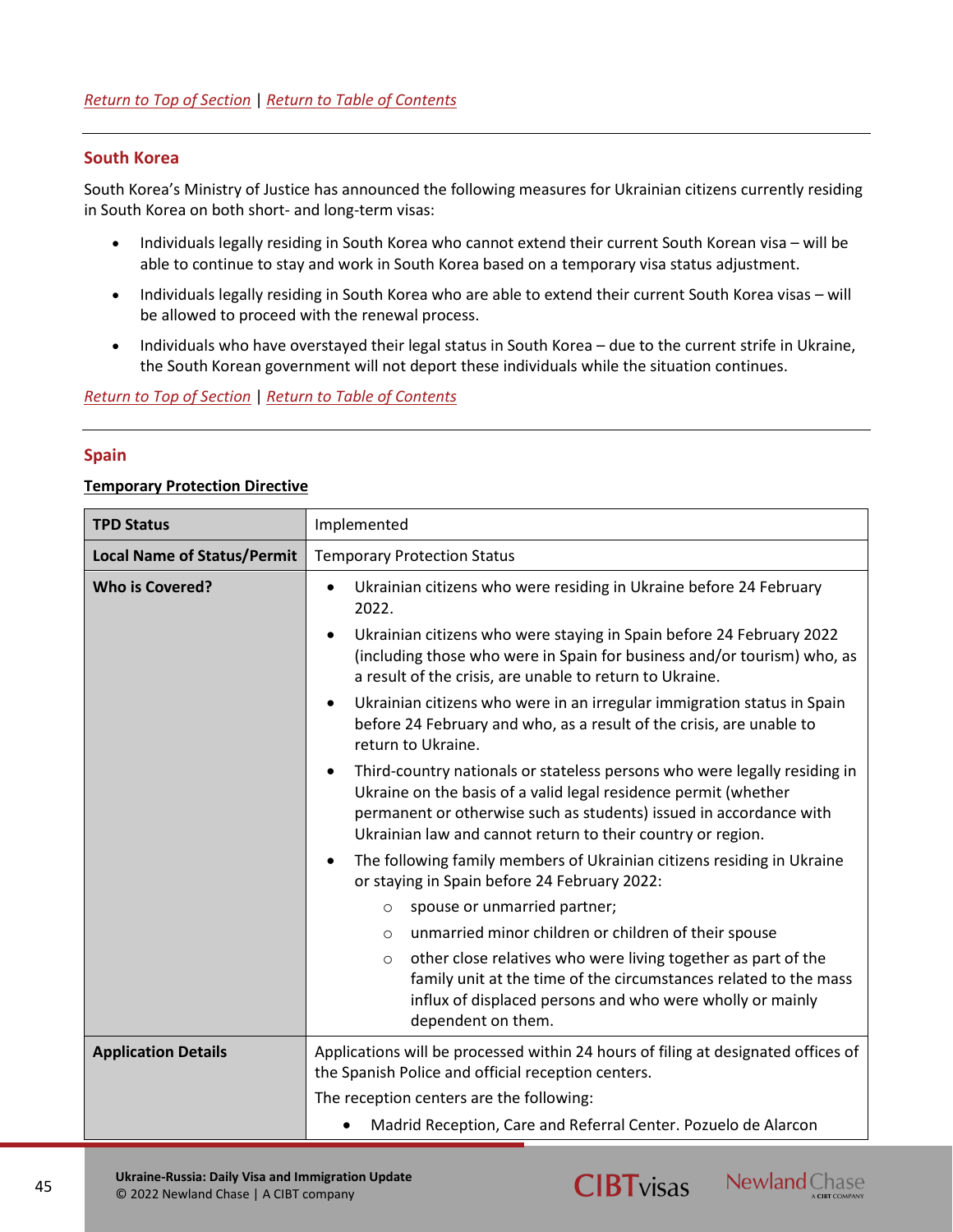*Return to Top of Section* | *Return to Table of Contents*

---

## South Korea

South Korea's Ministry of Justice has announced the following measures for Ukrainian citizens currently residing in South Korea on both short- and long-term visas:

- Individuals legally residing in South Korea who cannot extend their current South Korean visa – will be able to continue to stay and work in South Korea based on a temporary visa status adjustment.
- Individuals legally residing in South Korea who are able to extend their current South Korea visas – will be allowed to proceed with the renewal process.
- Individuals who have overstayed their legal status in South Korea – due to the current strife in Ukraine, the South Korean government will not deport these individuals while the situation continues.

*Return to Top of Section* | *Return to Table of Contents*

---

## Spain

**Temporary Protection Directive**

| **TPD Status** | Implemented |
|---|---|
| **Local Name of Status/Permit** | Temporary Protection Status |
| **Who is Covered?** | • Ukrainian citizens who were residing in Ukraine before 24 February 2022.<br>• Ukrainian citizens who were staying in Spain before 24 February 2022 (including those who were in Spain for business and/or tourism) who, as a result of the crisis, are unable to return to Ukraine.<br>• Ukrainian citizens who were in an irregular immigration status in Spain before 24 February and who, as a result of the crisis, are unable to return to Ukraine.<br>• Third-country nationals or stateless persons who were legally residing in Ukraine on the basis of a valid legal residence permit (whether permanent or otherwise such as students) issued in accordance with Ukrainian law and cannot return to their country or region.<br>• The following family members of Ukrainian citizens residing in Ukraine or staying in Spain before 24 February 2022:<br>&nbsp;&nbsp;&nbsp;&nbsp;○ spouse or unmarried partner;<br>&nbsp;&nbsp;&nbsp;&nbsp;○ unmarried minor children or children of their spouse<br>&nbsp;&nbsp;&nbsp;&nbsp;○ other close relatives who were living together as part of the family unit at the time of the circumstances related to the mass influx of displaced persons and who were wholly or mainly dependent on them. |
| **Application Details** | Applications will be processed within 24 hours of filing at designated offices of the Spanish Police and official reception centers.<br>The reception centers are the following:<br>• Madrid Reception, Care and Referral Center. Pozuelo de Alarcon |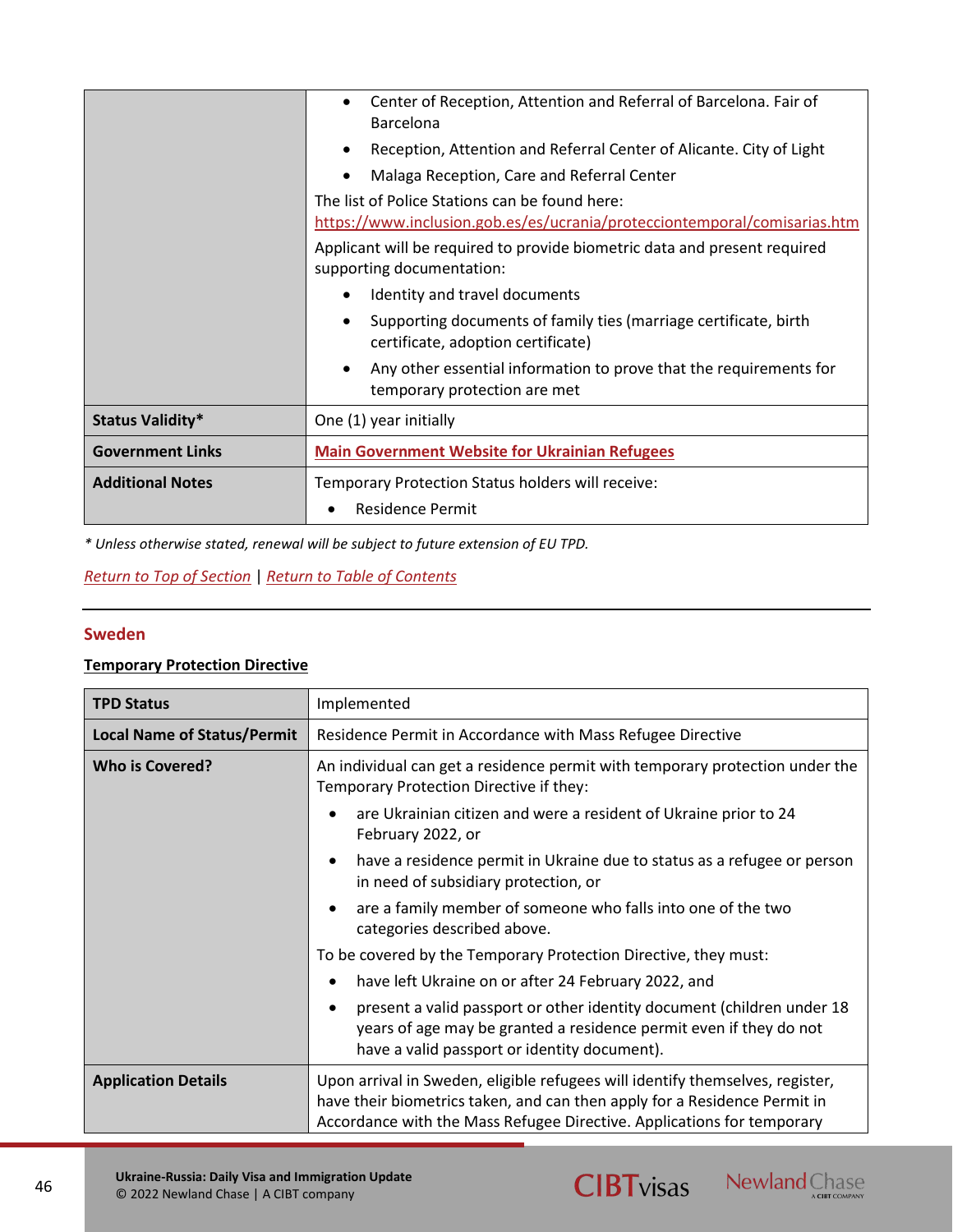| | |
|---|---|
| | • Center of Reception, Attention and Referral of Barcelona. Fair of Barcelona<br>• Reception, Attention and Referral Center of Alicante. City of Light<br>• Malaga Reception, Care and Referral Center<br>The list of Police Stations can be found here: https://www.inclusion.gob.es/es/ucrania/protecciontemporal/comisarias.htm<br>Applicant will be required to provide biometric data and present required supporting documentation:<br>• Identity and travel documents<br>• Supporting documents of family ties (marriage certificate, birth certificate, adoption certificate)<br>• Any other essential information to prove that the requirements for temporary protection are met |
| **Status Validity*** | One (1) year initially |
| **Government Links** | **Main Government Website for Ukrainian Refugees** |
| **Additional Notes** | Temporary Protection Status holders will receive:<br>• Residence Permit |

*\* Unless otherwise stated, renewal will be subject to future extension of EU TPD.*

*Return to Top of Section* | *Return to Table of Contents*

---

## Sweden

### Temporary Protection Directive

| | |
|---|---|
| **TPD Status** | Implemented |
| **Local Name of Status/Permit** | Residence Permit in Accordance with Mass Refugee Directive |
| **Who is Covered?** | An individual can get a residence permit with temporary protection under the Temporary Protection Directive if they:<br>• are Ukrainian citizen and were a resident of Ukraine prior to 24 February 2022, or<br>• have a residence permit in Ukraine due to status as a refugee or person in need of subsidiary protection, or<br>• are a family member of someone who falls into one of the two categories described above.<br>To be covered by the Temporary Protection Directive, they must:<br>• have left Ukraine on or after 24 February 2022, and<br>• present a valid passport or other identity document (children under 18 years of age may be granted a residence permit even if they do not have a valid passport or identity document). |
| **Application Details** | Upon arrival in Sweden, eligible refugees will identify themselves, register, have their biometrics taken, and can then apply for a Residence Permit in Accordance with the Mass Refugee Directive. Applications for temporary |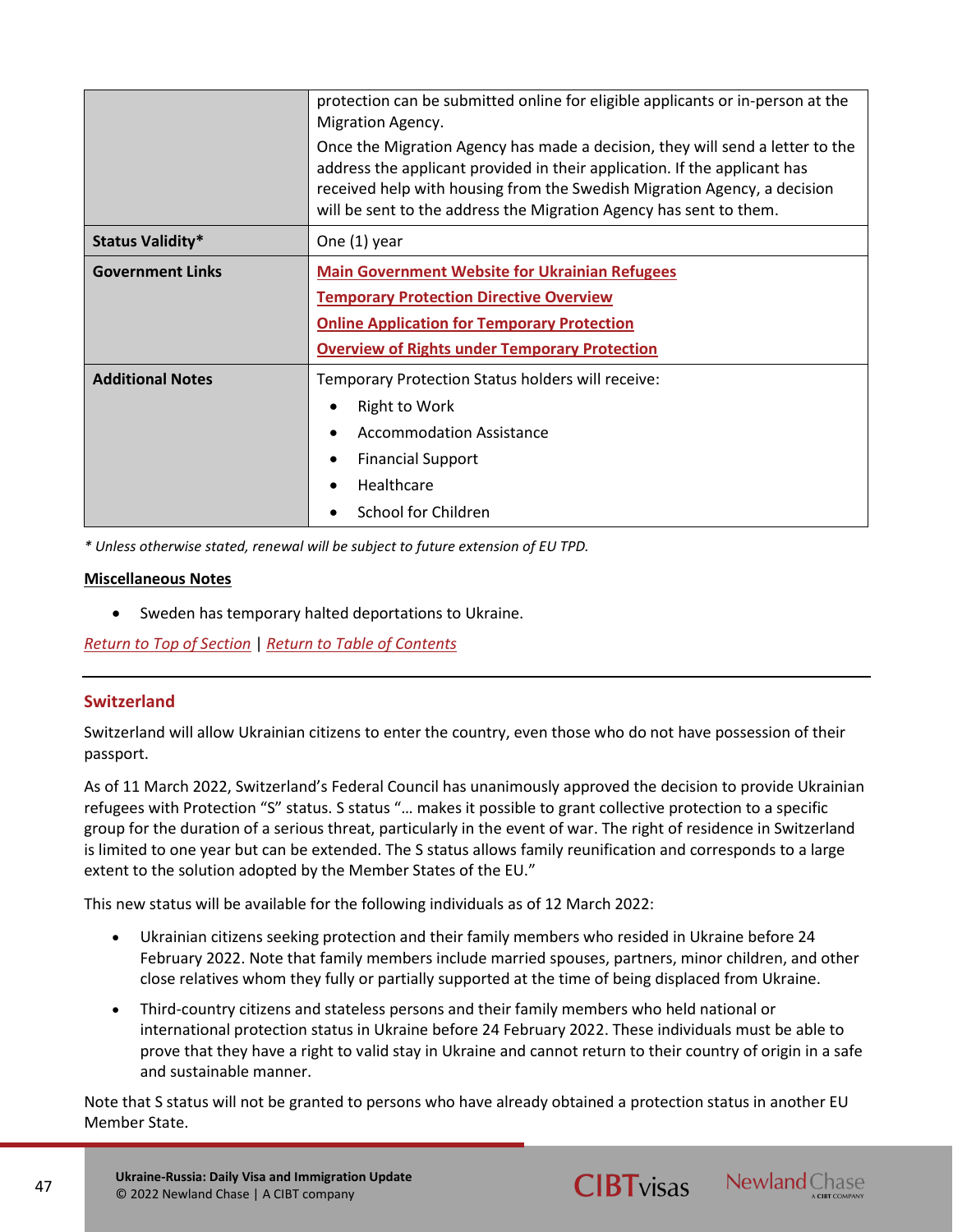| | |
|---|---|
| | protection can be submitted online for eligible applicants or in-person at the Migration Agency.<br><br>Once the Migration Agency has made a decision, they will send a letter to the address the applicant provided in their application. If the applicant has received help with housing from the Swedish Migration Agency, a decision will be sent to the address the Migration Agency has sent to them. |
| **Status Validity*** | One (1) year |
| **Government Links** | [Main Government Website for Ukrainian Refugees]<br>[Temporary Protection Directive Overview]<br>[Online Application for Temporary Protection]<br>[Overview of Rights under Temporary Protection] |
| **Additional Notes** | Temporary Protection Status holders will receive:<br>• Right to Work<br>• Accommodation Assistance<br>• Financial Support<br>• Healthcare<br>• School for Children |

*\* Unless otherwise stated, renewal will be subject to future extension of EU TPD.*

**Miscellaneous Notes**

- Sweden has temporary halted deportations to Ukraine.

*Return to Top of Section* | *Return to Table of Contents*

---

## Switzerland

Switzerland will allow Ukrainian citizens to enter the country, even those who do not have possession of their passport.

As of 11 March 2022, Switzerland's Federal Council has unanimously approved the decision to provide Ukrainian refugees with Protection "S" status. S status "… makes it possible to grant collective protection to a specific group for the duration of a serious threat, particularly in the event of war. The right of residence in Switzerland is limited to one year but can be extended. The S status allows family reunification and corresponds to a large extent to the solution adopted by the Member States of the EU."

This new status will be available for the following individuals as of 12 March 2022:

- Ukrainian citizens seeking protection and their family members who resided in Ukraine before 24 February 2022. Note that family members include married spouses, partners, minor children, and other close relatives whom they fully or partially supported at the time of being displaced from Ukraine.
- Third-country citizens and stateless persons and their family members who held national or international protection status in Ukraine before 24 February 2022. These individuals must be able to prove that they have a right to valid stay in Ukraine and cannot return to their country of origin in a safe and sustainable manner.

Note that S status will not be granted to persons who have already obtained a protection status in another EU Member State.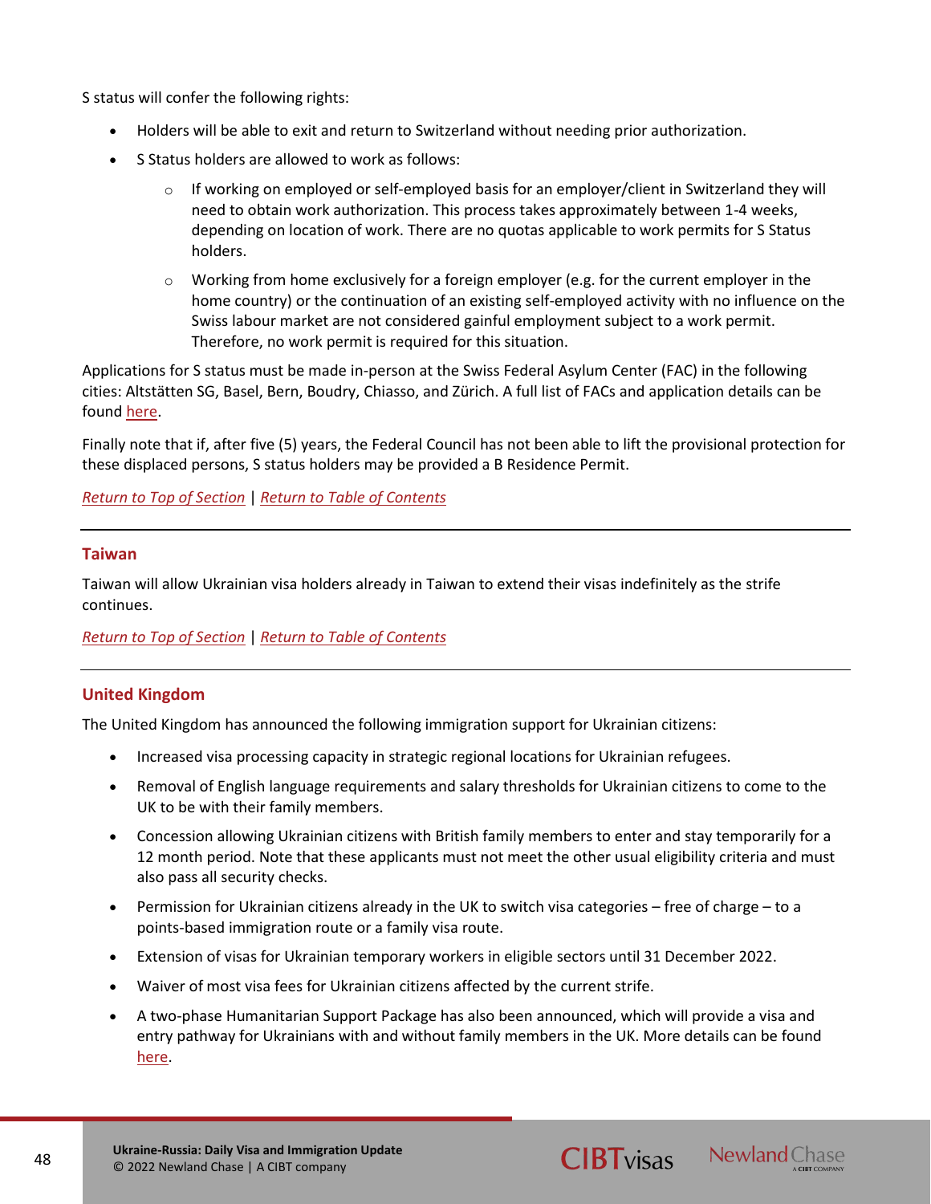S status will confer the following rights:

- Holders will be able to exit and return to Switzerland without needing prior authorization.
- S Status holders are allowed to work as follows:
  - If working on employed or self-employed basis for an employer/client in Switzerland they will need to obtain work authorization. This process takes approximately between 1-4 weeks, depending on location of work. There are no quotas applicable to work permits for S Status holders.
  - Working from home exclusively for a foreign employer (e.g. for the current employer in the home country) or the continuation of an existing self-employed activity with no influence on the Swiss labour market are not considered gainful employment subject to a work permit. Therefore, no work permit is required for this situation.

Applications for S status must be made in-person at the Swiss Federal Asylum Center (FAC) in the following cities: Altstätten SG, Basel, Bern, Boudry, Chiasso, and Zürich. A full list of FACs and application details can be found here.

Finally note that if, after five (5) years, the Federal Council has not been able to lift the provisional protection for these displaced persons, S status holders may be provided a B Residence Permit.

*Return to Top of Section* | *Return to Table of Contents*

---

## Taiwan

Taiwan will allow Ukrainian visa holders already in Taiwan to extend their visas indefinitely as the strife continues.

*Return to Top of Section* | *Return to Table of Contents*

---

## United Kingdom

The United Kingdom has announced the following immigration support for Ukrainian citizens:

- Increased visa processing capacity in strategic regional locations for Ukrainian refugees.
- Removal of English language requirements and salary thresholds for Ukrainian citizens to come to the UK to be with their family members.
- Concession allowing Ukrainian citizens with British family members to enter and stay temporarily for a 12 month period. Note that these applicants must not meet the other usual eligibility criteria and must also pass all security checks.
- Permission for Ukrainian citizens already in the UK to switch visa categories – free of charge – to a points-based immigration route or a family visa route.
- Extension of visas for Ukrainian temporary workers in eligible sectors until 31 December 2022.
- Waiver of most visa fees for Ukrainian citizens affected by the current strife.
- A two-phase Humanitarian Support Package has also been announced, which will provide a visa and entry pathway for Ukrainians with and without family members in the UK. More details can be found here.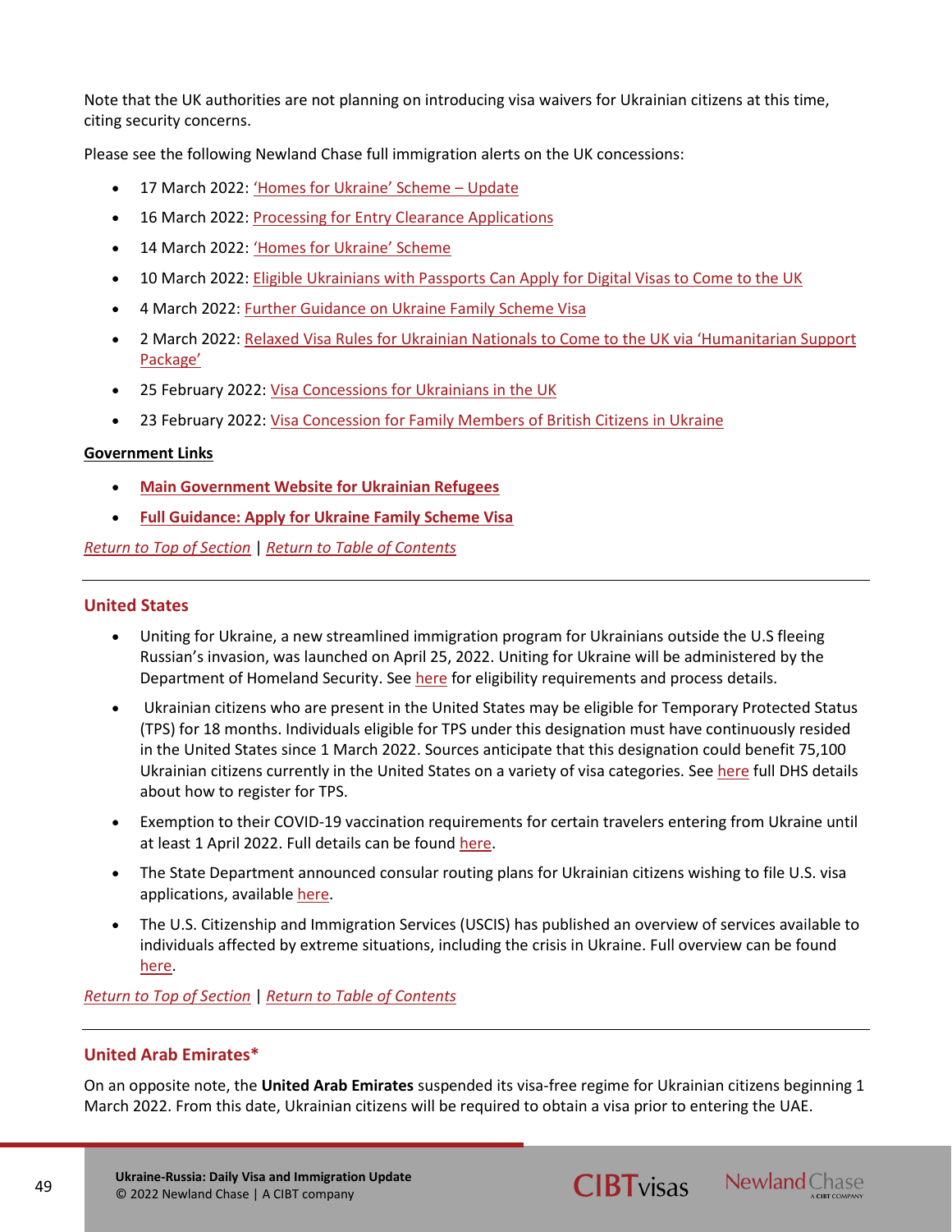Note that the UK authorities are not planning on introducing visa waivers for Ukrainian citizens at this time, citing security concerns.

Please see the following Newland Chase full immigration alerts on the UK concessions:

- 17 March 2022: 'Homes for Ukraine' Scheme – Update
- 16 March 2022: Processing for Entry Clearance Applications
- 14 March 2022: 'Homes for Ukraine' Scheme
- 10 March 2022: Eligible Ukrainians with Passports Can Apply for Digital Visas to Come to the UK
- 4 March 2022: Further Guidance on Ukraine Family Scheme Visa
- 2 March 2022: Relaxed Visa Rules for Ukrainian Nationals to Come to the UK via 'Humanitarian Support Package'
- 25 February 2022: Visa Concessions for Ukrainians in the UK
- 23 February 2022: Visa Concession for Family Members of British Citizens in Ukraine

**Government Links**

- **Main Government Website for Ukrainian Refugees**
- **Full Guidance: Apply for Ukraine Family Scheme Visa**

*Return to Top of Section* | *Return to Table of Contents*

## United States

- Uniting for Ukraine, a new streamlined immigration program for Ukrainians outside the U.S fleeing Russian's invasion, was launched on April 25, 2022. Uniting for Ukraine will be administered by the Department of Homeland Security. See here for eligibility requirements and process details.
- Ukrainian citizens who are present in the United States may be eligible for Temporary Protected Status (TPS) for 18 months. Individuals eligible for TPS under this designation must have continuously resided in the United States since 1 March 2022. Sources anticipate that this designation could benefit 75,100 Ukrainian citizens currently in the United States on a variety of visa categories. See here full DHS details about how to register for TPS.
- Exemption to their COVID-19 vaccination requirements for certain travelers entering from Ukraine until at least 1 April 2022. Full details can be found here.
- The State Department announced consular routing plans for Ukrainian citizens wishing to file U.S. visa applications, available here.
- The U.S. Citizenship and Immigration Services (USCIS) has published an overview of services available to individuals affected by extreme situations, including the crisis in Ukraine. Full overview can be found here.

*Return to Top of Section* | *Return to Table of Contents*

## United Arab Emirates*

On an opposite note, the **United Arab Emirates** suspended its visa-free regime for Ukrainian citizens beginning 1 March 2022. From this date, Ukrainian citizens will be required to obtain a visa prior to entering the UAE.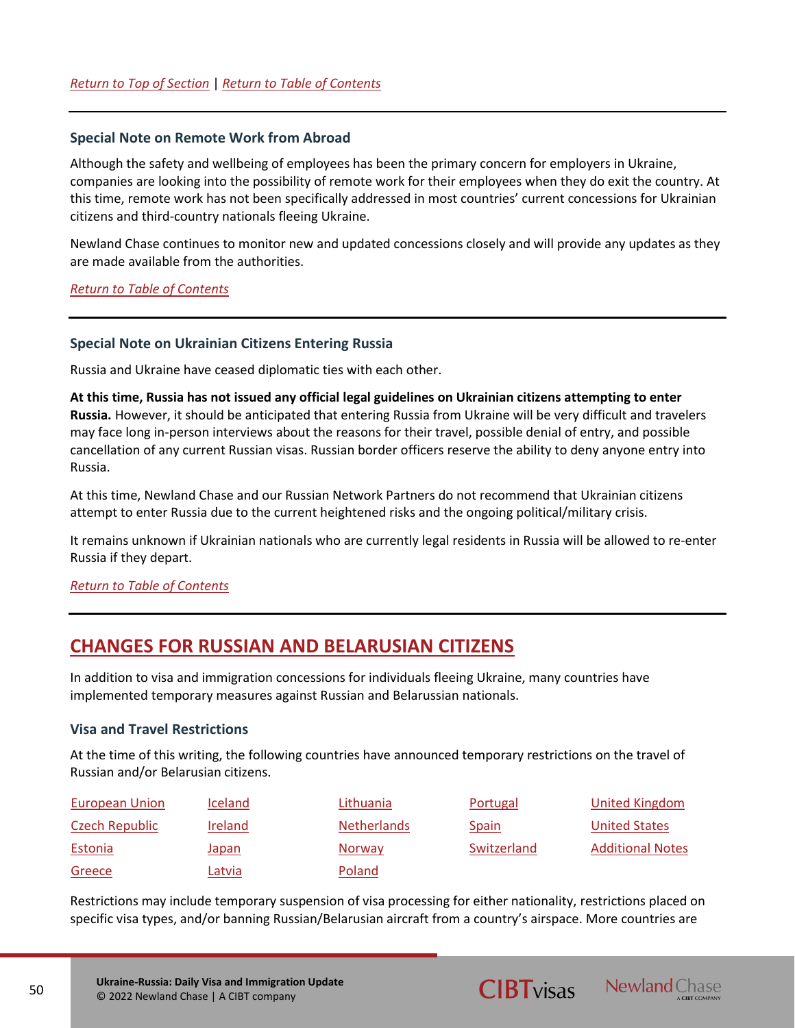*Return to Top of Section* | *Return to Table of Contents*

### Special Note on Remote Work from Abroad

Although the safety and wellbeing of employees has been the primary concern for employers in Ukraine, companies are looking into the possibility of remote work for their employees when they do exit the country. At this time, remote work has not been specifically addressed in most countries' current concessions for Ukrainian citizens and third-country nationals fleeing Ukraine.

Newland Chase continues to monitor new and updated concessions closely and will provide any updates as they are made available from the authorities.

*Return to Table of Contents*

### Special Note on Ukrainian Citizens Entering Russia

Russia and Ukraine have ceased diplomatic ties with each other.

**At this time, Russia has not issued any official legal guidelines on Ukrainian citizens attempting to enter Russia.** However, it should be anticipated that entering Russia from Ukraine will be very difficult and travelers may face long in-person interviews about the reasons for their travel, possible denial of entry, and possible cancellation of any current Russian visas. Russian border officers reserve the ability to deny anyone entry into Russia.

At this time, Newland Chase and our Russian Network Partners do not recommend that Ukrainian citizens attempt to enter Russia due to the current heightened risks and the ongoing political/military crisis.

It remains unknown if Ukrainian nationals who are currently legal residents in Russia will be allowed to re-enter Russia if they depart.

*Return to Table of Contents*

## CHANGES FOR RUSSIAN AND BELARUSIAN CITIZENS

In addition to visa and immigration concessions for individuals fleeing Ukraine, many countries have implemented temporary measures against Russian and Belarussian nationals.

### Visa and Travel Restrictions

At the time of this writing, the following countries have announced temporary restrictions on the travel of Russian and/or Belarusian citizens.

| | | | | |
|---|---|---|---|---|
| European Union | Iceland | Lithuania | Portugal | United Kingdom |
| Czech Republic | Ireland | Netherlands | Spain | United States |
| Estonia | Japan | Norway | Switzerland | Additional Notes |
| Greece | Latvia | Poland | | |

Restrictions may include temporary suspension of visa processing for either nationality, restrictions placed on specific visa types, and/or banning Russian/Belarusian aircraft from a country's airspace. More countries are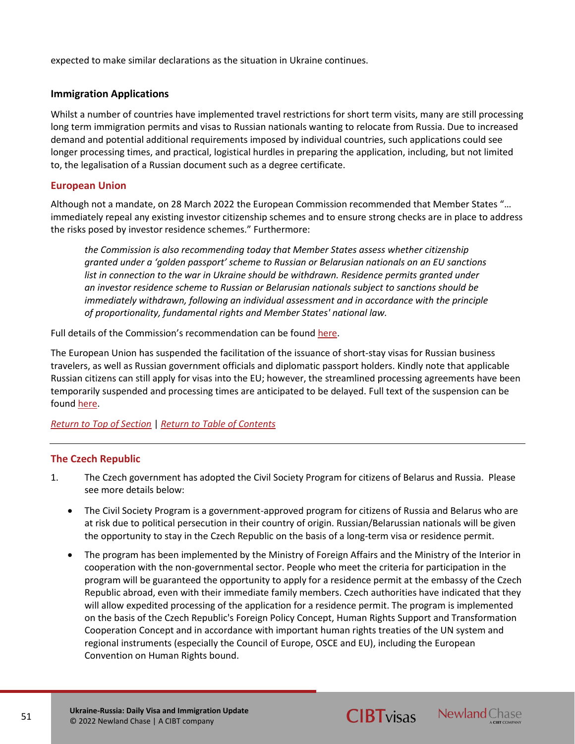expected to make similar declarations as the situation in Ukraine continues.

### Immigration Applications

Whilst a number of countries have implemented travel restrictions for short term visits, many are still processing long term immigration permits and visas to Russian nationals wanting to relocate from Russia. Due to increased demand and potential additional requirements imposed by individual countries, such applications could see longer processing times, and practical, logistical hurdles in preparing the application, including, but not limited to, the legalisation of a Russian document such as a degree certificate.

## European Union

Although not a mandate, on 28 March 2022 the European Commission recommended that Member States "… immediately repeal any existing investor citizenship schemes and to ensure strong checks are in place to address the risks posed by investor residence schemes." Furthermore:

> *the Commission is also recommending today that Member States assess whether citizenship granted under a 'golden passport' scheme to Russian or Belarusian nationals on an EU sanctions list in connection to the war in Ukraine should be withdrawn. Residence permits granted under an investor residence scheme to Russian or Belarusian nationals subject to sanctions should be immediately withdrawn, following an individual assessment and in accordance with the principle of proportionality, fundamental rights and Member States' national law.*

Full details of the Commission's recommendation can be found here.

The European Union has suspended the facilitation of the issuance of short-stay visas for Russian business travelers, as well as Russian government officials and diplomatic passport holders. Kindly note that applicable Russian citizens can still apply for visas into the EU; however, the streamlined processing agreements have been temporarily suspended and processing times are anticipated to be delayed. Full text of the suspension can be found here.

*Return to Top of Section* | *Return to Table of Contents*

---

## The Czech Republic

1. The Czech government has adopted the Civil Society Program for citizens of Belarus and Russia. Please see more details below:

   - The Civil Society Program is a government-approved program for citizens of Russia and Belarus who are at risk due to political persecution in their country of origin. Russian/Belarussian nationals will be given the opportunity to stay in the Czech Republic on the basis of a long-term visa or residence permit.
   - The program has been implemented by the Ministry of Foreign Affairs and the Ministry of the Interior in cooperation with the non-governmental sector. People who meet the criteria for participation in the program will be guaranteed the opportunity to apply for a residence permit at the embassy of the Czech Republic abroad, even with their immediate family members. Czech authorities have indicated that they will allow expedited processing of the application for a residence permit. The program is implemented on the basis of the Czech Republic's Foreign Policy Concept, Human Rights Support and Transformation Cooperation Concept and in accordance with important human rights treaties of the UN system and regional instruments (especially the Council of Europe, OSCE and EU), including the European Convention on Human Rights bound.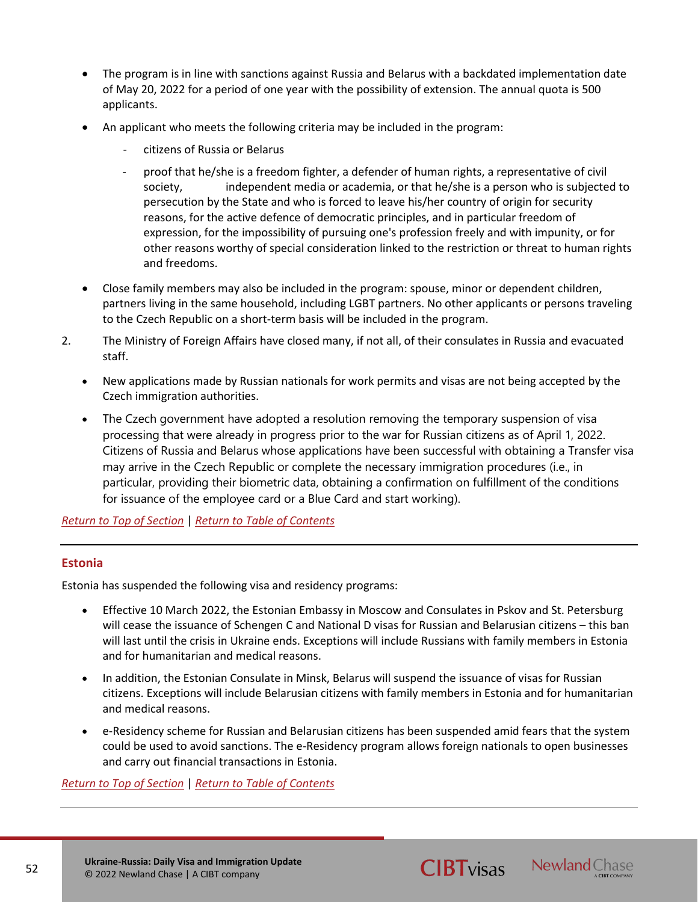- The program is in line with sanctions against Russia and Belarus with a backdated implementation date of May 20, 2022 for a period of one year with the possibility of extension. The annual quota is 500 applicants.
- An applicant who meets the following criteria may be included in the program:
  - citizens of Russia or Belarus
  - proof that he/she is a freedom fighter, a defender of human rights, a representative of civil society, independent media or academia, or that he/she is a person who is subjected to persecution by the State and who is forced to leave his/her country of origin for security reasons, for the active defence of democratic principles, and in particular freedom of expression, for the impossibility of pursuing one's profession freely and with impunity, or for other reasons worthy of special consideration linked to the restriction or threat to human rights and freedoms.
- Close family members may also be included in the program: spouse, minor or dependent children, partners living in the same household, including LGBT partners. No other applicants or persons traveling to the Czech Republic on a short-term basis will be included in the program.

2. The Ministry of Foreign Affairs have closed many, if not all, of their consulates in Russia and evacuated staff.
   - New applications made by Russian nationals for work permits and visas are not being accepted by the Czech immigration authorities.
   - The Czech government have adopted a resolution removing the temporary suspension of visa processing that were already in progress prior to the war for Russian citizens as of April 1, 2022. Citizens of Russia and Belarus whose applications have been successful with obtaining a Transfer visa may arrive in the Czech Republic or complete the necessary immigration procedures (i.e., in particular, providing their biometric data, obtaining a confirmation on fulfillment of the conditions for issuance of the employee card or a Blue Card and start working).

*Return to Top of Section* | *Return to Table of Contents*

## Estonia

Estonia has suspended the following visa and residency programs:

- Effective 10 March 2022, the Estonian Embassy in Moscow and Consulates in Pskov and St. Petersburg will cease the issuance of Schengen C and National D visas for Russian and Belarusian citizens – this ban will last until the crisis in Ukraine ends. Exceptions will include Russians with family members in Estonia and for humanitarian and medical reasons.
- In addition, the Estonian Consulate in Minsk, Belarus will suspend the issuance of visas for Russian citizens. Exceptions will include Belarusian citizens with family members in Estonia and for humanitarian and medical reasons.
- e-Residency scheme for Russian and Belarusian citizens has been suspended amid fears that the system could be used to avoid sanctions. The e-Residency program allows foreign nationals to open businesses and carry out financial transactions in Estonia.

*Return to Top of Section* | *Return to Table of Contents*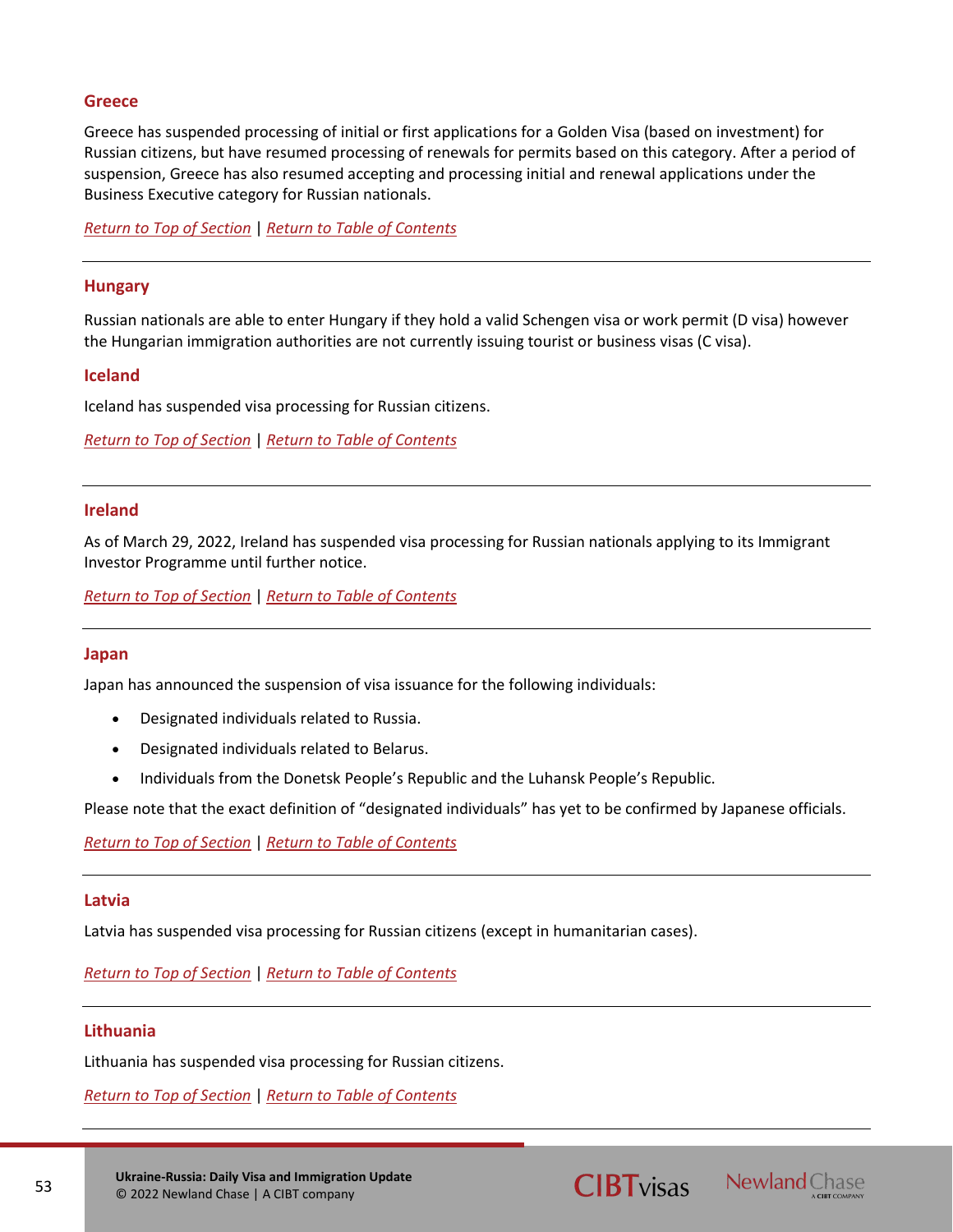## Greece

Greece has suspended processing of initial or first applications for a Golden Visa (based on investment) for Russian citizens, but have resumed processing of renewals for permits based on this category. After a period of suspension, Greece has also resumed accepting and processing initial and renewal applications under the Business Executive category for Russian nationals.

*Return to Top of Section* | *Return to Table of Contents*

---

## Hungary

Russian nationals are able to enter Hungary if they hold a valid Schengen visa or work permit (D visa) however the Hungarian immigration authorities are not currently issuing tourist or business visas (C visa).

## Iceland

Iceland has suspended visa processing for Russian citizens.

*Return to Top of Section* | *Return to Table of Contents*

---

## Ireland

As of March 29, 2022, Ireland has suspended visa processing for Russian nationals applying to its Immigrant Investor Programme until further notice.

*Return to Top of Section* | *Return to Table of Contents*

---

## Japan

Japan has announced the suspension of visa issuance for the following individuals:

- Designated individuals related to Russia.
- Designated individuals related to Belarus.
- Individuals from the Donetsk People's Republic and the Luhansk People's Republic.

Please note that the exact definition of "designated individuals" has yet to be confirmed by Japanese officials.

*Return to Top of Section* | *Return to Table of Contents*

---

## Latvia

Latvia has suspended visa processing for Russian citizens (except in humanitarian cases).

*Return to Top of Section* | *Return to Table of Contents*

---

## Lithuania

Lithuania has suspended visa processing for Russian citizens.

*Return to Top of Section* | *Return to Table of Contents*

---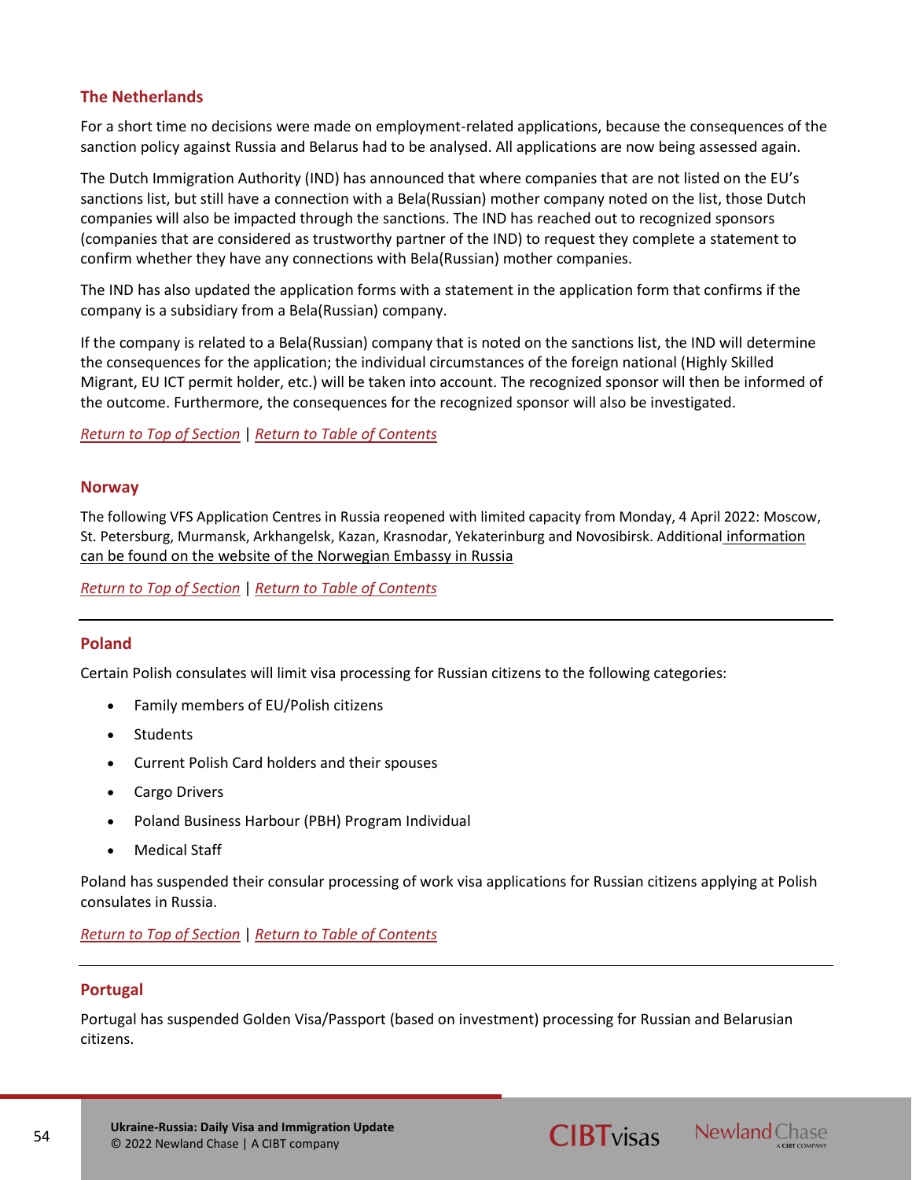## The Netherlands

For a short time no decisions were made on employment-related applications, because the consequences of the sanction policy against Russia and Belarus had to be analysed. All applications are now being assessed again.

The Dutch Immigration Authority (IND) has announced that where companies that are not listed on the EU's sanctions list, but still have a connection with a Bela(Russian) mother company noted on the list, those Dutch companies will also be impacted through the sanctions. The IND has reached out to recognized sponsors (companies that are considered as trustworthy partner of the IND) to request they complete a statement to confirm whether they have any connections with Bela(Russian) mother companies.

The IND has also updated the application forms with a statement in the application form that confirms if the company is a subsidiary from a Bela(Russian) company.

If the company is related to a Bela(Russian) company that is noted on the sanctions list, the IND will determine the consequences for the application; the individual circumstances of the foreign national (Highly Skilled Migrant, EU ICT permit holder, etc.) will be taken into account. The recognized sponsor will then be informed of the outcome. Furthermore, the consequences for the recognized sponsor will also be investigated.

*Return to Top of Section* | *Return to Table of Contents*

## Norway

The following VFS Application Centres in Russia reopened with limited capacity from Monday, 4 April 2022: Moscow, St. Petersburg, Murmansk, Arkhangelsk, Kazan, Krasnodar, Yekaterinburg and Novosibirsk. Additional information can be found on the website of the Norwegian Embassy in Russia

*Return to Top of Section* | *Return to Table of Contents*

## Poland

Certain Polish consulates will limit visa processing for Russian citizens to the following categories:

- Family members of EU/Polish citizens
- Students
- Current Polish Card holders and their spouses
- Cargo Drivers
- Poland Business Harbour (PBH) Program Individual
- Medical Staff

Poland has suspended their consular processing of work visa applications for Russian citizens applying at Polish consulates in Russia.

*Return to Top of Section* | *Return to Table of Contents*

## Portugal

Portugal has suspended Golden Visa/Passport (based on investment) processing for Russian and Belarusian citizens.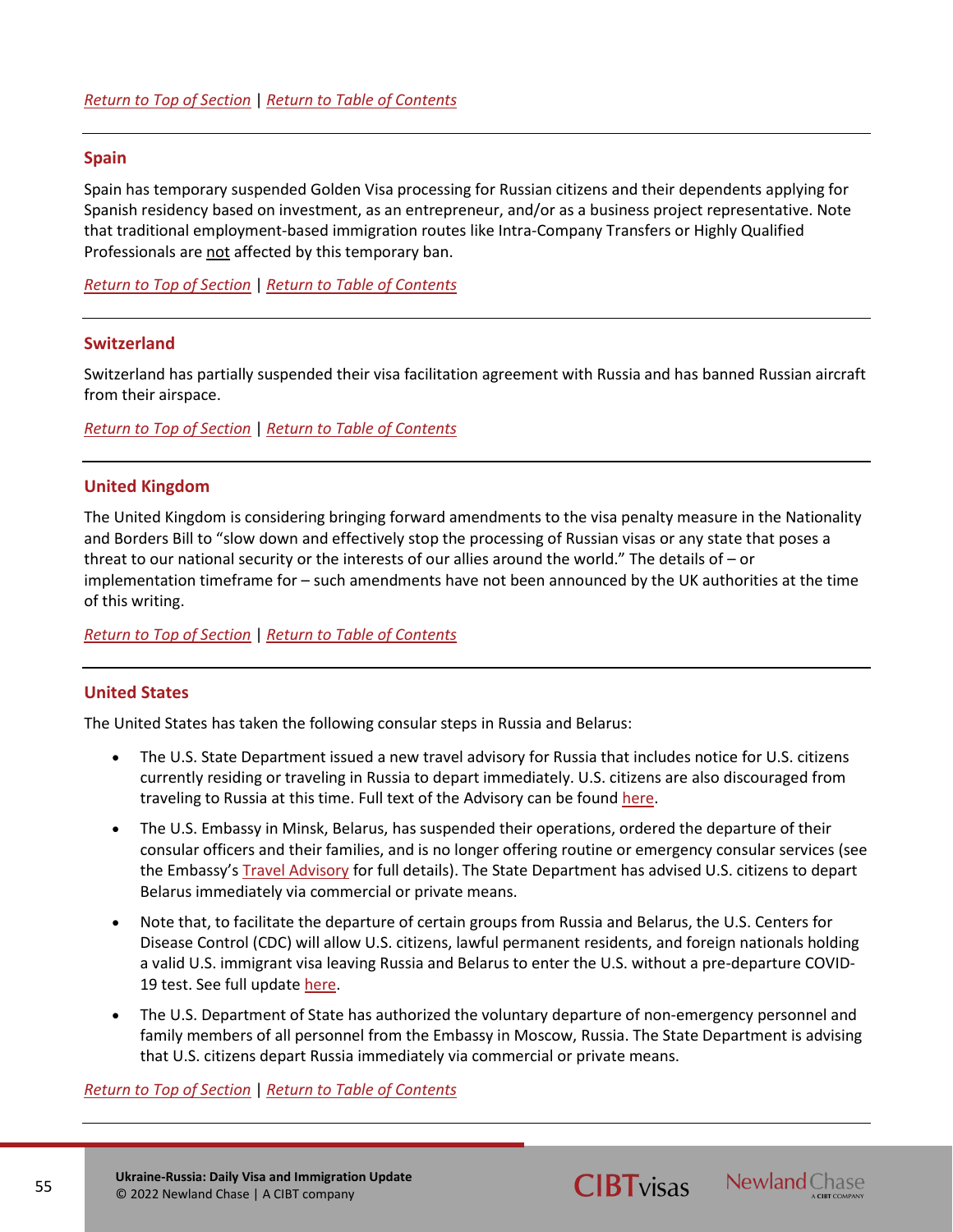*Return to Top of Section* | *Return to Table of Contents*

---

### Spain

Spain has temporary suspended Golden Visa processing for Russian citizens and their dependents applying for Spanish residency based on investment, as an entrepreneur, and/or as a business project representative. Note that traditional employment-based immigration routes like Intra-Company Transfers or Highly Qualified Professionals are not affected by this temporary ban.

*Return to Top of Section* | *Return to Table of Contents*

---

### Switzerland

Switzerland has partially suspended their visa facilitation agreement with Russia and has banned Russian aircraft from their airspace.

*Return to Top of Section* | *Return to Table of Contents*

---

### United Kingdom

The United Kingdom is considering bringing forward amendments to the visa penalty measure in the Nationality and Borders Bill to "slow down and effectively stop the processing of Russian visas or any state that poses a threat to our national security or the interests of our allies around the world." The details of – or implementation timeframe for – such amendments have not been announced by the UK authorities at the time of this writing.

*Return to Top of Section* | *Return to Table of Contents*

---

### United States

The United States has taken the following consular steps in Russia and Belarus:

- The U.S. State Department issued a new travel advisory for Russia that includes notice for U.S. citizens currently residing or traveling in Russia to depart immediately. U.S. citizens are also discouraged from traveling to Russia at this time. Full text of the Advisory can be found here.
- The U.S. Embassy in Minsk, Belarus, has suspended their operations, ordered the departure of their consular officers and their families, and is no longer offering routine or emergency consular services (see the Embassy's Travel Advisory for full details). The State Department has advised U.S. citizens to depart Belarus immediately via commercial or private means.
- Note that, to facilitate the departure of certain groups from Russia and Belarus, the U.S. Centers for Disease Control (CDC) will allow U.S. citizens, lawful permanent residents, and foreign nationals holding a valid U.S. immigrant visa leaving Russia and Belarus to enter the U.S. without a pre-departure COVID-19 test. See full update here.
- The U.S. Department of State has authorized the voluntary departure of non-emergency personnel and family members of all personnel from the Embassy in Moscow, Russia. The State Department is advising that U.S. citizens depart Russia immediately via commercial or private means.

*Return to Top of Section* | *Return to Table of Contents*

---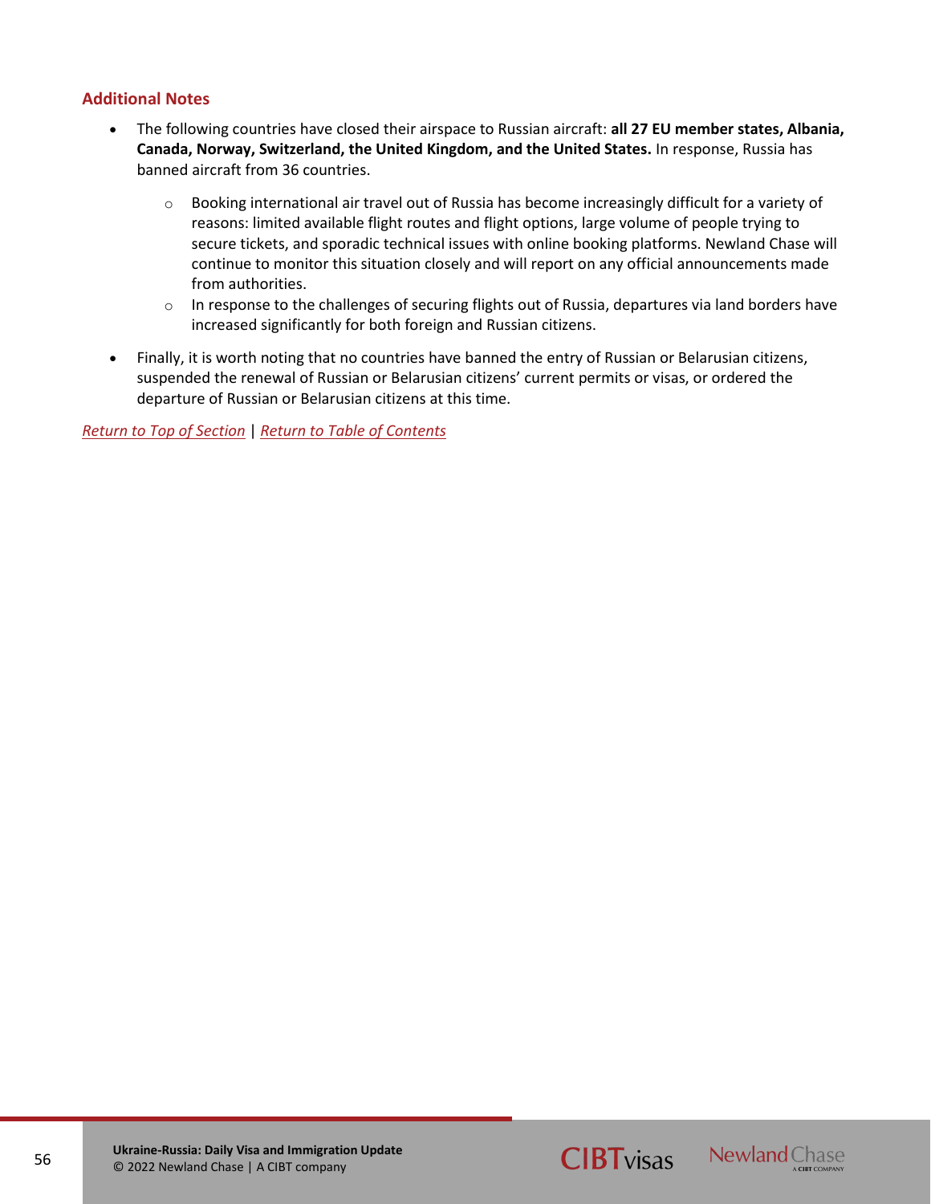## Additional Notes

- The following countries have closed their airspace to Russian aircraft: **all 27 EU member states, Albania, Canada, Norway, Switzerland, the United Kingdom, and the United States.** In response, Russia has banned aircraft from 36 countries.
    - Booking international air travel out of Russia has become increasingly difficult for a variety of reasons: limited available flight routes and flight options, large volume of people trying to secure tickets, and sporadic technical issues with online booking platforms. Newland Chase will continue to monitor this situation closely and will report on any official announcements made from authorities.
    - In response to the challenges of securing flights out of Russia, departures via land borders have increased significantly for both foreign and Russian citizens.
- Finally, it is worth noting that no countries have banned the entry of Russian or Belarusian citizens, suspended the renewal of Russian or Belarusian citizens' current permits or visas, or ordered the departure of Russian or Belarusian citizens at this time.

*Return to Top of Section* | *Return to Table of Contents*